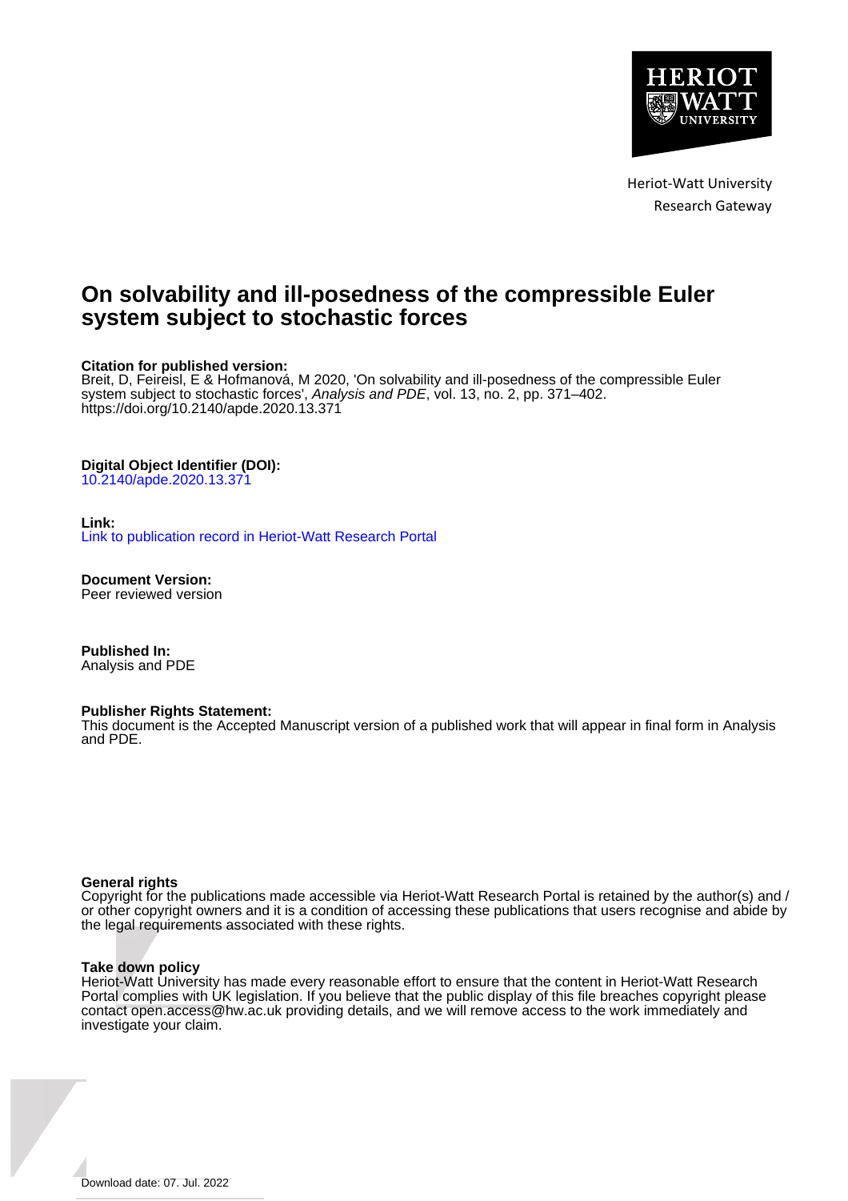Heriot-Watt University
Research Gateway

# On solvability and ill-posedness of the compressible Euler system subject to stochastic forces

**Citation for published version:**
Breit, D, Feireisl, E & Hofmanová, M 2020, 'On solvability and ill-posedness of the compressible Euler system subject to stochastic forces', *Analysis and PDE*, vol. 13, no. 2, pp. 371–402.
https://doi.org/10.2140/apde.2020.13.371

**Digital Object Identifier (DOI):**
10.2140/apde.2020.13.371

**Link:**
Link to publication record in Heriot-Watt Research Portal

**Document Version:**
Peer reviewed version

**Published In:**
Analysis and PDE

**Publisher Rights Statement:**
This document is the Accepted Manuscript version of a published work that will appear in final form in Analysis and PDE.

**General rights**
Copyright for the publications made accessible via Heriot-Watt Research Portal is retained by the author(s) and / or other copyright owners and it is a condition of accessing these publications that users recognise and abide by the legal requirements associated with these rights.

**Take down policy**
Heriot-Watt University has made every reasonable effort to ensure that the content in Heriot-Watt Research Portal complies with UK legislation. If you believe that the public display of this file breaches copyright please contact open.access@hw.ac.uk providing details, and we will remove access to the work immediately and investigate your claim.

Download date: 07. Jul. 2022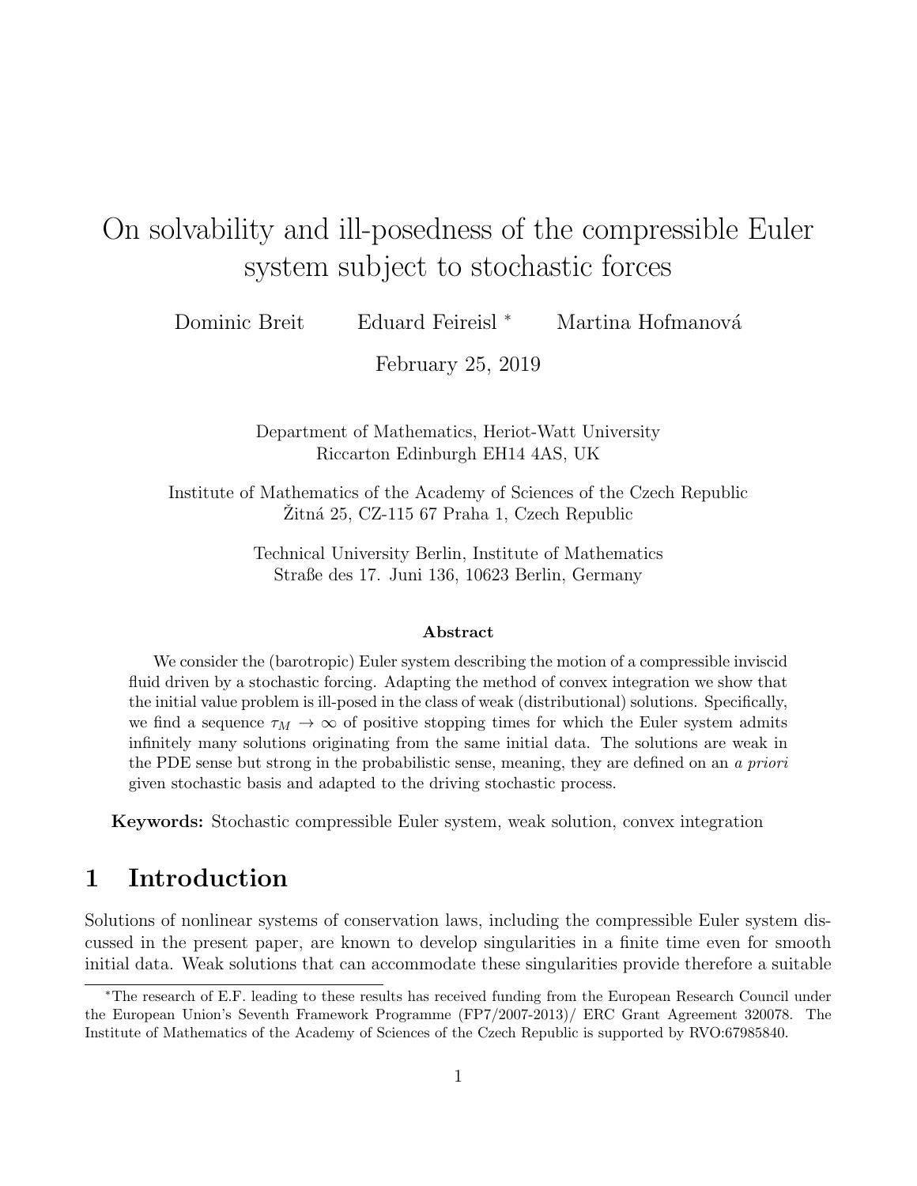# On solvability and ill-posedness of the compressible Euler system subject to stochastic forces

Dominic Breit  Eduard Feireisl [*]  Martina Hofmanová

February 25, 2019

Department of Mathematics, Heriot-Watt University
Riccarton Edinburgh EH14 4AS, UK

Institute of Mathematics of the Academy of Sciences of the Czech Republic
Žitná 25, CZ-115 67 Praha 1, Czech Republic

Technical University Berlin, Institute of Mathematics
Straße des 17. Juni 136, 10623 Berlin, Germany

**Abstract**

We consider the (barotropic) Euler system describing the motion of a compressible inviscid fluid driven by a stochastic forcing. Adapting the method of convex integration we show that the initial value problem is ill-posed in the class of weak (distributional) solutions. Specifically, we find a sequence $\tau_M \to \infty$ of positive stopping times for which the Euler system admits infinitely many solutions originating from the same initial data. The solutions are weak in the PDE sense but strong in the probabilistic sense, meaning, they are defined on an *a priori* given stochastic basis and adapted to the driving stochastic process.

**Keywords:** Stochastic compressible Euler system, weak solution, convex integration

## 1 Introduction

Solutions of nonlinear systems of conservation laws, including the compressible Euler system discussed in the present paper, are known to develop singularities in a finite time even for smooth initial data. Weak solutions that can accommodate these singularities provide therefore a suitable

[*] The research of E.F. leading to these results has received funding from the European Research Council under the European Union's Seventh Framework Programme (FP7/2007-2013)/ ERC Grant Agreement 320078. The Institute of Mathematics of the Academy of Sciences of the Czech Republic is supported by RVO:67985840.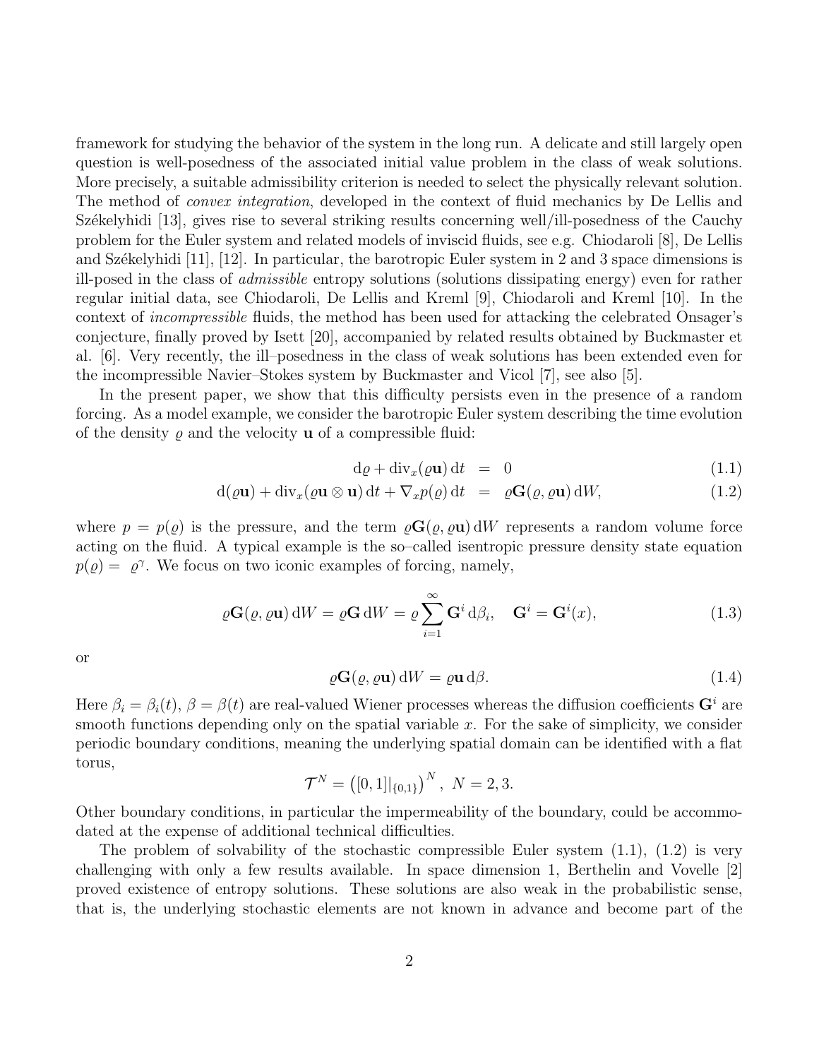framework for studying the behavior of the system in the long run. A delicate and still largely open question is well-posedness of the associated initial value problem in the class of weak solutions. More precisely, a suitable admissibility criterion is needed to select the physically relevant solution. The method of *convex integration*, developed in the context of fluid mechanics by De Lellis and Székelyhidi [13], gives rise to several striking results concerning well/ill-posedness of the Cauchy problem for the Euler system and related models of inviscid fluids, see e.g. Chiodaroli [8], De Lellis and Székelyhidi [11], [12]. In particular, the barotropic Euler system in 2 and 3 space dimensions is ill-posed in the class of *admissible* entropy solutions (solutions dissipating energy) even for rather regular initial data, see Chiodaroli, De Lellis and Kreml [9], Chiodaroli and Kreml [10]. In the context of *incompressible* fluids, the method has been used for attacking the celebrated Onsager's conjecture, finally proved by Isett [20], accompanied by related results obtained by Buckmaster et al. [6]. Very recently, the ill–posedness in the class of weak solutions has been extended even for the incompressible Navier–Stokes system by Buckmaster and Vicol [7], see also [5].

In the present paper, we show that this difficulty persists even in the presence of a random forcing. As a model example, we consider the barotropic Euler system describing the time evolution of the density $\varrho$ and the velocity $\mathbf{u}$ of a compressible fluid:

$$
\mathrm{d}\varrho + \mathrm{div}_x(\varrho\mathbf{u})\,\mathrm{d}t = 0 \tag{1.1}
$$

$$
\mathrm{d}(\varrho\mathbf{u}) + \mathrm{div}_x(\varrho\mathbf{u}\otimes\mathbf{u})\,\mathrm{d}t + \nabla_x p(\varrho)\,\mathrm{d}t = \varrho\mathbf{G}(\varrho,\varrho\mathbf{u})\,\mathrm{d}W, \tag{1.2}
$$

where $p = p(\varrho)$ is the pressure, and the term $\varrho\mathbf{G}(\varrho,\varrho\mathbf{u})\,\mathrm{d}W$ represents a random volume force acting on the fluid. A typical example is the so–called isentropic pressure density state equation $p(\varrho) = \varrho^\gamma$. We focus on two iconic examples of forcing, namely,

$$
\varrho\mathbf{G}(\varrho,\varrho\mathbf{u})\,\mathrm{d}W = \varrho\mathbf{G}\,\mathrm{d}W = \varrho\sum_{i=1}^{\infty}\mathbf{G}^i\,\mathrm{d}\beta_i, \quad \mathbf{G}^i = \mathbf{G}^i(x), \tag{1.3}
$$

or

$$
\varrho\mathbf{G}(\varrho,\varrho\mathbf{u})\,\mathrm{d}W = \varrho\mathbf{u}\,\mathrm{d}\beta. \tag{1.4}
$$

Here $\beta_i = \beta_i(t)$, $\beta = \beta(t)$ are real-valued Wiener processes whereas the diffusion coefficients $\mathbf{G}^i$ are smooth functions depending only on the spatial variable $x$. For the sake of simplicity, we consider periodic boundary conditions, meaning the underlying spatial domain can be identified with a flat torus,

$$
\mathcal{T}^N = \left([0,1]|_{\{0,1\}}\right)^N,\ N = 2,3.
$$

Other boundary conditions, in particular the impermeability of the boundary, could be accommodated at the expense of additional technical difficulties.

The problem of solvability of the stochastic compressible Euler system (1.1), (1.2) is very challenging with only a few results available. In space dimension 1, Berthelin and Vovelle [2] proved existence of entropy solutions. These solutions are also weak in the probabilistic sense, that is, the underlying stochastic elements are not known in advance and become part of the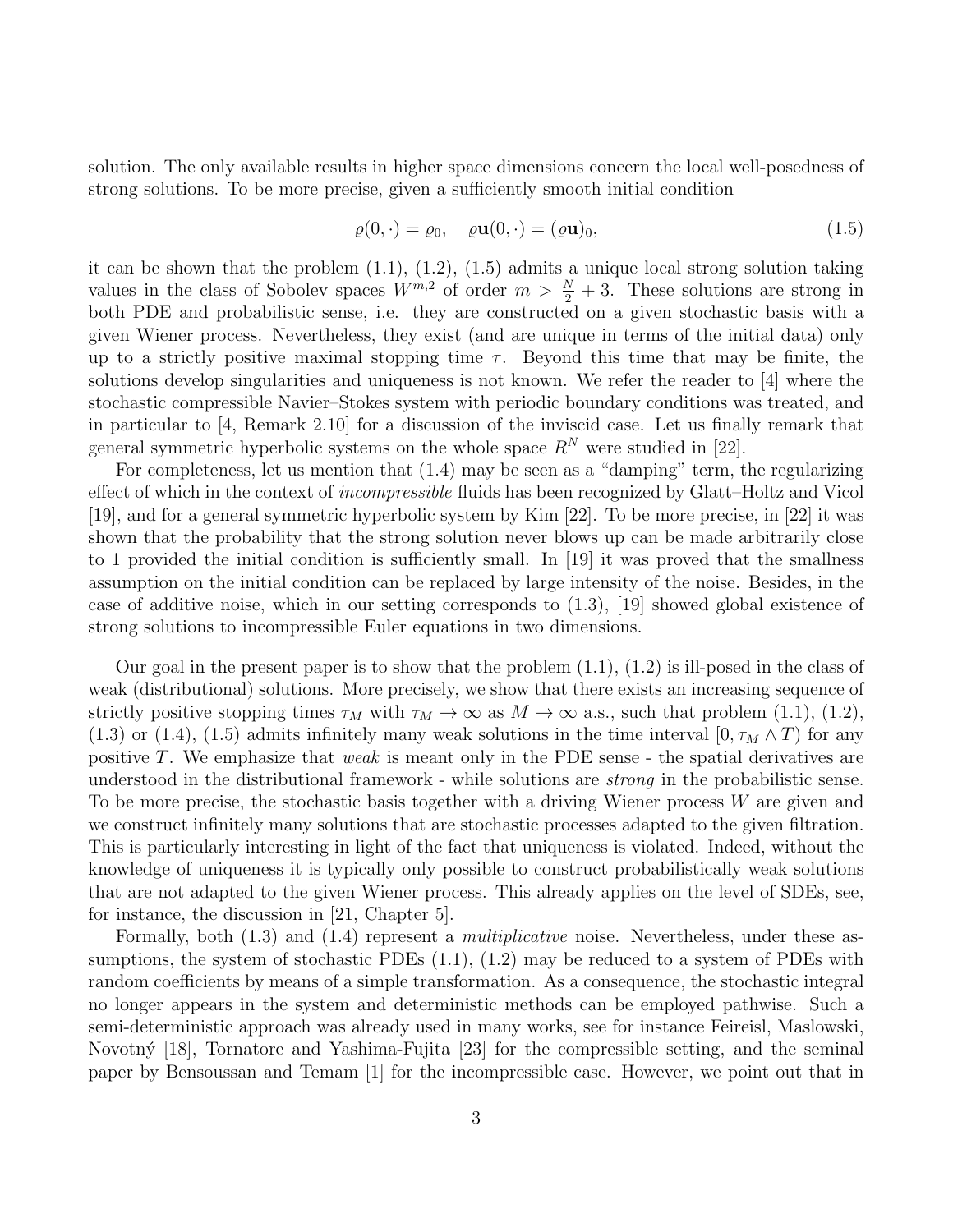solution. The only available results in higher space dimensions concern the local well-posedness of strong solutions. To be more precise, given a sufficiently smooth initial condition

$$\varrho(0,\cdot) = \varrho_0, \quad \varrho\mathbf{u}(0,\cdot) = (\varrho\mathbf{u})_0, \tag{1.5}$$

it can be shown that the problem (1.1), (1.2), (1.5) admits a unique local strong solution taking values in the class of Sobolev spaces $W^{m,2}$ of order $m > \frac{N}{2} + 3$. These solutions are strong in both PDE and probabilistic sense, i.e. they are constructed on a given stochastic basis with a given Wiener process. Nevertheless, they exist (and are unique in terms of the initial data) only up to a strictly positive maximal stopping time $\tau$. Beyond this time that may be finite, the solutions develop singularities and uniqueness is not known. We refer the reader to [4] where the stochastic compressible Navier–Stokes system with periodic boundary conditions was treated, and in particular to [4, Remark 2.10] for a discussion of the inviscid case. Let us finally remark that general symmetric hyperbolic systems on the whole space $R^N$ were studied in [22].

For completeness, let us mention that (1.4) may be seen as a "damping" term, the regularizing effect of which in the context of *incompressible* fluids has been recognized by Glatt–Holtz and Vicol [19], and for a general symmetric hyperbolic system by Kim [22]. To be more precise, in [22] it was shown that the probability that the strong solution never blows up can be made arbitrarily close to 1 provided the initial condition is sufficiently small. In [19] it was proved that the smallness assumption on the initial condition can be replaced by large intensity of the noise. Besides, in the case of additive noise, which in our setting corresponds to (1.3), [19] showed global existence of strong solutions to incompressible Euler equations in two dimensions.

Our goal in the present paper is to show that the problem (1.1), (1.2) is ill-posed in the class of weak (distributional) solutions. More precisely, we show that there exists an increasing sequence of strictly positive stopping times $\tau_M$ with $\tau_M \to \infty$ as $M \to \infty$ a.s., such that problem (1.1), (1.2), (1.3) or (1.4), (1.5) admits infinitely many weak solutions in the time interval $[0, \tau_M \wedge T)$ for any positive $T$. We emphasize that *weak* is meant only in the PDE sense - the spatial derivatives are understood in the distributional framework - while solutions are *strong* in the probabilistic sense. To be more precise, the stochastic basis together with a driving Wiener process $W$ are given and we construct infinitely many solutions that are stochastic processes adapted to the given filtration. This is particularly interesting in light of the fact that uniqueness is violated. Indeed, without the knowledge of uniqueness it is typically only possible to construct probabilistically weak solutions that are not adapted to the given Wiener process. This already applies on the level of SDEs, see, for instance, the discussion in [21, Chapter 5].

Formally, both (1.3) and (1.4) represent a *multiplicative* noise. Nevertheless, under these assumptions, the system of stochastic PDEs (1.1), (1.2) may be reduced to a system of PDEs with random coefficients by means of a simple transformation. As a consequence, the stochastic integral no longer appears in the system and deterministic methods can be employed pathwise. Such a semi-deterministic approach was already used in many works, see for instance Feireisl, Maslowski, Novotný [18], Tornatore and Yashima-Fujita [23] for the compressible setting, and the seminal paper by Bensoussan and Temam [1] for the incompressible case. However, we point out that in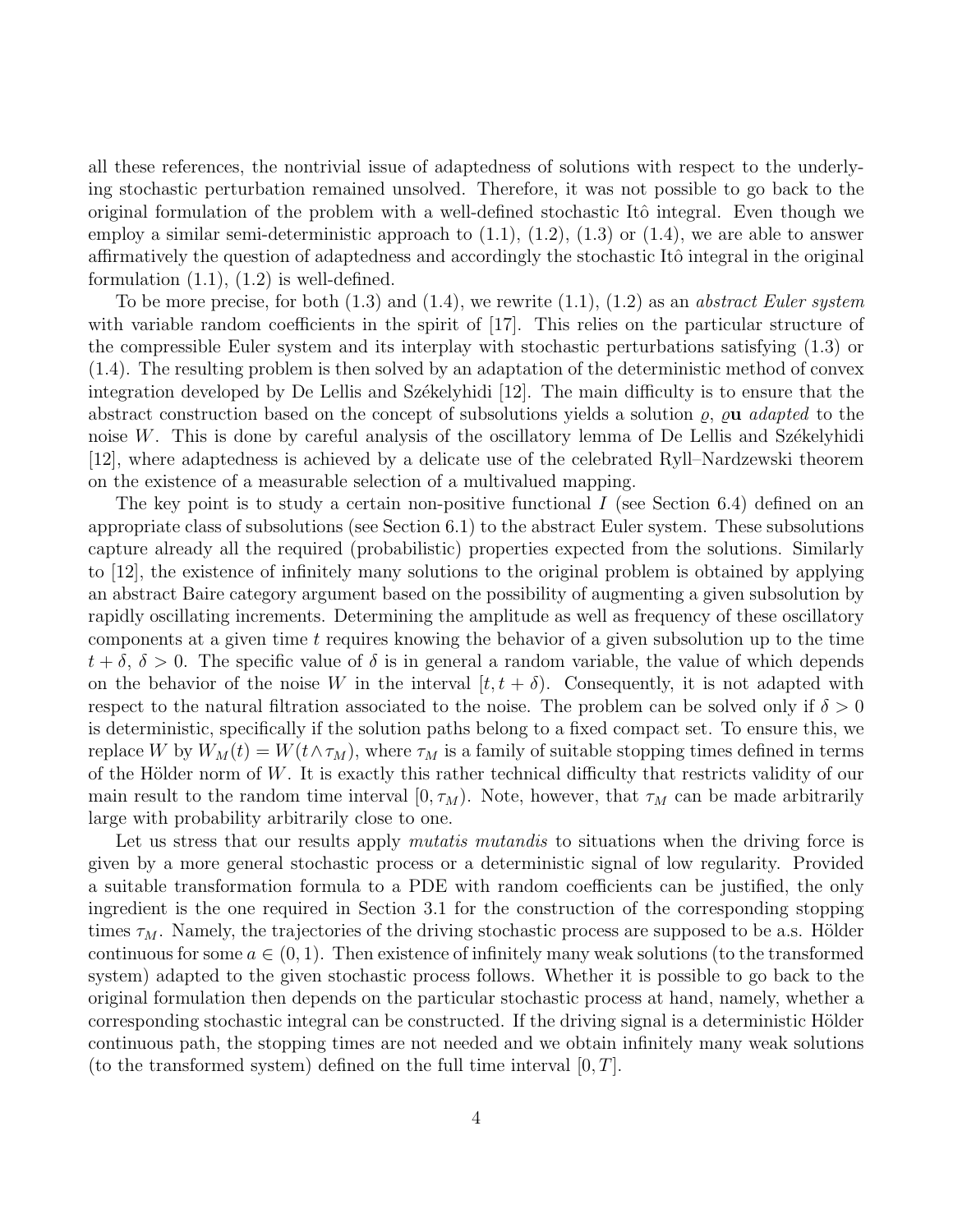all these references, the nontrivial issue of adaptedness of solutions with respect to the underlying stochastic perturbation remained unsolved. Therefore, it was not possible to go back to the original formulation of the problem with a well-defined stochastic Itô integral. Even though we employ a similar semi-deterministic approach to (1.1), (1.2), (1.3) or (1.4), we are able to answer affirmatively the question of adaptedness and accordingly the stochastic Itô integral in the original formulation (1.1), (1.2) is well-defined.

To be more precise, for both (1.3) and (1.4), we rewrite (1.1), (1.2) as an *abstract Euler system* with variable random coefficients in the spirit of [17]. This relies on the particular structure of the compressible Euler system and its interplay with stochastic perturbations satisfying (1.3) or (1.4). The resulting problem is then solved by an adaptation of the deterministic method of convex integration developed by De Lellis and Székelyhidi [12]. The main difficulty is to ensure that the abstract construction based on the concept of subsolutions yields a solution $\varrho$, $\varrho\mathbf{u}$ *adapted* to the noise $W$. This is done by careful analysis of the oscillatory lemma of De Lellis and Székelyhidi [12], where adaptedness is achieved by a delicate use of the celebrated Ryll–Nardzewski theorem on the existence of a measurable selection of a multivalued mapping.

The key point is to study a certain non-positive functional $I$ (see Section 6.4) defined on an appropriate class of subsolutions (see Section 6.1) to the abstract Euler system. These subsolutions capture already all the required (probabilistic) properties expected from the solutions. Similarly to [12], the existence of infinitely many solutions to the original problem is obtained by applying an abstract Baire category argument based on the possibility of augmenting a given subsolution by rapidly oscillating increments. Determining the amplitude as well as frequency of these oscillatory components at a given time $t$ requires knowing the behavior of a given subsolution up to the time $t + \delta$, $\delta > 0$. The specific value of $\delta$ is in general a random variable, the value of which depends on the behavior of the noise $W$ in the interval $[t, t + \delta)$. Consequently, it is not adapted with respect to the natural filtration associated to the noise. The problem can be solved only if $\delta > 0$ is deterministic, specifically if the solution paths belong to a fixed compact set. To ensure this, we replace $W$ by $W_M(t) = W(t \wedge \tau_M)$, where $\tau_M$ is a family of suitable stopping times defined in terms of the Hölder norm of $W$. It is exactly this rather technical difficulty that restricts validity of our main result to the random time interval $[0, \tau_M)$. Note, however, that $\tau_M$ can be made arbitrarily large with probability arbitrarily close to one.

Let us stress that our results apply *mutatis mutandis* to situations when the driving force is given by a more general stochastic process or a deterministic signal of low regularity. Provided a suitable transformation formula to a PDE with random coefficients can be justified, the only ingredient is the one required in Section 3.1 for the construction of the corresponding stopping times $\tau_M$. Namely, the trajectories of the driving stochastic process are supposed to be a.s. Hölder continuous for some $a \in (0, 1)$. Then existence of infinitely many weak solutions (to the transformed system) adapted to the given stochastic process follows. Whether it is possible to go back to the original formulation then depends on the particular stochastic process at hand, namely, whether a corresponding stochastic integral can be constructed. If the driving signal is a deterministic Hölder continuous path, the stopping times are not needed and we obtain infinitely many weak solutions (to the transformed system) defined on the full time interval $[0, T]$.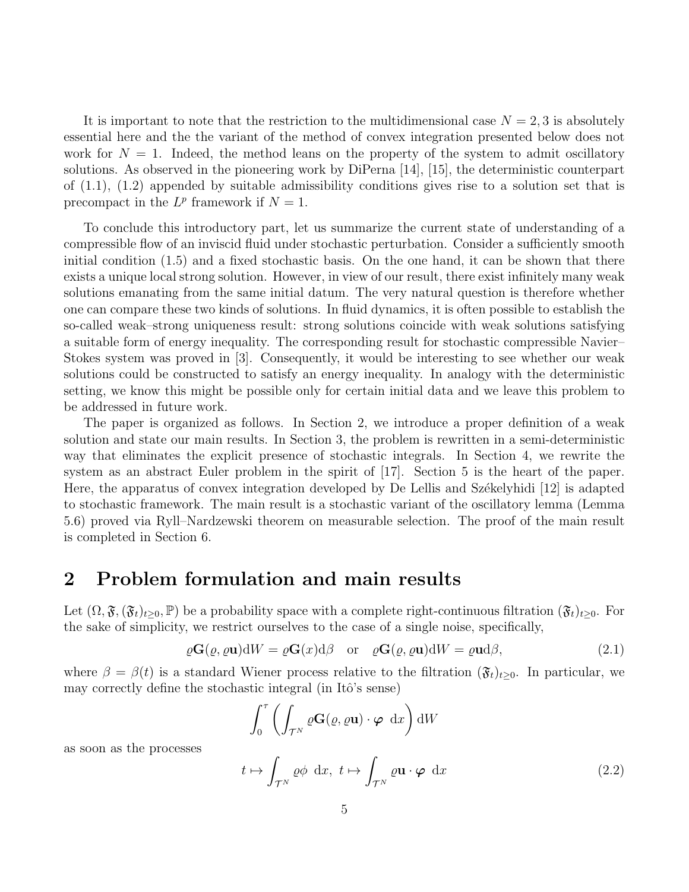It is important to note that the restriction to the multidimensional case $N = 2, 3$ is absolutely essential here and the the variant of the method of convex integration presented below does not work for $N = 1$. Indeed, the method leans on the property of the system to admit oscillatory solutions. As observed in the pioneering work by DiPerna [14], [15], the deterministic counterpart of (1.1), (1.2) appended by suitable admissibility conditions gives rise to a solution set that is precompact in the $L^p$ framework if $N = 1$.

To conclude this introductory part, let us summarize the current state of understanding of a compressible flow of an inviscid fluid under stochastic perturbation. Consider a sufficiently smooth initial condition (1.5) and a fixed stochastic basis. On the one hand, it can be shown that there exists a unique local strong solution. However, in view of our result, there exist infinitely many weak solutions emanating from the same initial datum. The very natural question is therefore whether one can compare these two kinds of solutions. In fluid dynamics, it is often possible to establish the so-called weak–strong uniqueness result: strong solutions coincide with weak solutions satisfying a suitable form of energy inequality. The corresponding result for stochastic compressible Navier–Stokes system was proved in [3]. Consequently, it would be interesting to see whether our weak solutions could be constructed to satisfy an energy inequality. In analogy with the deterministic setting, we know this might be possible only for certain initial data and we leave this problem to be addressed in future work.

The paper is organized as follows. In Section 2, we introduce a proper definition of a weak solution and state our main results. In Section 3, the problem is rewritten in a semi-deterministic way that eliminates the explicit presence of stochastic integrals. In Section 4, we rewrite the system as an abstract Euler problem in the spirit of [17]. Section 5 is the heart of the paper. Here, the apparatus of convex integration developed by De Lellis and Székelyhidi [12] is adapted to stochastic framework. The main result is a stochastic variant of the oscillatory lemma (Lemma 5.6) proved via Ryll–Nardzewski theorem on measurable selection. The proof of the main result is completed in Section 6.

## 2 Problem formulation and main results

Let $(\Omega, \mathfrak{F}, (\mathfrak{F}_t)_{t\geq 0}, \mathbb{P})$ be a probability space with a complete right-continuous filtration $(\mathfrak{F}_t)_{t\geq 0}$. For the sake of simplicity, we restrict ourselves to the case of a single noise, specifically,

$$\varrho \mathbf{G}(\varrho, \varrho\mathbf{u})\mathrm{d}W = \varrho \mathbf{G}(x)\mathrm{d}\beta \quad \text{or} \quad \varrho \mathbf{G}(\varrho, \varrho\mathbf{u})\mathrm{d}W = \varrho\mathbf{u}\mathrm{d}\beta, \tag{2.1}$$

where $\beta = \beta(t)$ is a standard Wiener process relative to the filtration $(\mathfrak{F}_t)_{t\geq 0}$. In particular, we may correctly define the stochastic integral (in Itô's sense)

$$\int_0^\tau \left( \int_{\mathcal{T}^N} \varrho \mathbf{G}(\varrho, \varrho\mathbf{u}) \cdot \boldsymbol{\varphi} \ \mathrm{d}x \right) \mathrm{d}W$$

as soon as the processes

$$t \mapsto \int_{\mathcal{T}^N} \varrho\phi \ \mathrm{d}x, \ t \mapsto \int_{\mathcal{T}^N} \varrho\mathbf{u} \cdot \boldsymbol{\varphi} \ \mathrm{d}x \tag{2.2}$$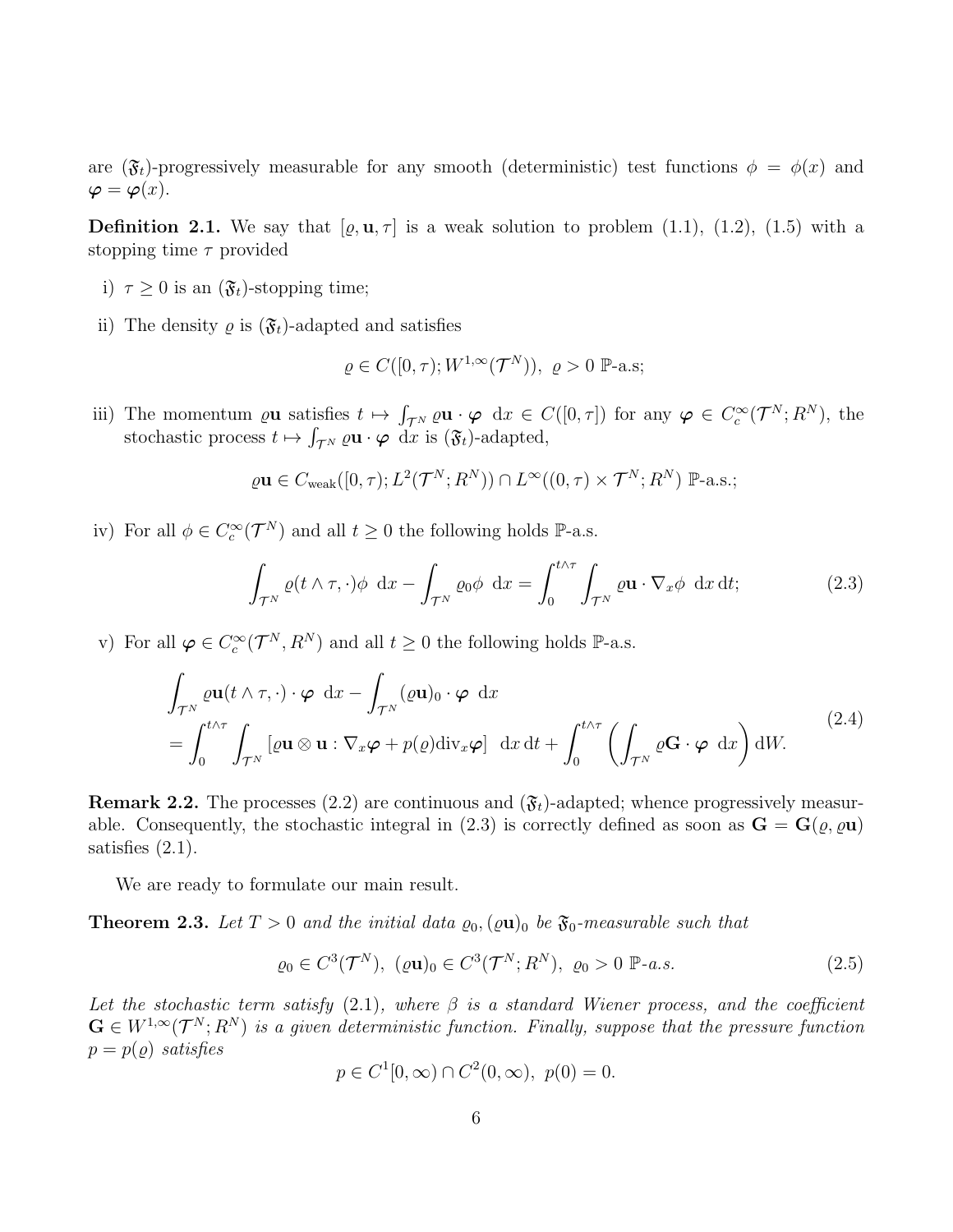are $(\mathfrak{F}_t)$-progressively measurable for any smooth (deterministic) test functions $\phi = \phi(x)$ and $\boldsymbol{\varphi} = \boldsymbol{\varphi}(x)$.

**Definition 2.1.** We say that $[\varrho, \mathbf{u}, \tau]$ is a weak solution to problem (1.1), (1.2), (1.5) with a stopping time $\tau$ provided

i) $\tau \geq 0$ is an $(\mathfrak{F}_t)$-stopping time;

ii) The density $\varrho$ is $(\mathfrak{F}_t)$-adapted and satisfies

$$\varrho \in C([0,\tau); W^{1,\infty}(\mathcal{T}^N)),\ \ \varrho > 0 \ \mathbb{P}\text{-a.s};$$

iii) The momentum $\varrho\mathbf{u}$ satisfies $t \mapsto \int_{\mathcal{T}^N} \varrho\mathbf{u}\cdot\boldsymbol{\varphi}\ \mathrm{d}x \in C([0,\tau])$ for any $\boldsymbol{\varphi} \in C^\infty_c(\mathcal{T}^N; R^N)$, the stochastic process $t \mapsto \int_{\mathcal{T}^N} \varrho\mathbf{u}\cdot\boldsymbol{\varphi}\ \mathrm{d}x$ is $(\mathfrak{F}_t)$-adapted,

$$\varrho\mathbf{u} \in C_{\mathrm{weak}}([0,\tau); L^2(\mathcal{T}^N; R^N)) \cap L^\infty((0,\tau)\times\mathcal{T}^N; R^N)\ \mathbb{P}\text{-a.s.};$$

iv) For all $\phi \in C^\infty_c(\mathcal{T}^N)$ and all $t \geq 0$ the following holds $\mathbb{P}$-a.s.

$$\int_{\mathcal{T}^N} \varrho(t\wedge\tau,\cdot)\phi\ \mathrm{d}x - \int_{\mathcal{T}^N} \varrho_0\phi\ \mathrm{d}x = \int_0^{t\wedge\tau}\int_{\mathcal{T}^N} \varrho\mathbf{u}\cdot\nabla_x\phi\ \mathrm{d}x\,\mathrm{d}t; \tag{2.3}$$

v) For all $\boldsymbol{\varphi} \in C^\infty_c(\mathcal{T}^N, R^N)$ and all $t \geq 0$ the following holds $\mathbb{P}$-a.s.

$$\begin{aligned}
&\int_{\mathcal{T}^N} \varrho\mathbf{u}(t\wedge\tau,\cdot)\cdot\boldsymbol{\varphi}\ \mathrm{d}x - \int_{\mathcal{T}^N} (\varrho\mathbf{u})_0\cdot\boldsymbol{\varphi}\ \mathrm{d}x \\
&= \int_0^{t\wedge\tau}\int_{\mathcal{T}^N} [\varrho\mathbf{u}\otimes\mathbf{u} : \nabla_x\boldsymbol{\varphi} + p(\varrho)\mathrm{div}_x\boldsymbol{\varphi}]\ \ \mathrm{d}x\,\mathrm{d}t + \int_0^{t\wedge\tau}\left(\int_{\mathcal{T}^N}\varrho\mathbf{G}\cdot\boldsymbol{\varphi}\ \mathrm{d}x\right)\mathrm{d}W.
\end{aligned} \tag{2.4}$$

**Remark 2.2.** The processes (2.2) are continuous and $(\mathfrak{F}_t)$-adapted; whence progressively measurable. Consequently, the stochastic integral in (2.3) is correctly defined as soon as $\mathbf{G} = \mathbf{G}(\varrho, \varrho\mathbf{u})$ satisfies (2.1).

We are ready to formulate our main result.

**Theorem 2.3.** *Let $T > 0$ and the initial data $\varrho_0, (\varrho\mathbf{u})_0$ be $\mathfrak{F}_0$-measurable such that*

$$\varrho_0 \in C^3(\mathcal{T}^N),\ \ (\varrho\mathbf{u})_0 \in C^3(\mathcal{T}^N; R^N),\ \ \varrho_0 > 0\ \mathbb{P}\text{-a.s.} \tag{2.5}$$

*Let the stochastic term satisfy (2.1), where $\beta$ is a standard Wiener process, and the coefficient $\mathbf{G} \in W^{1,\infty}(\mathcal{T}^N; R^N)$ is a given deterministic function. Finally, suppose that the pressure function $p = p(\varrho)$ satisfies*

$$p \in C^1[0,\infty) \cap C^2(0,\infty),\ \ p(0) = 0.$$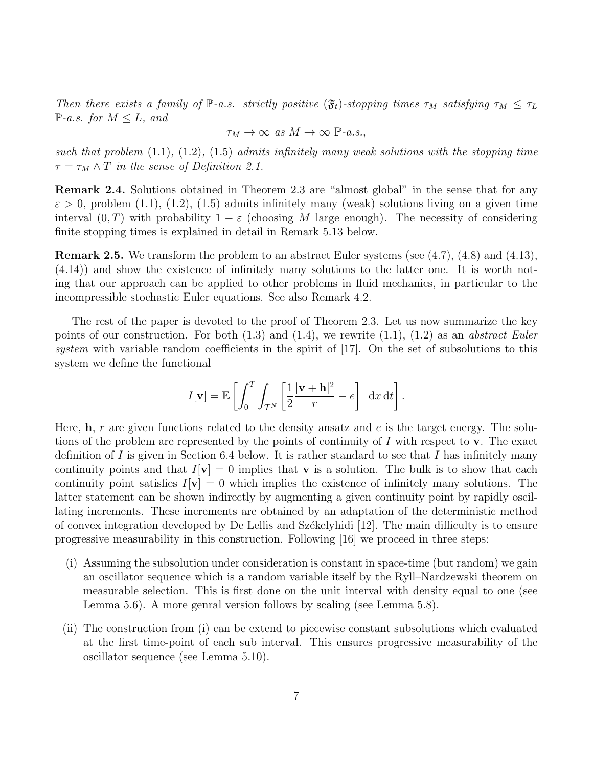*Then there exists a family of $\mathbb{P}$-a.s. strictly positive $(\mathfrak{F}_t)$-stopping times $\tau_M$ satisfying $\tau_M \leq \tau_L$ $\mathbb{P}$-a.s. for $M \leq L$, and*

$$\tau_M \to \infty \text{ as } M \to \infty \ \mathbb{P}\text{-a.s.},$$

*such that problem* (1.1), (1.2), (1.5) *admits infinitely many weak solutions with the stopping time $\tau = \tau_M \wedge T$ in the sense of Definition 2.1.*

**Remark 2.4.** Solutions obtained in Theorem 2.3 are "almost global" in the sense that for any $\varepsilon > 0$, problem (1.1), (1.2), (1.5) admits infinitely many (weak) solutions living on a given time interval $(0, T)$ with probability $1 - \varepsilon$ (choosing $M$ large enough). The necessity of considering finite stopping times is explained in detail in Remark 5.13 below.

**Remark 2.5.** We transform the problem to an abstract Euler systems (see (4.7), (4.8) and (4.13), (4.14)) and show the existence of infinitely many solutions to the latter one. It is worth noting that our approach can be applied to other problems in fluid mechanics, in particular to the incompressible stochastic Euler equations. See also Remark 4.2.

The rest of the paper is devoted to the proof of Theorem 2.3. Let us now summarize the key points of our construction. For both (1.3) and (1.4), we rewrite (1.1), (1.2) as an *abstract Euler system* with variable random coefficients in the spirit of [17]. On the set of subsolutions to this system we define the functional

$$I[\mathbf{v}] = \mathbb{E}\left[\int_0^T \int_{\mathcal{T}^N} \left[\frac{1}{2}\frac{|\mathbf{v} + \mathbf{h}|^2}{r} - e\right] \ \mathrm{d}x\,\mathrm{d}t\right].$$

Here, $\mathbf{h}$, $r$ are given functions related to the density ansatz and $e$ is the target energy. The solutions of the problem are represented by the points of continuity of $I$ with respect to $\mathbf{v}$. The exact definition of $I$ is given in Section 6.4 below. It is rather standard to see that $I$ has infinitely many continuity points and that $I[\mathbf{v}] = 0$ implies that $\mathbf{v}$ is a solution. The bulk is to show that each continuity point satisfies $I[\mathbf{v}] = 0$ which implies the existence of infinitely many solutions. The latter statement can be shown indirectly by augmenting a given continuity point by rapidly oscillating increments. These increments are obtained by an adaptation of the deterministic method of convex integration developed by De Lellis and Székelyhidi [12]. The main difficulty is to ensure progressive measurability in this construction. Following [16] we proceed in three steps:

(i) Assuming the subsolution under consideration is constant in space-time (but random) we gain an oscillator sequence which is a random variable itself by the Ryll–Nardzewski theorem on measurable selection. This is first done on the unit interval with density equal to one (see Lemma 5.6). A more genral version follows by scaling (see Lemma 5.8).

(ii) The construction from (i) can be extend to piecewise constant subsolutions which evaluated at the first time-point of each sub interval. This ensures progressive measurability of the oscillator sequence (see Lemma 5.10).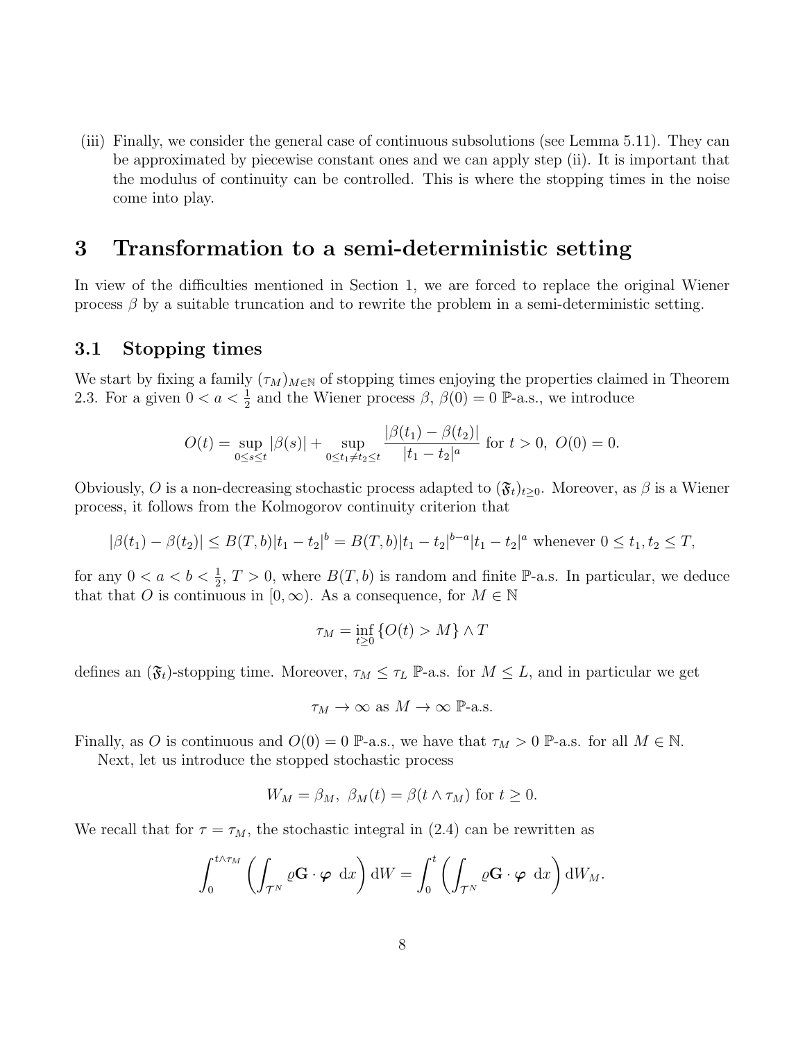(iii) Finally, we consider the general case of continuous subsolutions (see Lemma 5.11). They can be approximated by piecewise constant ones and we can apply step (ii). It is important that the modulus of continuity can be controlled. This is where the stopping times in the noise come into play.

# 3 Transformation to a semi-deterministic setting

In view of the difficulties mentioned in Section 1, we are forced to replace the original Wiener process $\beta$ by a suitable truncation and to rewrite the problem in a semi-deterministic setting.

## 3.1 Stopping times

We start by fixing a family $(\tau_M)_{M\in\mathbb{N}}$ of stopping times enjoying the properties claimed in Theorem 2.3. For a given $0 < a < \frac{1}{2}$ and the Wiener process $\beta$, $\beta(0) = 0$ $\mathbb{P}$-a.s., we introduce

$$O(t) = \sup_{0\leq s\leq t} |\beta(s)| + \sup_{0\leq t_1 \neq t_2 \leq t} \frac{|\beta(t_1) - \beta(t_2)|}{|t_1 - t_2|^a} \text{ for } t > 0,\ O(0) = 0.$$

Obviously, $O$ is a non-decreasing stochastic process adapted to $(\mathfrak{F}_t)_{t\geq 0}$. Moreover, as $\beta$ is a Wiener process, it follows from the Kolmogorov continuity criterion that

$$|\beta(t_1) - \beta(t_2)| \leq B(T, b)|t_1 - t_2|^b = B(T, b)|t_1 - t_2|^{b-a}|t_1 - t_2|^a \text{ whenever } 0 \leq t_1, t_2 \leq T,$$

for any $0 < a < b < \frac{1}{2}$, $T > 0$, where $B(T, b)$ is random and finite $\mathbb{P}$-a.s. In particular, we deduce that that $O$ is continuous in $[0, \infty)$. As a consequence, for $M \in \mathbb{N}$

$$\tau_M = \inf_{t\geq 0} \{O(t) > M\} \wedge T$$

defines an $(\mathfrak{F}_t)$-stopping time. Moreover, $\tau_M \leq \tau_L$ $\mathbb{P}$-a.s. for $M \leq L$, and in particular we get

$$\tau_M \to \infty \text{ as } M \to \infty \ \mathbb{P}\text{-a.s.}$$

Finally, as $O$ is continuous and $O(0) = 0$ $\mathbb{P}$-a.s., we have that $\tau_M > 0$ $\mathbb{P}$-a.s. for all $M \in \mathbb{N}$.

Next, let us introduce the stopped stochastic process

$$W_M = \beta_M,\ \beta_M(t) = \beta(t \wedge \tau_M) \text{ for } t \geq 0.$$

We recall that for $\tau = \tau_M$, the stochastic integral in (2.4) can be rewritten as

$$\int_0^{t\wedge\tau_M} \left( \int_{\mathcal{T}^N} \varrho \mathbf{G} \cdot \boldsymbol{\varphi} \ \mathrm{d}x \right) \mathrm{d}W = \int_0^t \left( \int_{\mathcal{T}^N} \varrho \mathbf{G} \cdot \boldsymbol{\varphi} \ \mathrm{d}x \right) \mathrm{d}W_M.$$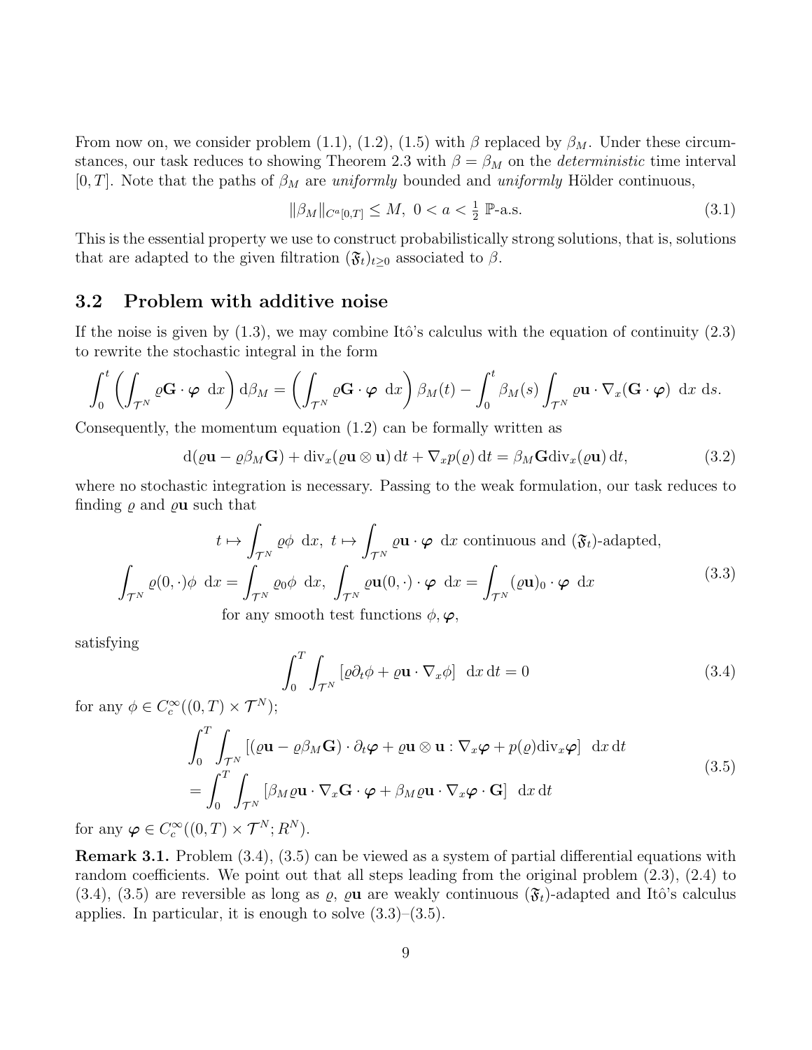From now on, we consider problem (1.1), (1.2), (1.5) with $\beta$ replaced by $\beta_M$. Under these circumstances, our task reduces to showing Theorem 2.3 with $\beta = \beta_M$ on the *deterministic* time interval $[0, T]$. Note that the paths of $\beta_M$ are *uniformly* bounded and *uniformly* Hölder continuous,

$$
\|\beta_M\|_{C^a[0,T]} \leq M,\ 0 < a < \tfrac{1}{2}\ \mathbb{P}\text{-a.s.} \tag{3.1}
$$

This is the essential property we use to construct probabilistically strong solutions, that is, solutions that are adapted to the given filtration $(\mathfrak{F}_t)_{t\geq 0}$ associated to $\beta$.

### 3.2 Problem with additive noise

If the noise is given by (1.3), we may combine Itô's calculus with the equation of continuity (2.3) to rewrite the stochastic integral in the form

$$
\int_0^t \left( \int_{\mathcal{T}^N} \varrho \mathbf{G} \cdot \boldsymbol{\varphi}\ \mathrm{d}x \right) \mathrm{d}\beta_M = \left( \int_{\mathcal{T}^N} \varrho \mathbf{G} \cdot \boldsymbol{\varphi}\ \mathrm{d}x \right) \beta_M(t) - \int_0^t \beta_M(s) \int_{\mathcal{T}^N} \varrho \mathbf{u} \cdot \nabla_x (\mathbf{G} \cdot \boldsymbol{\varphi})\ \mathrm{d}x\ \mathrm{d}s.
$$

Consequently, the momentum equation (1.2) can be formally written as

$$
\mathrm{d}(\varrho \mathbf{u} - \varrho \beta_M \mathbf{G}) + \mathrm{div}_x(\varrho \mathbf{u} \otimes \mathbf{u})\, \mathrm{d}t + \nabla_x p(\varrho)\, \mathrm{d}t = \beta_M \mathbf{G} \mathrm{div}_x(\varrho \mathbf{u})\, \mathrm{d}t, \tag{3.2}
$$

where no stochastic integration is necessary. Passing to the weak formulation, our task reduces to finding $\varrho$ and $\varrho\mathbf{u}$ such that

$$
\begin{gathered}
t \mapsto \int_{\mathcal{T}^N} \varrho \phi\ \mathrm{d}x,\ t \mapsto \int_{\mathcal{T}^N} \varrho \mathbf{u} \cdot \boldsymbol{\varphi}\ \mathrm{d}x \text{ continuous and } (\mathfrak{F}_t)\text{-adapted,} \\
\int_{\mathcal{T}^N} \varrho(0, \cdot) \phi\ \mathrm{d}x = \int_{\mathcal{T}^N} \varrho_0 \phi\ \mathrm{d}x,\ \int_{\mathcal{T}^N} \varrho \mathbf{u}(0, \cdot) \cdot \boldsymbol{\varphi}\ \mathrm{d}x = \int_{\mathcal{T}^N} (\varrho \mathbf{u})_0 \cdot \boldsymbol{\varphi}\ \mathrm{d}x \\
\text{for any smooth test functions } \phi, \boldsymbol{\varphi},
\end{gathered} \tag{3.3}
$$

satisfying

$$
\int_0^T \int_{\mathcal{T}^N} \left[ \varrho \partial_t \phi + \varrho \mathbf{u} \cdot \nabla_x \phi \right]\ \mathrm{d}x\, \mathrm{d}t = 0 \tag{3.4}
$$

for any $\phi \in C_c^\infty((0, T) \times \mathcal{T}^N)$;

$$
\begin{aligned}
&\int_0^T \int_{\mathcal{T}^N} \left[ (\varrho \mathbf{u} - \varrho \beta_M \mathbf{G}) \cdot \partial_t \boldsymbol{\varphi} + \varrho \mathbf{u} \otimes \mathbf{u} : \nabla_x \boldsymbol{\varphi} + p(\varrho) \mathrm{div}_x \boldsymbol{\varphi} \right]\ \mathrm{d}x\, \mathrm{d}t \\
&= \int_0^T \int_{\mathcal{T}^N} \left[ \beta_M \varrho \mathbf{u} \cdot \nabla_x \mathbf{G} \cdot \boldsymbol{\varphi} + \beta_M \varrho \mathbf{u} \cdot \nabla_x \boldsymbol{\varphi} \cdot \mathbf{G} \right]\ \mathrm{d}x\, \mathrm{d}t
\end{aligned} \tag{3.5}
$$

for any $\boldsymbol{\varphi} \in C_c^\infty((0, T) \times \mathcal{T}^N; R^N)$.

**Remark 3.1.** Problem (3.4), (3.5) can be viewed as a system of partial differential equations with random coefficients. We point out that all steps leading from the original problem (2.3), (2.4) to (3.4), (3.5) are reversible as long as $\varrho$, $\varrho\mathbf{u}$ are weakly continuous $(\mathfrak{F}_t)$-adapted and Itô's calculus applies. In particular, it is enough to solve (3.3)–(3.5).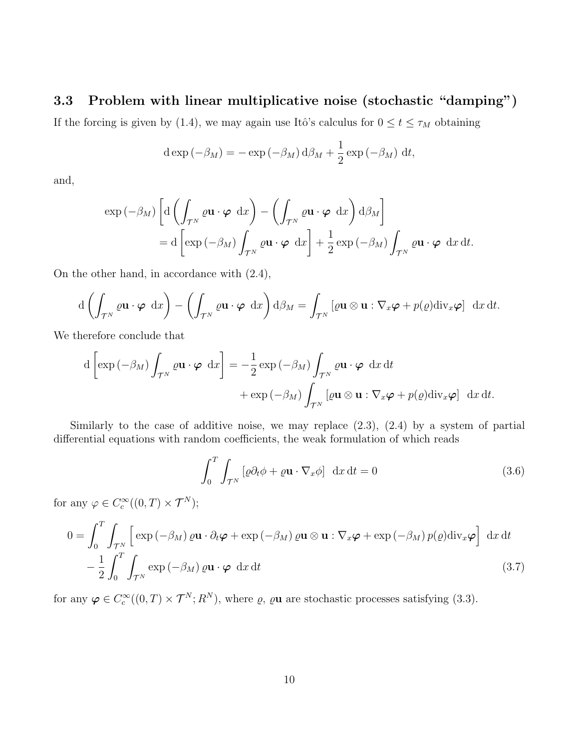### 3.3 Problem with linear multiplicative noise (stochastic "damping")

If the forcing is given by (1.4), we may again use Itô's calculus for $0 \leq t \leq \tau_M$ obtaining

$$
\mathrm{d} \exp(-\beta_M) = - \exp(-\beta_M) \, \mathrm{d}\beta_M + \frac{1}{2} \exp(-\beta_M) \ \mathrm{d}t,
$$

and,

$$
\begin{aligned}
\exp(-\beta_M) & \left[ \mathrm{d} \left( \int_{\mathcal{T}^N} \varrho \mathbf{u} \cdot \boldsymbol{\varphi} \ \mathrm{d}x \right) - \left( \int_{\mathcal{T}^N} \varrho \mathbf{u} \cdot \boldsymbol{\varphi} \ \mathrm{d}x \right) \mathrm{d}\beta_M \right] \\
&= \mathrm{d} \left[ \exp(-\beta_M) \int_{\mathcal{T}^N} \varrho \mathbf{u} \cdot \boldsymbol{\varphi} \ \mathrm{d}x \right] + \frac{1}{2} \exp(-\beta_M) \int_{\mathcal{T}^N} \varrho \mathbf{u} \cdot \boldsymbol{\varphi} \ \mathrm{d}x \, \mathrm{d}t.
\end{aligned}
$$

On the other hand, in accordance with (2.4),

$$
\mathrm{d} \left( \int_{\mathcal{T}^N} \varrho \mathbf{u} \cdot \boldsymbol{\varphi} \ \mathrm{d}x \right) - \left( \int_{\mathcal{T}^N} \varrho \mathbf{u} \cdot \boldsymbol{\varphi} \ \mathrm{d}x \right) \mathrm{d}\beta_M = \int_{\mathcal{T}^N} \left[ \varrho \mathbf{u} \otimes \mathbf{u} : \nabla_x \boldsymbol{\varphi} + p(\varrho) \mathrm{div}_x \boldsymbol{\varphi} \right] \ \mathrm{d}x \, \mathrm{d}t.
$$

We therefore conclude that

$$
\begin{aligned}
\mathrm{d} \left[ \exp(-\beta_M) \int_{\mathcal{T}^N} \varrho \mathbf{u} \cdot \boldsymbol{\varphi} \ \mathrm{d}x \right] &= - \frac{1}{2} \exp(-\beta_M) \int_{\mathcal{T}^N} \varrho \mathbf{u} \cdot \boldsymbol{\varphi} \ \mathrm{d}x \, \mathrm{d}t \\
&\quad + \exp(-\beta_M) \int_{\mathcal{T}^N} \left[ \varrho \mathbf{u} \otimes \mathbf{u} : \nabla_x \boldsymbol{\varphi} + p(\varrho) \mathrm{div}_x \boldsymbol{\varphi} \right] \ \mathrm{d}x \, \mathrm{d}t.
\end{aligned}
$$

Similarly to the case of additive noise, we may replace (2.3), (2.4) by a system of partial differential equations with random coefficients, the weak formulation of which reads

$$
\int_0^T \int_{\mathcal{T}^N} \left[ \varrho \partial_t \phi + \varrho \mathbf{u} \cdot \nabla_x \phi \right] \ \mathrm{d}x \, \mathrm{d}t = 0 \tag{3.6}
$$

for any $\varphi \in C_c^\infty((0,T) \times \mathcal{T}^N)$;

$$
\begin{aligned}
0 = \int_0^T \int_{\mathcal{T}^N} \Big[ & \exp(-\beta_M) \, \varrho \mathbf{u} \cdot \partial_t \boldsymbol{\varphi} + \exp(-\beta_M) \, \varrho \mathbf{u} \otimes \mathbf{u} : \nabla_x \boldsymbol{\varphi} + \exp(-\beta_M) \, p(\varrho) \mathrm{div}_x \boldsymbol{\varphi} \Big] \ \mathrm{d}x \, \mathrm{d}t \\
& - \frac{1}{2} \int_0^T \int_{\mathcal{T}^N} \exp(-\beta_M) \, \varrho \mathbf{u} \cdot \boldsymbol{\varphi} \ \mathrm{d}x \, \mathrm{d}t
\end{aligned} \tag{3.7}
$$

for any $\boldsymbol{\varphi} \in C_c^\infty((0,T) \times \mathcal{T}^N; R^N)$, where $\varrho$, $\varrho \mathbf{u}$ are stochastic processes satisfying (3.3).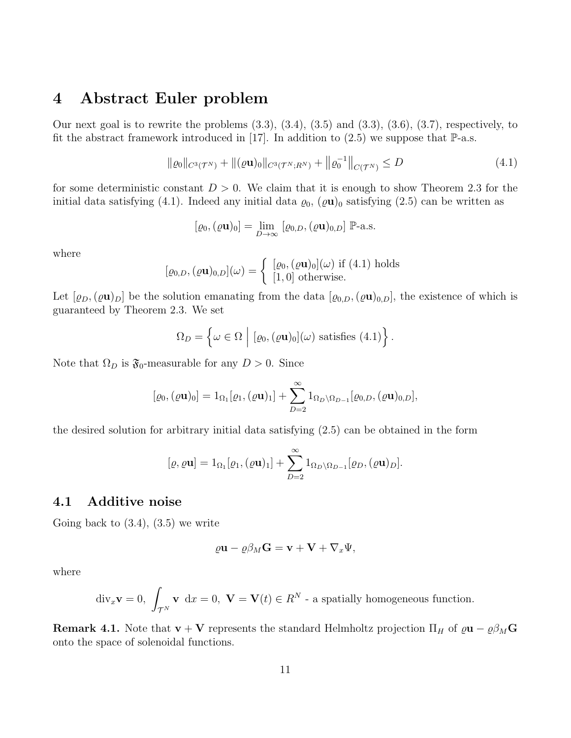# 4 Abstract Euler problem

Our next goal is to rewrite the problems (3.3), (3.4), (3.5) and (3.3), (3.6), (3.7), respectively, to fit the abstract framework introduced in [17]. In addition to (2.5) we suppose that $\mathbb{P}$-a.s.

$$
\|\varrho_0\|_{C^3(\mathcal{T}^N)} + \|(\varrho\mathbf{u})_0\|_{C^3(\mathcal{T}^N;R^N)} + \left\|\varrho_0^{-1}\right\|_{C(\mathcal{T}^N)} \le D \tag{4.1}
$$

for some deterministic constant $D > 0$. We claim that it is enough to show Theorem 2.3 for the initial data satisfying (4.1). Indeed any initial data $\varrho_0$, $(\varrho\mathbf{u})_0$ satisfying (2.5) can be written as

$$
[\varrho_0, (\varrho\mathbf{u})_0] = \lim_{D\to\infty} [\varrho_{0,D}, (\varrho\mathbf{u})_{0,D}] \ \mathbb{P}\text{-a.s.}
$$

where

$$
[\varrho_{0,D}, (\varrho\mathbf{u})_{0,D}](\omega) = \left\{ \begin{array}{l} [\varrho_0, (\varrho\mathbf{u})_0](\omega) \text{ if (4.1) holds} \\ [1, 0] \text{ otherwise.} \end{array} \right.
$$

Let $[\varrho_D, (\varrho\mathbf{u})_D]$ be the solution emanating from the data $[\varrho_{0,D}, (\varrho\mathbf{u})_{0,D}]$, the existence of which is guaranteed by Theorem 2.3. We set

$$
\Omega_D = \left\{ \omega \in \Omega \ \Big| \ [\varrho_0, (\varrho\mathbf{u})_0](\omega) \text{ satisfies (4.1)} \right\}.
$$

Note that $\Omega_D$ is $\mathfrak{F}_0$-measurable for any $D > 0$. Since

$$
[\varrho_0, (\varrho\mathbf{u})_0] = 1_{\Omega_1}[\varrho_1, (\varrho\mathbf{u})_1] + \sum_{D=2}^{\infty} 1_{\Omega_D \setminus \Omega_{D-1}} [\varrho_{0,D}, (\varrho\mathbf{u})_{0,D}],
$$

the desired solution for arbitrary initial data satisfying (2.5) can be obtained in the form

$$
[\varrho, \varrho\mathbf{u}] = 1_{\Omega_1}[\varrho_1, (\varrho\mathbf{u})_1] + \sum_{D=2}^{\infty} 1_{\Omega_D \setminus \Omega_{D-1}} [\varrho_D, (\varrho\mathbf{u})_D].
$$

## 4.1 Additive noise

Going back to (3.4), (3.5) we write

$$
\varrho\mathbf{u} - \varrho\beta_M\mathbf{G} = \mathbf{v} + \mathbf{V} + \nabla_x\Psi,
$$

where

$$
\mathrm{div}_x\mathbf{v} = 0, \ \int_{\mathcal{T}^N} \mathbf{v} \ \mathrm{d}x = 0, \ \mathbf{V} = \mathbf{V}(t) \in R^N \text{ - a spatially homogeneous function.}
$$

**Remark 4.1.** Note that $\mathbf{v} + \mathbf{V}$ represents the standard Helmholtz projection $\Pi_H$ of $\varrho\mathbf{u} - \varrho\beta_M\mathbf{G}$ onto the space of solenoidal functions.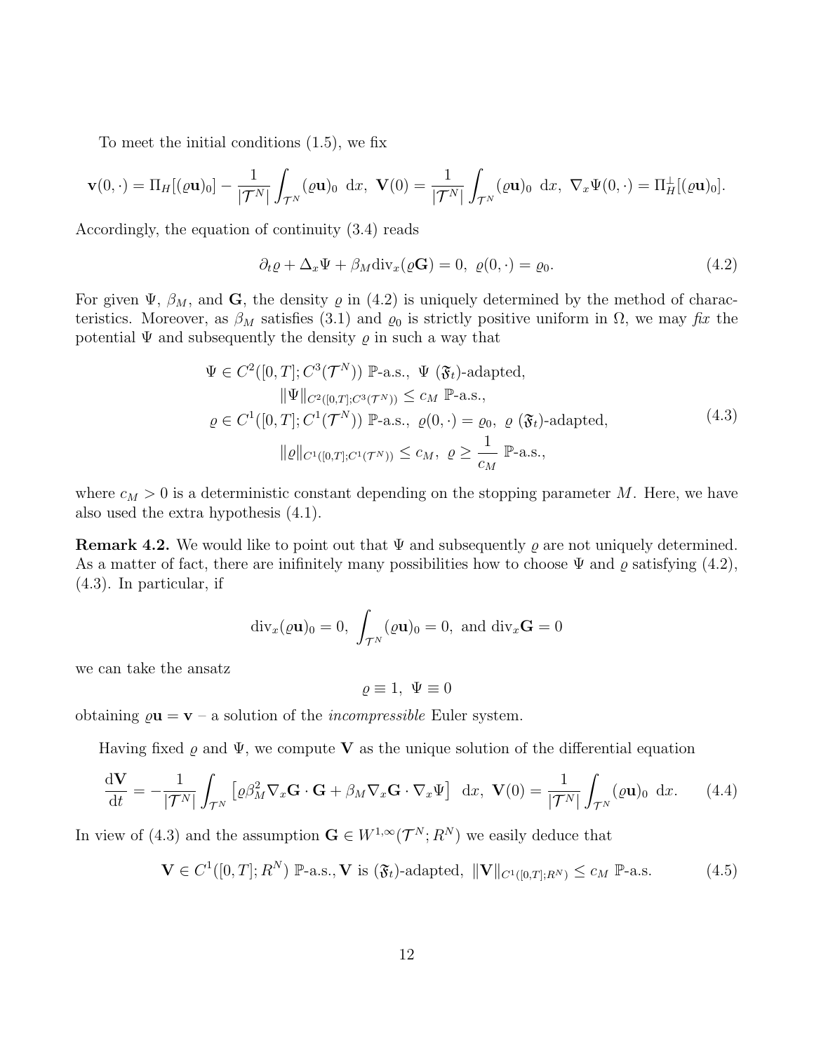To meet the initial conditions (1.5), we fix

$$
\mathbf{v}(0,\cdot) = \Pi_H[(\varrho\mathbf{u})_0] - \frac{1}{|\mathcal{T}^N|}\int_{\mathcal{T}^N} (\varrho\mathbf{u})_0 \ \mathrm{d}x, \ \mathbf{V}(0) = \frac{1}{|\mathcal{T}^N|}\int_{\mathcal{T}^N} (\varrho\mathbf{u})_0 \ \mathrm{d}x, \ \nabla_x\Psi(0,\cdot) = \Pi_H^\perp[(\varrho\mathbf{u})_0].
$$

Accordingly, the equation of continuity (3.4) reads

$$
\partial_t\varrho + \Delta_x\Psi + \beta_M \mathrm{div}_x(\varrho\mathbf{G}) = 0, \ \varrho(0,\cdot) = \varrho_0. \tag{4.2}
$$

For given $\Psi$, $\beta_M$, and $\mathbf{G}$, the density $\varrho$ in (4.2) is uniquely determined by the method of characteristics. Moreover, as $\beta_M$ satisfies (3.1) and $\varrho_0$ is strictly positive uniform in $\Omega$, we may *fix* the potential $\Psi$ and subsequently the density $\varrho$ in such a way that

$$
\begin{gathered}
\Psi \in C^2([0,T];C^3(\mathcal{T}^N)) \ \mathbb{P}\text{-a.s.}, \ \Psi \ (\mathfrak{F}_t)\text{-adapted}, \\
\|\Psi\|_{C^2([0,T];C^3(\mathcal{T}^N))} \leq c_M \ \mathbb{P}\text{-a.s.}, \\
\varrho \in C^1([0,T];C^1(\mathcal{T}^N)) \ \mathbb{P}\text{-a.s.}, \ \varrho(0,\cdot) = \varrho_0, \ \varrho \ (\mathfrak{F}_t)\text{-adapted}, \\
\|\varrho\|_{C^1([0,T];C^1(\mathcal{T}^N))} \leq c_M, \ \varrho \geq \frac{1}{c_M} \ \mathbb{P}\text{-a.s.},
\end{gathered} \tag{4.3}
$$

where $c_M > 0$ is a deterministic constant depending on the stopping parameter $M$. Here, we have also used the extra hypothesis (4.1).

**Remark 4.2.** We would like to point out that $\Psi$ and subsequently $\varrho$ are not uniquely determined. As a matter of fact, there are inifinitely many possibilities how to choose $\Psi$ and $\varrho$ satisfying (4.2), (4.3). In particular, if

$$
\mathrm{div}_x(\varrho\mathbf{u})_0 = 0, \ \int_{\mathcal{T}^N} (\varrho\mathbf{u})_0 = 0, \ \text{and } \mathrm{div}_x\mathbf{G} = 0
$$

we can take the ansatz

$$
\varrho \equiv 1, \ \Psi \equiv 0
$$

obtaining $\varrho\mathbf{u} = \mathbf{v}$ – a solution of the *incompressible* Euler system.

Having fixed $\varrho$ and $\Psi$, we compute $\mathbf{V}$ as the unique solution of the differential equation

$$
\frac{\mathrm{d}\mathbf{V}}{\mathrm{d}t} = -\frac{1}{|\mathcal{T}^N|}\int_{\mathcal{T}^N} \left[\varrho\beta_M^2 \nabla_x\mathbf{G}\cdot\mathbf{G} + \beta_M\nabla_x\mathbf{G}\cdot\nabla_x\Psi\right] \ \mathrm{d}x, \ \mathbf{V}(0) = \frac{1}{|\mathcal{T}^N|}\int_{\mathcal{T}^N} (\varrho\mathbf{u})_0 \ \mathrm{d}x. \tag{4.4}
$$

In view of (4.3) and the assumption $\mathbf{G} \in W^{1,\infty}(\mathcal{T}^N;R^N)$ we easily deduce that

$$
\mathbf{V} \in C^1([0,T];R^N) \ \mathbb{P}\text{-a.s.}, \mathbf{V} \text{ is } (\mathfrak{F}_t)\text{-adapted}, \ \|\mathbf{V}\|_{C^1([0,T];R^N)} \leq c_M \ \mathbb{P}\text{-a.s.} \tag{4.5}
$$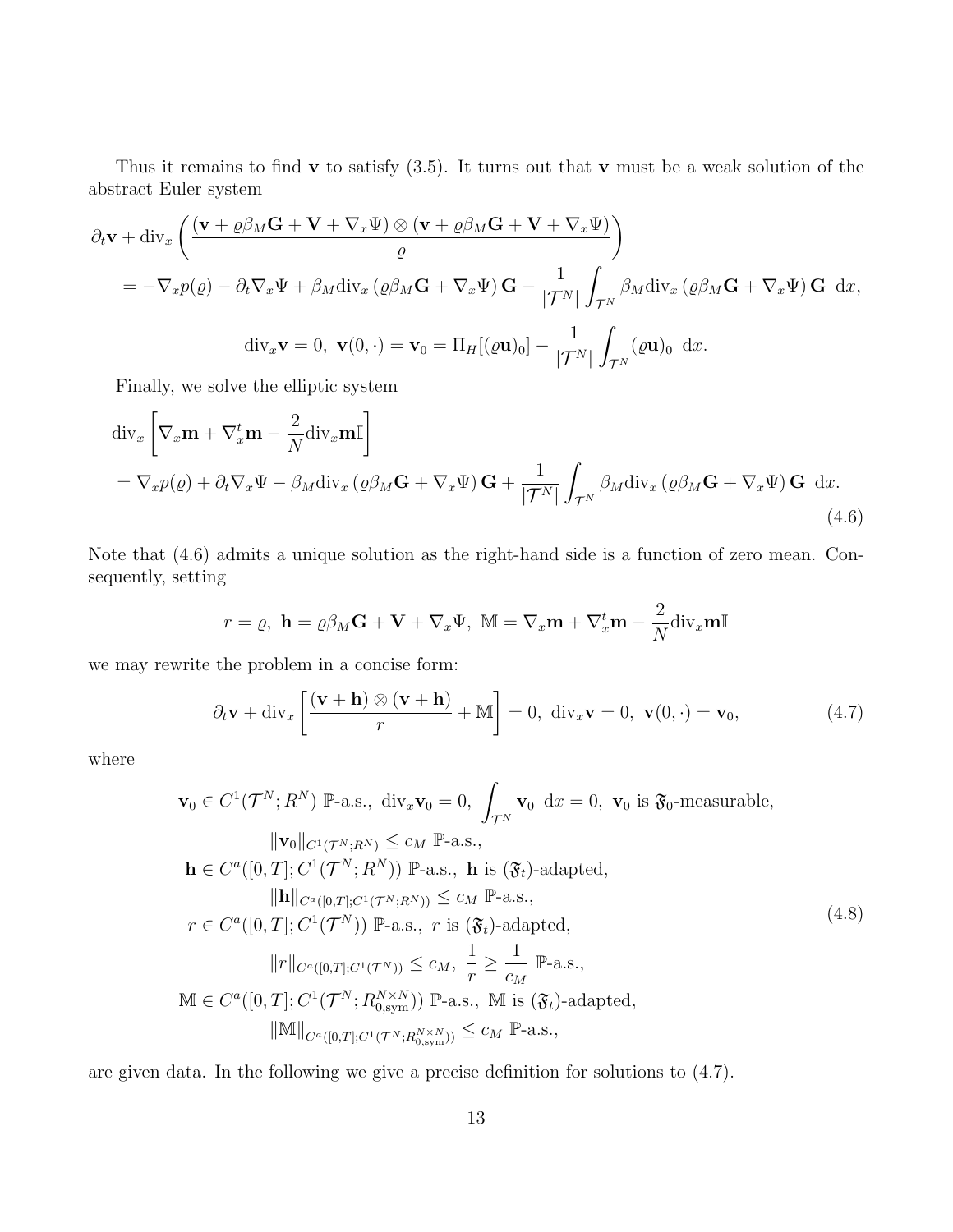Thus it remains to find $\mathbf{v}$ to satisfy (3.5). It turns out that $\mathbf{v}$ must be a weak solution of the abstract Euler system

$$
\begin{aligned}
&\partial_t \mathbf{v} + \mathrm{div}_x \left( \frac{(\mathbf{v} + \varrho \beta_M \mathbf{G} + \mathbf{V} + \nabla_x \Psi) \otimes (\mathbf{v} + \varrho \beta_M \mathbf{G} + \mathbf{V} + \nabla_x \Psi)}{\varrho} \right) \\
&\quad = -\nabla_x p(\varrho) - \partial_t \nabla_x \Psi + \beta_M \mathrm{div}_x \left( \varrho \beta_M \mathbf{G} + \nabla_x \Psi \right) \mathbf{G} - \frac{1}{|\mathcal{T}^N|} \int_{\mathcal{T}^N} \beta_M \mathrm{div}_x \left( \varrho \beta_M \mathbf{G} + \nabla_x \Psi \right) \mathbf{G} \ \mathrm{d}x,
\end{aligned}
$$

$$
\mathrm{div}_x \mathbf{v} = 0, \ \mathbf{v}(0, \cdot) = \mathbf{v}_0 = \Pi_H [(\varrho \mathbf{u})_0] - \frac{1}{|\mathcal{T}^N|} \int_{\mathcal{T}^N} (\varrho \mathbf{u})_0 \ \mathrm{d}x.
$$

Finally, we solve the elliptic system

$$
\begin{aligned}
&\mathrm{div}_x \left[ \nabla_x \mathbf{m} + \nabla_x^t \mathbf{m} - \frac{2}{N} \mathrm{div}_x \mathbf{m} \mathbb{I} \right] \\
&= \nabla_x p(\varrho) + \partial_t \nabla_x \Psi - \beta_M \mathrm{div}_x \left( \varrho \beta_M \mathbf{G} + \nabla_x \Psi \right) \mathbf{G} + \frac{1}{|\mathcal{T}^N|} \int_{\mathcal{T}^N} \beta_M \mathrm{div}_x \left( \varrho \beta_M \mathbf{G} + \nabla_x \Psi \right) \mathbf{G} \ \mathrm{d}x.
\end{aligned}
\tag{4.6}
$$

Note that (4.6) admits a unique solution as the right-hand side is a function of zero mean. Consequently, setting

$$
r = \varrho, \ \mathbf{h} = \varrho \beta_M \mathbf{G} + \mathbf{V} + \nabla_x \Psi, \ \mathbb{M} = \nabla_x \mathbf{m} + \nabla_x^t \mathbf{m} - \frac{2}{N} \mathrm{div}_x \mathbf{m} \mathbb{I}
$$

we may rewrite the problem in a concise form:

$$
\partial_t \mathbf{v} + \mathrm{div}_x \left[ \frac{(\mathbf{v} + \mathbf{h}) \otimes (\mathbf{v} + \mathbf{h})}{r} + \mathbb{M} \right] = 0, \ \mathrm{div}_x \mathbf{v} = 0, \ \mathbf{v}(0, \cdot) = \mathbf{v}_0, \tag{4.7}
$$

where

$$
\begin{aligned}
\mathbf{v}_0 &\in C^1(\mathcal{T}^N; R^N) \ \mathbb{P}\text{-a.s.}, \ \mathrm{div}_x \mathbf{v}_0 = 0, \ \int_{\mathcal{T}^N} \mathbf{v}_0 \ \mathrm{d}x = 0, \ \mathbf{v}_0 \text{ is } \mathfrak{F}_0\text{-measurable}, \\
&\quad \|\mathbf{v}_0\|_{C^1(\mathcal{T}^N; R^N)} \leq c_M \ \mathbb{P}\text{-a.s.}, \\
\mathbf{h} &\in C^a([0,T]; C^1(\mathcal{T}^N; R^N)) \ \mathbb{P}\text{-a.s.}, \ \mathbf{h} \text{ is } (\mathfrak{F}_t)\text{-adapted}, \\
&\quad \|\mathbf{h}\|_{C^a([0,T]; C^1(\mathcal{T}^N; R^N))} \leq c_M \ \mathbb{P}\text{-a.s.}, \\
r &\in C^a([0,T]; C^1(\mathcal{T}^N)) \ \mathbb{P}\text{-a.s.}, \ r \text{ is } (\mathfrak{F}_t)\text{-adapted}, \\
&\quad \|r\|_{C^a([0,T]; C^1(\mathcal{T}^N))} \leq c_M, \ \frac{1}{r} \geq \frac{1}{c_M} \ \mathbb{P}\text{-a.s.}, \\
\mathbb{M} &\in C^a([0,T]; C^1(\mathcal{T}^N; R^{N \times N}_{0,\mathrm{sym}})) \ \mathbb{P}\text{-a.s.}, \ \mathbb{M} \text{ is } (\mathfrak{F}_t)\text{-adapted}, \\
&\quad \|\mathbb{M}\|_{C^a([0,T]; C^1(\mathcal{T}^N; R^{N \times N}_{0,\mathrm{sym}}))} \leq c_M \ \mathbb{P}\text{-a.s.},
\end{aligned}
\tag{4.8}
$$

are given data. In the following we give a precise definition for solutions to (4.7).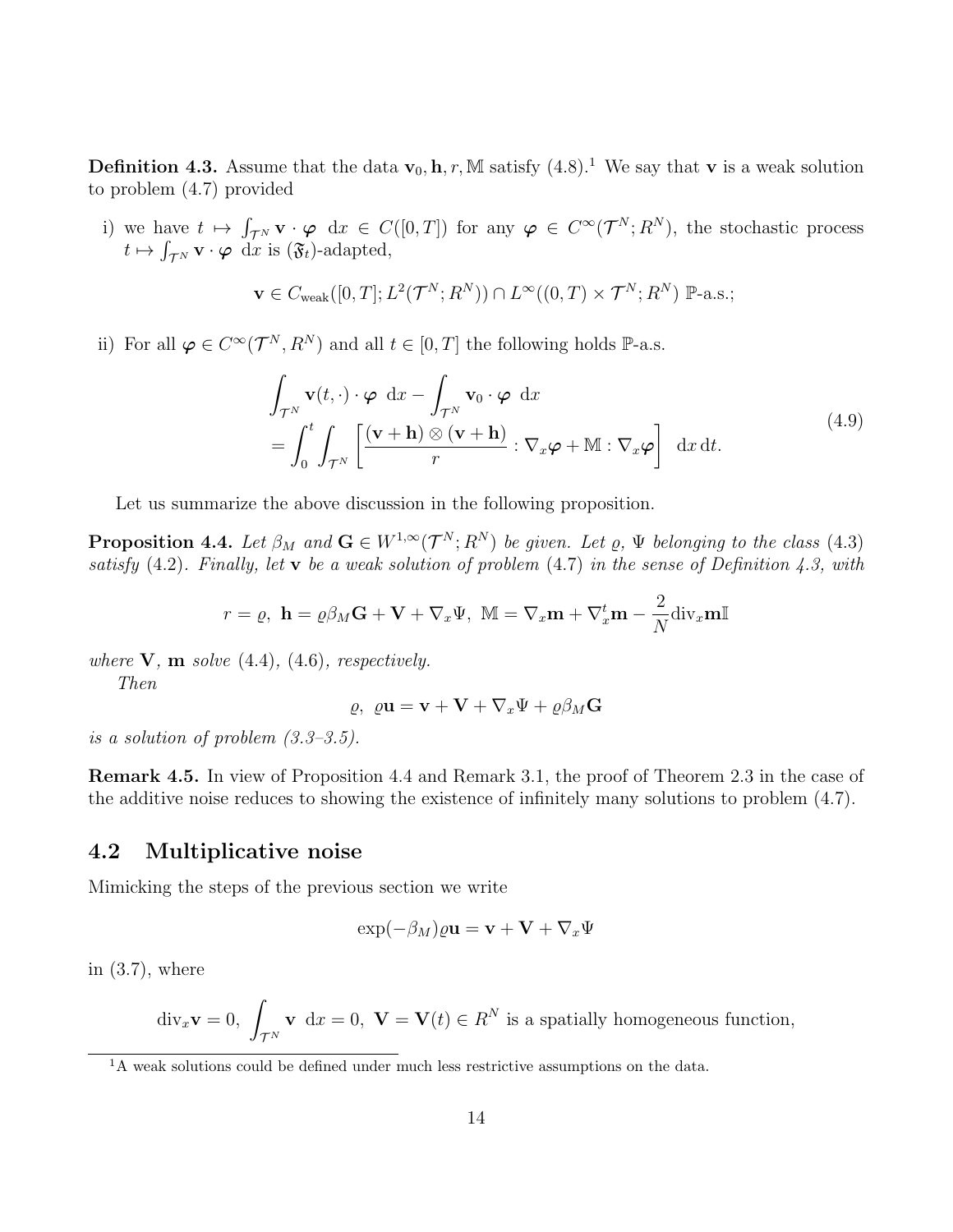**Definition 4.3.** Assume that the data $\mathbf{v}_0, \mathbf{h}, r, \mathbb{M}$ satisfy (4.8).[1] We say that $\mathbf{v}$ is a weak solution to problem (4.7) provided

i) we have $t \mapsto \int_{\mathcal{T}^N} \mathbf{v} \cdot \boldsymbol{\varphi} \ \mathrm{d}x \in C([0,T])$ for any $\boldsymbol{\varphi} \in C^\infty(\mathcal{T}^N; R^N)$, the stochastic process $t \mapsto \int_{\mathcal{T}^N} \mathbf{v} \cdot \boldsymbol{\varphi} \ \mathrm{d}x$ is $(\mathfrak{F}_t)$-adapted,

$$\mathbf{v} \in C_{\mathrm{weak}}([0,T]; L^2(\mathcal{T}^N; R^N)) \cap L^\infty((0,T) \times \mathcal{T}^N; R^N) \ \mathbb{P}\text{-a.s.};$$

ii) For all $\boldsymbol{\varphi} \in C^\infty(\mathcal{T}^N, R^N)$ and all $t \in [0,T]$ the following holds $\mathbb{P}$-a.s.

$$\begin{aligned}
&\int_{\mathcal{T}^N} \mathbf{v}(t,\cdot) \cdot \boldsymbol{\varphi} \ \mathrm{d}x - \int_{\mathcal{T}^N} \mathbf{v}_0 \cdot \boldsymbol{\varphi} \ \mathrm{d}x \\
&= \int_0^t \int_{\mathcal{T}^N} \left[ \frac{(\mathbf{v} + \mathbf{h}) \otimes (\mathbf{v} + \mathbf{h})}{r} : \nabla_x \boldsymbol{\varphi} + \mathbb{M} : \nabla_x \boldsymbol{\varphi} \right] \ \mathrm{d}x \, \mathrm{d}t.
\end{aligned} \tag{4.9}$$

Let us summarize the above discussion in the following proposition.

**Proposition 4.4.** *Let $\beta_M$ and $\mathbf{G} \in W^{1,\infty}(\mathcal{T}^N; R^N)$ be given. Let $\varrho$, $\Psi$ belonging to the class (4.3) satisfy (4.2). Finally, let $\mathbf{v}$ be a weak solution of problem (4.7) in the sense of Definition 4.3, with*

$$r = \varrho, \ \mathbf{h} = \varrho \beta_M \mathbf{G} + \mathbf{V} + \nabla_x \Psi, \ \mathbb{M} = \nabla_x \mathbf{m} + \nabla_x^t \mathbf{m} - \frac{2}{N} \mathrm{div}_x \mathbf{m} \mathbb{I}$$

*where $\mathbf{V}$, $\mathbf{m}$ solve (4.4), (4.6), respectively.*

*Then*

$$\varrho, \ \varrho \mathbf{u} = \mathbf{v} + \mathbf{V} + \nabla_x \Psi + \varrho \beta_M \mathbf{G}$$

*is a solution of problem (3.3–3.5).*

**Remark 4.5.** In view of Proposition 4.4 and Remark 3.1, the proof of Theorem 2.3 in the case of the additive noise reduces to showing the existence of infinitely many solutions to problem (4.7).

## 4.2 Multiplicative noise

Mimicking the steps of the previous section we write

$$\exp(-\beta_M) \varrho \mathbf{u} = \mathbf{v} + \mathbf{V} + \nabla_x \Psi$$

in (3.7), where

$$\mathrm{div}_x \mathbf{v} = 0, \ \int_{\mathcal{T}^N} \mathbf{v} \ \mathrm{d}x = 0, \ \mathbf{V} = \mathbf{V}(t) \in R^N \text{ is a spatially homogeneous function,}$$

[1] A weak solutions could be defined under much less restrictive assumptions on the data.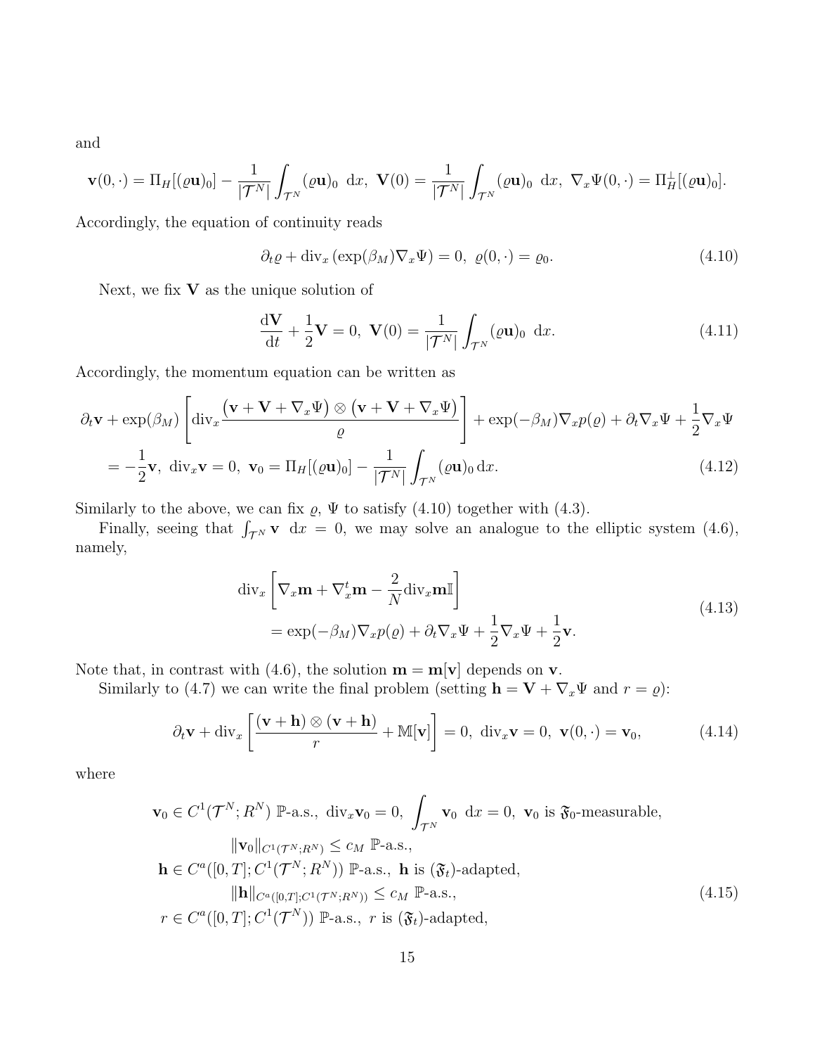and

$$\mathbf{v}(0,\cdot) = \Pi_H[(\varrho\mathbf{u})_0] - \frac{1}{|\mathcal{T}^N|}\int_{\mathcal{T}^N} (\varrho\mathbf{u})_0 \ {\rm d}x, \ \mathbf{V}(0) = \frac{1}{|\mathcal{T}^N|}\int_{\mathcal{T}^N} (\varrho\mathbf{u})_0 \ {\rm d}x, \ \nabla_x\Psi(0,\cdot) = \Pi_H^\perp[(\varrho\mathbf{u})_0].$$

Accordingly, the equation of continuity reads

$$\partial_t\varrho + {\rm div}_x \left(\exp(\beta_M)\nabla_x\Psi\right) = 0, \ \varrho(0,\cdot) = \varrho_0. \tag{4.10}$$

Next, we fix $\mathbf{V}$ as the unique solution of

$$\frac{{\rm d}\mathbf{V}}{{\rm d}t} + \frac{1}{2}\mathbf{V} = 0, \ \mathbf{V}(0) = \frac{1}{|\mathcal{T}^N|}\int_{\mathcal{T}^N} (\varrho\mathbf{u})_0 \ {\rm d}x. \tag{4.11}$$

Accordingly, the momentum equation can be written as

$$\begin{aligned} \partial_t\mathbf{v} + \exp(\beta_M)\left[{\rm div}_x\frac{\left(\mathbf{v}+\mathbf{V}+\nabla_x\Psi\right)\otimes\left(\mathbf{v}+\mathbf{V}+\nabla_x\Psi\right)}{\varrho}\right] + \exp(-\beta_M)\nabla_x p(\varrho) + \partial_t\nabla_x\Psi + \frac{1}{2}\nabla_x\Psi \\ = -\frac{1}{2}\mathbf{v}, \ {\rm div}_x\mathbf{v} = 0, \ \mathbf{v}_0 = \Pi_H[(\varrho\mathbf{u})_0] - \frac{1}{|\mathcal{T}^N|}\int_{\mathcal{T}^N} (\varrho\mathbf{u})_0 \,{\rm d}x. \end{aligned} \tag{4.12}$$

Similarly to the above, we can fix $\varrho$, $\Psi$ to satisfy (4.10) together with (4.3).

Finally, seeing that $\int_{\mathcal{T}^N}\mathbf{v} \ {\rm d}x = 0$, we may solve an analogue to the elliptic system (4.6), namely,

$$\begin{aligned} {\rm div}_x\left[\nabla_x\mathbf{m} + \nabla_x^t\mathbf{m} - \frac{2}{N}{\rm div}_x\mathbf{m}\mathbb{I}\right] \\ = \exp(-\beta_M)\nabla_x p(\varrho) + \partial_t\nabla_x\Psi + \frac{1}{2}\nabla_x\Psi + \frac{1}{2}\mathbf{v}. \end{aligned} \tag{4.13}$$

Note that, in contrast with (4.6), the solution $\mathbf{m} = \mathbf{m}[\mathbf{v}]$ depends on $\mathbf{v}$.

Similarly to (4.7) we can write the final problem (setting $\mathbf{h} = \mathbf{V} + \nabla_x\Psi$ and $r = \varrho$):

$$\partial_t\mathbf{v} + {\rm div}_x\left[\frac{(\mathbf{v}+\mathbf{h})\otimes(\mathbf{v}+\mathbf{h})}{r} + \mathbb{M}[\mathbf{v}]\right] = 0, \ {\rm div}_x\mathbf{v} = 0, \ \mathbf{v}(0,\cdot) = \mathbf{v}_0, \tag{4.14}$$

where

$$\begin{aligned} &\mathbf{v}_0 \in C^1(\mathcal{T}^N; R^N) \ \mathbb{P}\text{-a.s.}, \ {\rm div}_x\mathbf{v}_0 = 0, \ \int_{\mathcal{T}^N}\mathbf{v}_0 \ {\rm d}x = 0, \ \mathbf{v}_0 \text{ is } \mathfrak{F}_0\text{-measurable}, \\ &\qquad \|\mathbf{v}_0\|_{C^1(\mathcal{T}^N;R^N)} \leq c_M \ \mathbb{P}\text{-a.s.}, \\ &\mathbf{h} \in C^a([0,T]; C^1(\mathcal{T}^N;R^N)) \ \mathbb{P}\text{-a.s.}, \ \mathbf{h} \text{ is } (\mathfrak{F}_t)\text{-adapted}, \\ &\qquad \|\mathbf{h}\|_{C^a([0,T];C^1(\mathcal{T}^N;R^N))} \leq c_M \ \mathbb{P}\text{-a.s.}, \\ &r \in C^a([0,T]; C^1(\mathcal{T}^N)) \ \mathbb{P}\text{-a.s.}, \ r \text{ is } (\mathfrak{F}_t)\text{-adapted}, \end{aligned} \tag{4.15}$$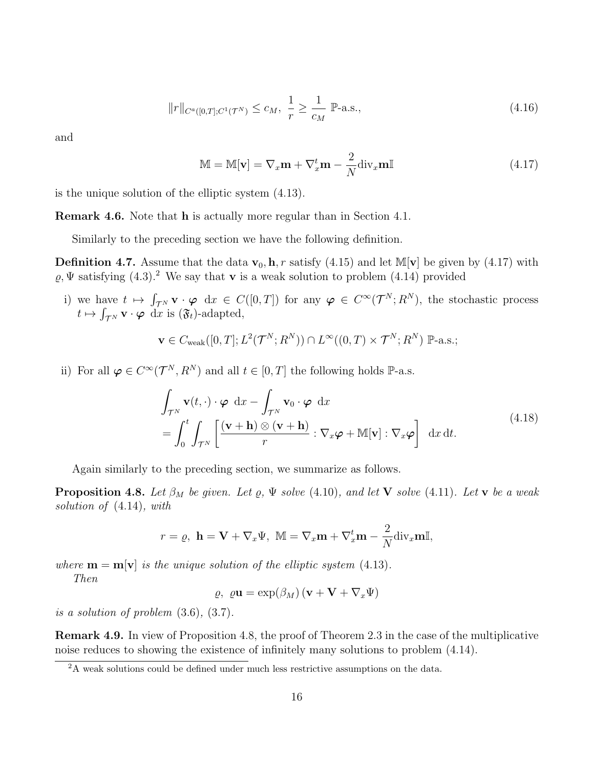$$\|r\|_{C^a([0,T];C^1(\mathcal{T}^N))} \leq c_M,\ \frac{1}{r} \geq \frac{1}{c_M}\ \mathbb{P}\text{-a.s.}, \tag{4.16}$$

and

$$\mathbb{M} = \mathbb{M}[\mathbf{v}] = \nabla_x \mathbf{m} + \nabla_x^t \mathbf{m} - \frac{2}{N} \mathrm{div}_x \mathbf{m} \mathbb{I} \tag{4.17}$$

is the unique solution of the elliptic system (4.13).

**Remark 4.6.** Note that $\mathbf{h}$ is actually more regular than in Section 4.1.

Similarly to the preceding section we have the following definition.

**Definition 4.7.** Assume that the data $\mathbf{v}_0, \mathbf{h}, r$ satisfy (4.15) and let $\mathbb{M}[\mathbf{v}]$ be given by (4.17) with $\varrho, \Psi$ satisfying (4.3).[2] We say that $\mathbf{v}$ is a weak solution to problem (4.14) provided

i) we have $t \mapsto \int_{\mathcal{T}^N} \mathbf{v} \cdot \boldsymbol{\varphi}\ \mathrm{d}x \in C([0,T])$ for any $\boldsymbol{\varphi} \in C^\infty(\mathcal{T}^N; R^N)$, the stochastic process $t \mapsto \int_{\mathcal{T}^N} \mathbf{v} \cdot \boldsymbol{\varphi}\ \mathrm{d}x$ is $(\mathfrak{F}_t)$-adapted,

$$\mathbf{v} \in C_{\mathrm{weak}}([0,T]; L^2(\mathcal{T}^N; R^N)) \cap L^\infty((0,T) \times \mathcal{T}^N; R^N)\ \mathbb{P}\text{-a.s.};$$

ii) For all $\boldsymbol{\varphi} \in C^\infty(\mathcal{T}^N, R^N)$ and all $t \in [0,T]$ the following holds $\mathbb{P}$-a.s.

$$\begin{aligned}
&\int_{\mathcal{T}^N} \mathbf{v}(t,\cdot) \cdot \boldsymbol{\varphi}\ \mathrm{d}x - \int_{\mathcal{T}^N} \mathbf{v}_0 \cdot \boldsymbol{\varphi}\ \mathrm{d}x \\
&= \int_0^t \int_{\mathcal{T}^N} \left[ \frac{(\mathbf{v} + \mathbf{h}) \otimes (\mathbf{v} + \mathbf{h})}{r} : \nabla_x \boldsymbol{\varphi} + \mathbb{M}[\mathbf{v}] : \nabla_x \boldsymbol{\varphi} \right]\ \mathrm{d}x\, \mathrm{d}t.
\end{aligned} \tag{4.18}$$

Again similarly to the preceding section, we summarize as follows.

**Proposition 4.8.** *Let $\beta_M$ be given. Let $\varrho$, $\Psi$ solve* (4.10)*, and let $\mathbf{V}$ solve* (4.11)*. Let $\mathbf{v}$ be a weak solution of* (4.14)*, with*

$$r = \varrho,\ \mathbf{h} = \mathbf{V} + \nabla_x \Psi,\ \mathbb{M} = \nabla_x \mathbf{m} + \nabla_x^t \mathbf{m} - \frac{2}{N} \mathrm{div}_x \mathbf{m} \mathbb{I},$$

*where $\mathbf{m} = \mathbf{m}[\mathbf{v}]$ is the unique solution of the elliptic system* (4.13)*.*

*Then*

$$\varrho,\ \varrho \mathbf{u} = \exp(\beta_M) \left( \mathbf{v} + \mathbf{V} + \nabla_x \Psi \right)$$

*is a solution of problem* (3.6), (3.7).

**Remark 4.9.** In view of Proposition 4.8, the proof of Theorem 2.3 in the case of the multiplicative noise reduces to showing the existence of infinitely many solutions to problem (4.14).

[2] A weak solutions could be defined under much less restrictive assumptions on the data.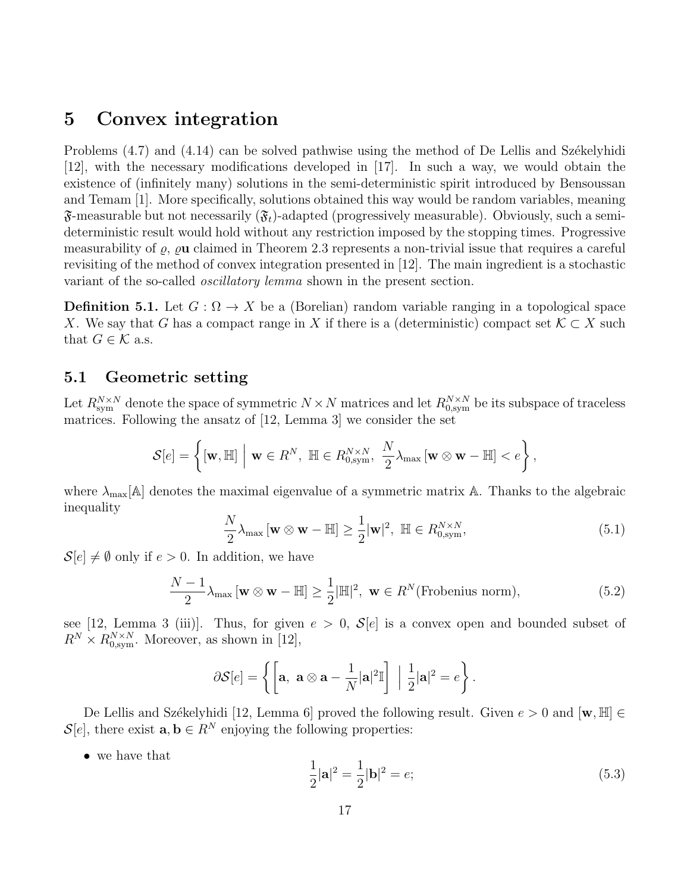# 5 Convex integration

Problems (4.7) and (4.14) can be solved pathwise using the method of De Lellis and Székelyhidi [12], with the necessary modifications developed in [17]. In such a way, we would obtain the existence of (infinitely many) solutions in the semi-deterministic spirit introduced by Bensoussan and Temam [1]. More specifically, solutions obtained this way would be random variables, meaning $\mathfrak{F}$-measurable but not necessarily $(\mathfrak{F}_t)$-adapted (progressively measurable). Obviously, such a semi-deterministic result would hold without any restriction imposed by the stopping times. Progressive measurability of $\varrho$, $\varrho\mathbf{u}$ claimed in Theorem 2.3 represents a non-trivial issue that requires a careful revisiting of the method of convex integration presented in [12]. The main ingredient is a stochastic variant of the so-called *oscillatory lemma* shown in the present section.

**Definition 5.1.** Let $G : \Omega \to X$ be a (Borelian) random variable ranging in a topological space $X$. We say that $G$ has a compact range in $X$ if there is a (deterministic) compact set $\mathcal{K} \subset X$ such that $G \in \mathcal{K}$ a.s.

## 5.1 Geometric setting

Let $R^{N\times N}_{\rm sym}$ denote the space of symmetric $N \times N$ matrices and let $R^{N\times N}_{0,\rm sym}$ be its subspace of traceless matrices. Following the ansatz of [12, Lemma 3] we consider the set

$$\mathcal{S}[e] = \left\{ [\mathbf{w}, \mathbb{H}] \ \Big| \ \mathbf{w} \in R^N, \ \mathbb{H} \in R^{N\times N}_{0,\rm sym}, \ \frac{N}{2}\lambda_{\max}\left[\mathbf{w}\otimes\mathbf{w} - \mathbb{H}\right] < e \right\},$$

where $\lambda_{\max}[\mathbb{A}]$ denotes the maximal eigenvalue of a symmetric matrix $\mathbb{A}$. Thanks to the algebraic inequality

$$\frac{N}{2}\lambda_{\max}\left[\mathbf{w}\otimes\mathbf{w} - \mathbb{H}\right] \geq \frac{1}{2}|\mathbf{w}|^2, \ \mathbb{H} \in R^{N\times N}_{0,\rm sym}, \tag{5.1}$$

$\mathcal{S}[e] \neq \emptyset$ only if $e > 0$. In addition, we have

$$\frac{N-1}{2}\lambda_{\max}\left[\mathbf{w}\otimes\mathbf{w} - \mathbb{H}\right] \geq \frac{1}{2}|\mathbb{H}|^2, \ \mathbf{w} \in R^N (\text{Frobenius norm}), \tag{5.2}$$

see [12, Lemma 3 (iii)]. Thus, for given $e > 0$, $\mathcal{S}[e]$ is a convex open and bounded subset of $R^N \times R^{N\times N}_{0,\rm sym}$. Moreover, as shown in [12],

$$\partial\mathcal{S}[e] = \left\{ \left[\mathbf{a}, \ \mathbf{a}\otimes\mathbf{a} - \frac{1}{N}|\mathbf{a}|^2\mathbb{I}\right] \ \Big| \ \frac{1}{2}|\mathbf{a}|^2 = e \right\}.$$

De Lellis and Székelyhidi [12, Lemma 6] proved the following result. Given $e > 0$ and $[\mathbf{w}, \mathbb{H}] \in \mathcal{S}[e]$, there exist $\mathbf{a}, \mathbf{b} \in R^N$ enjoying the following properties:

- we have that

$$\frac{1}{2}|\mathbf{a}|^2 = \frac{1}{2}|\mathbf{b}|^2 = e; \tag{5.3}$$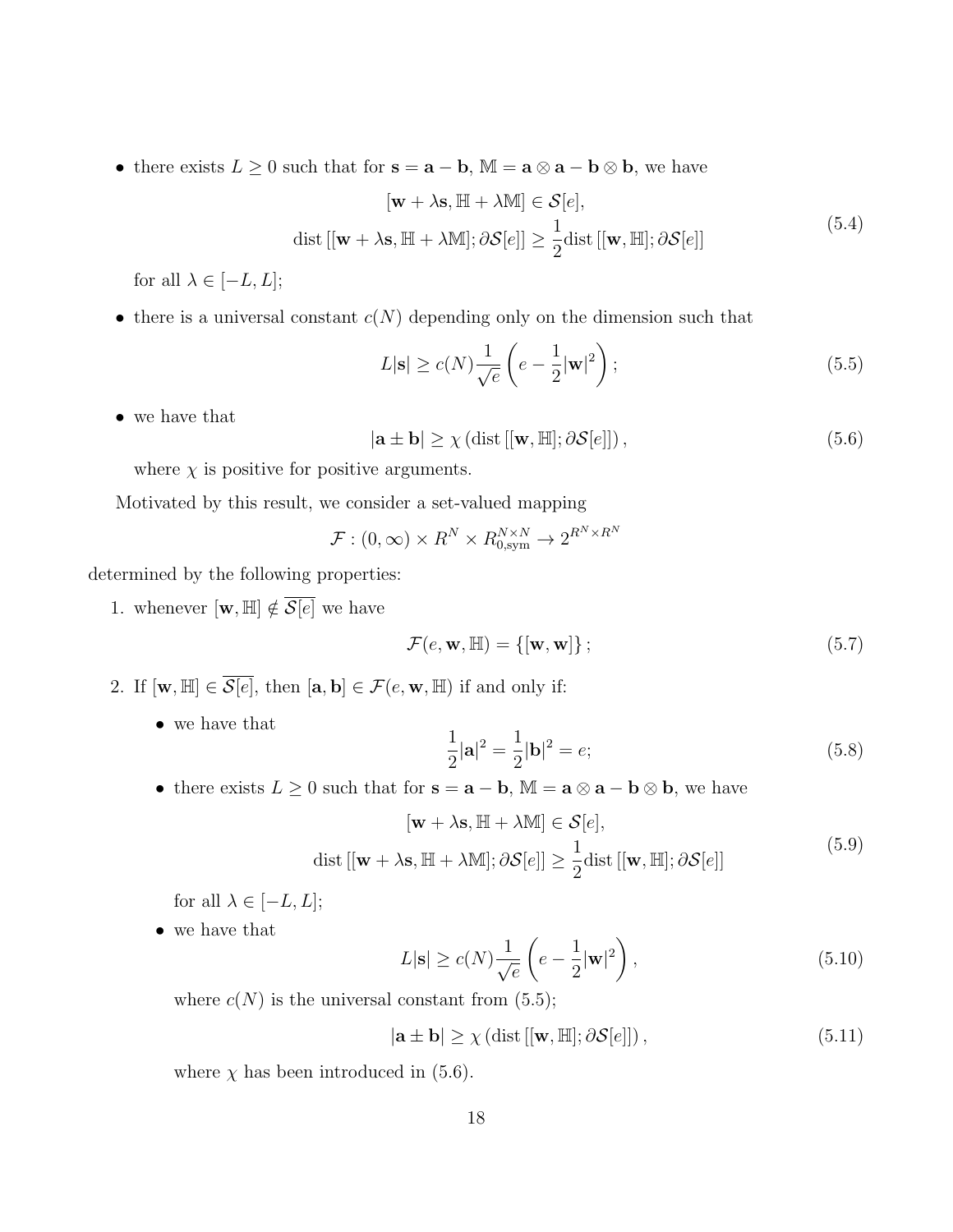- there exists $L \geq 0$ such that for $\mathbf{s} = \mathbf{a} - \mathbf{b}$, $\mathbb{M} = \mathbf{a} \otimes \mathbf{a} - \mathbf{b} \otimes \mathbf{b}$, we have

$$
\begin{gathered}
[\mathbf{w} + \lambda \mathbf{s}, \mathbb{H} + \lambda \mathbb{M}] \in \mathcal{S}[e], \\
\mathrm{dist}\left[[\mathbf{w} + \lambda \mathbf{s}, \mathbb{H} + \lambda \mathbb{M}]; \partial \mathcal{S}[e]\right] \geq \frac{1}{2} \mathrm{dist}\left[[\mathbf{w}, \mathbb{H}]; \partial \mathcal{S}[e]\right]
\end{gathered}
\tag{5.4}
$$

  for all $\lambda \in [-L, L]$;

- there is a universal constant $c(N)$ depending only on the dimension such that

$$
L|\mathbf{s}| \geq c(N) \frac{1}{\sqrt{e}} \left( e - \frac{1}{2} |\mathbf{w}|^2 \right); \tag{5.5}
$$

- we have that

$$
|\mathbf{a} \pm \mathbf{b}| \geq \chi \left( \mathrm{dist}\left[[\mathbf{w}, \mathbb{H}]; \partial \mathcal{S}[e]\right] \right), \tag{5.6}
$$

  where $\chi$ is positive for positive arguments.

Motivated by this result, we consider a set-valued mapping

$$
\mathcal{F} : (0, \infty) \times R^N \times R^{N \times N}_{0,\mathrm{sym}} \to 2^{R^N \times R^N}
$$

determined by the following properties:

1. whenever $[\mathbf{w}, \mathbb{H}] \notin \overline{\mathcal{S}[e]}$ we have

$$
\mathcal{F}(e, \mathbf{w}, \mathbb{H}) = \{[\mathbf{w}, \mathbf{w}]\}; \tag{5.7}
$$

2. If $[\mathbf{w}, \mathbb{H}] \in \overline{\mathcal{S}[e]}$, then $[\mathbf{a}, \mathbf{b}] \in \mathcal{F}(e, \mathbf{w}, \mathbb{H})$ if and only if:

   - we have that

$$
\frac{1}{2}|\mathbf{a}|^2 = \frac{1}{2}|\mathbf{b}|^2 = e; \tag{5.8}
$$

   - there exists $L \geq 0$ such that for $\mathbf{s} = \mathbf{a} - \mathbf{b}$, $\mathbb{M} = \mathbf{a} \otimes \mathbf{a} - \mathbf{b} \otimes \mathbf{b}$, we have

$$
\begin{gathered}
[\mathbf{w} + \lambda \mathbf{s}, \mathbb{H} + \lambda \mathbb{M}] \in \mathcal{S}[e], \\
\mathrm{dist}\left[[\mathbf{w} + \lambda \mathbf{s}, \mathbb{H} + \lambda \mathbb{M}]; \partial \mathcal{S}[e]\right] \geq \frac{1}{2} \mathrm{dist}\left[[\mathbf{w}, \mathbb{H}]; \partial \mathcal{S}[e]\right]
\end{gathered}
\tag{5.9}
$$

     for all $\lambda \in [-L, L]$;

   - we have that

$$
L|\mathbf{s}| \geq c(N) \frac{1}{\sqrt{e}} \left( e - \frac{1}{2} |\mathbf{w}|^2 \right), \tag{5.10}
$$

     where $c(N)$ is the universal constant from (5.5);

$$
|\mathbf{a} \pm \mathbf{b}| \geq \chi \left( \mathrm{dist}\left[[\mathbf{w}, \mathbb{H}]; \partial \mathcal{S}[e]\right] \right), \tag{5.11}
$$

     where $\chi$ has been introduced in (5.6).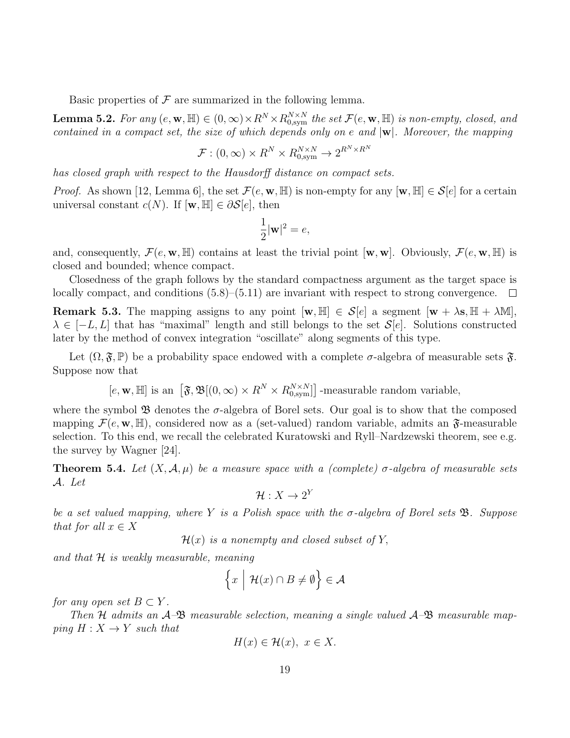Basic properties of $\mathcal{F}$ are summarized in the following lemma.

**Lemma 5.2.** *For any $(e, \mathbf{w}, \mathbb{H}) \in (0,\infty) \times R^N \times R^{N\times N}_{0,\mathrm{sym}}$ the set $\mathcal{F}(e, \mathbf{w}, \mathbb{H})$ is non-empty, closed, and contained in a compact set, the size of which depends only on $e$ and $|\mathbf{w}|$. Moreover, the mapping*

$$\mathcal{F} : (0,\infty) \times R^N \times R^{N\times N}_{0,\mathrm{sym}} \to 2^{R^N \times R^N}$$

*has closed graph with respect to the Hausdorff distance on compact sets.*

*Proof.* As shown [12, Lemma 6], the set $\mathcal{F}(e, \mathbf{w}, \mathbb{H})$ is non-empty for any $[\mathbf{w}, \mathbb{H}] \in \mathcal{S}[e]$ for a certain universal constant $c(N)$. If $[\mathbf{w}, \mathbb{H}] \in \partial \mathcal{S}[e]$, then

$$\frac{1}{2}|\mathbf{w}|^2 = e,$$

and, consequently, $\mathcal{F}(e, \mathbf{w}, \mathbb{H})$ contains at least the trivial point $[\mathbf{w}, \mathbf{w}]$. Obviously, $\mathcal{F}(e, \mathbf{w}, \mathbb{H})$ is closed and bounded; whence compact.

Closedness of the graph follows by the standard compactness argument as the target space is locally compact, and conditions (5.8)–(5.11) are invariant with respect to strong convergence. □

**Remark 5.3.** The mapping assigns to any point $[\mathbf{w}, \mathbb{H}] \in \mathcal{S}[e]$ a segment $[\mathbf{w} + \lambda \mathbf{s}, \mathbb{H} + \lambda \mathbb{M}]$, $\lambda \in [-L, L]$ that has "maximal" length and still belongs to the set $\mathcal{S}[e]$. Solutions constructed later by the method of convex integration "oscillate" along segments of this type.

Let $(\Omega, \mathfrak{F}, \mathbb{P})$ be a probability space endowed with a complete $\sigma$-algebra of measurable sets $\mathfrak{F}$. Suppose now that

$$[e, \mathbf{w}, \mathbb{H}] \text{ is an } \left[\mathfrak{F}, \mathfrak{B}[(0,\infty) \times R^N \times R^{N\times N}_{0,\mathrm{sym}}]\right] \text{-measurable random variable,}$$

where the symbol $\mathfrak{B}$ denotes the $\sigma$-algebra of Borel sets. Our goal is to show that the composed mapping $\mathcal{F}(e, \mathbf{w}, \mathbb{H})$, considered now as a (set-valued) random variable, admits an $\mathfrak{F}$-measurable selection. To this end, we recall the celebrated Kuratowski and Ryll–Nardzewski theorem, see e.g. the survey by Wagner [24].

**Theorem 5.4.** *Let $(X, \mathcal{A}, \mu)$ be a measure space with a (complete) $\sigma$-algebra of measurable sets $\mathcal{A}$. Let*

$$\mathcal{H} : X \to 2^Y$$

*be a set valued mapping, where $Y$ is a Polish space with the $\sigma$-algebra of Borel sets $\mathfrak{B}$. Suppose that for all $x \in X$*

$$\mathcal{H}(x) \text{ is a nonempty and closed subset of } Y,$$

*and that $\mathcal{H}$ is weakly measurable, meaning*

$$\left\{ x \;\middle|\; \mathcal{H}(x) \cap B \neq \emptyset \right\} \in \mathcal{A}$$

*for any open set $B \subset Y$.*

*Then $\mathcal{H}$ admits an $\mathcal{A}$–$\mathfrak{B}$ measurable selection, meaning a single valued $\mathcal{A}$–$\mathfrak{B}$ measurable mapping $H : X \to Y$ such that*

$$H(x) \in \mathcal{H}(x), \; x \in X.$$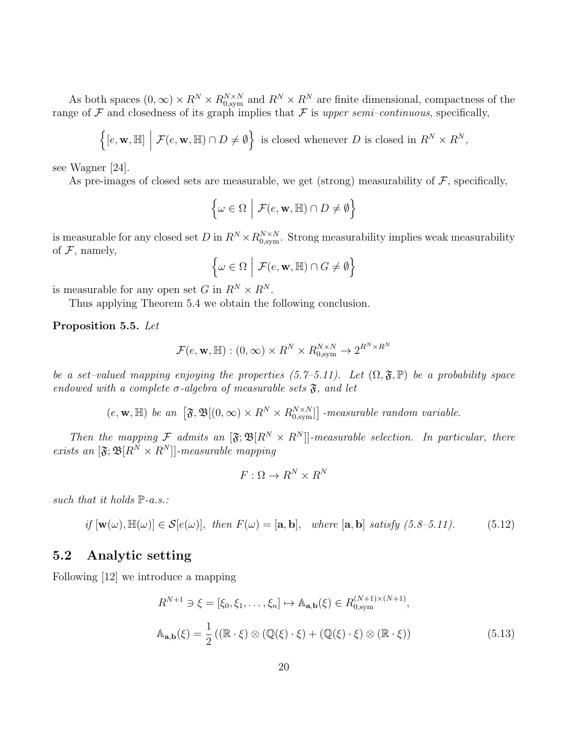As both spaces $(0, \infty) \times R^N \times R^{N \times N}_{0,\mathrm{sym}}$ and $R^N \times R^N$ are finite dimensional, compactness of the range of $\mathcal{F}$ and closedness of its graph implies that $\mathcal{F}$ is *upper semi–continuous*, specifically,

$$\left\{ [e, \mathbf{w}, \mathbb{H}] \;\middle|\; \mathcal{F}(e, \mathbf{w}, \mathbb{H}) \cap D \neq \emptyset \right\} \text{ is closed whenever } D \text{ is closed in } R^N \times R^N,$$

see Wagner [24].

As pre-images of closed sets are measurable, we get (strong) measurability of $\mathcal{F}$, specifically,

$$\left\{ \omega \in \Omega \;\middle|\; \mathcal{F}(e, \mathbf{w}, \mathbb{H}) \cap D \neq \emptyset \right\}$$

is measurable for any closed set $D$ in $R^N \times R^{N \times N}_{0,\mathrm{sym}}$. Strong measurability implies weak measurability of $\mathcal{F}$, namely,

$$\left\{ \omega \in \Omega \;\middle|\; \mathcal{F}(e, \mathbf{w}, \mathbb{H}) \cap G \neq \emptyset \right\}$$

is measurable for any open set $G$ in $R^N \times R^N$.

Thus applying Theorem 5.4 we obtain the following conclusion.

**Proposition 5.5.** *Let*

$$\mathcal{F}(e, \mathbf{w}, \mathbb{H}) : (0, \infty) \times R^N \times R^{N \times N}_{0,\mathrm{sym}} \to 2^{R^N \times R^N}$$

*be a set–valued mapping enjoying the properties (5.7–5.11). Let $(\Omega, \mathfrak{F}, \mathbb{P})$ be a probability space endowed with a complete $\sigma$-algebra of measurable sets $\mathfrak{F}$, and let*

$$(e, \mathbf{w}, \mathbb{H}) \text{ be an } \left[ \mathfrak{F}, \mathfrak{B}[(0, \infty) \times R^N \times R^{N \times N}_{0,\mathrm{sym}}] \right] \text{-measurable random variable.}$$

*Then the mapping $\mathcal{F}$ admits an $[\mathfrak{F}; \mathfrak{B}[R^N \times R^N]]$-measurable selection. In particular, there exists an $[\mathfrak{F}; \mathfrak{B}[R^N \times R^N]]$-measurable mapping*

$$F : \Omega \to R^N \times R^N$$

*such that it holds $\mathbb{P}$-a.s.:*

$$\text{if } [\mathbf{w}(\omega), \mathbb{H}(\omega)] \in \mathcal{S}[e(\omega)], \text{ then } F(\omega) = [\mathbf{a}, \mathbf{b}], \quad \text{where } [\mathbf{a}, \mathbf{b}] \text{ satisfy (5.8–5.11).} \tag{5.12}$$

## 5.2 Analytic setting

Following [12] we introduce a mapping

$$R^{N+1} \ni \xi = [\xi_0, \xi_1, \ldots, \xi_n] \mapsto \mathbb{A}_{\mathbf{a},\mathbf{b}}(\xi) \in R^{(N+1) \times (N+1)}_{0,\mathrm{sym}},$$

$$\mathbb{A}_{\mathbf{a},\mathbf{b}}(\xi) = \frac{1}{2} \left( (\mathbb{R} \cdot \xi) \otimes (\mathbb{Q}(\xi) \cdot \xi) + (\mathbb{Q}(\xi) \cdot \xi) \otimes (\mathbb{R} \cdot \xi) \right) \tag{5.13}$$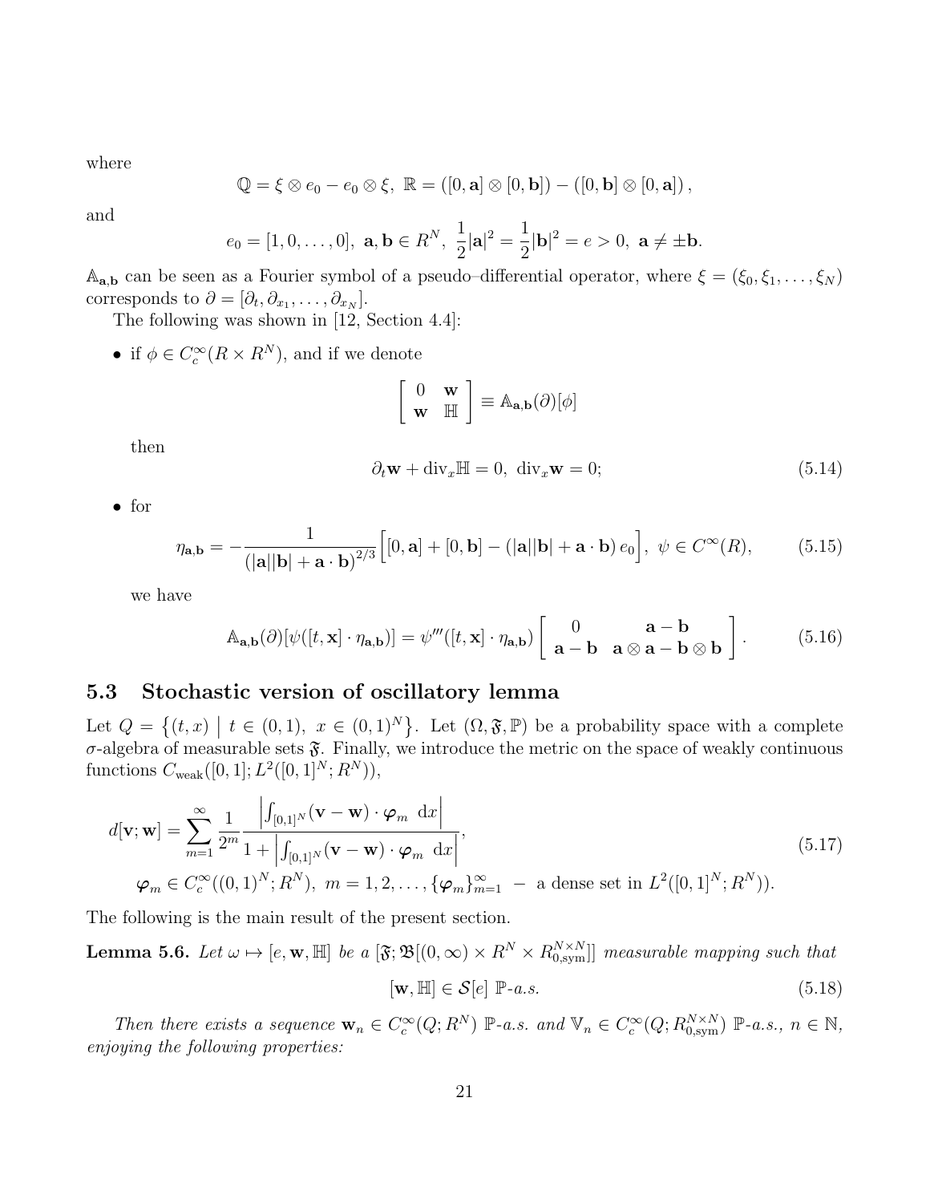where

$$\mathbb{Q} = \xi \otimes e_0 - e_0 \otimes \xi,\ \mathbb{R} = ([0, \mathbf{a}] \otimes [0, \mathbf{b}]) - ([0, \mathbf{b}] \otimes [0, \mathbf{a}]),$$

and

$$e_0 = [1, 0, \dots, 0],\ \mathbf{a}, \mathbf{b} \in R^N,\ \frac{1}{2}|\mathbf{a}|^2 = \frac{1}{2}|\mathbf{b}|^2 = e > 0,\ \mathbf{a} \neq \pm \mathbf{b}.$$

$\mathbb{A}_{\mathbf{a},\mathbf{b}}$ can be seen as a Fourier symbol of a pseudo–differential operator, where $\xi = (\xi_0, \xi_1, \dots, \xi_N)$ corresponds to $\partial = [\partial_t, \partial_{x_1}, \dots, \partial_{x_N}]$.

The following was shown in [12, Section 4.4]:

- if $\phi \in C_c^\infty(R \times R^N)$, and if we denote

$$\begin{bmatrix} 0 & \mathbf{w} \\ \mathbf{w} & \mathbb{H} \end{bmatrix} \equiv \mathbb{A}_{\mathbf{a},\mathbf{b}}(\partial)[\phi]$$

then

$$\partial_t \mathbf{w} + \mathrm{div}_x \mathbb{H} = 0,\ \mathrm{div}_x \mathbf{w} = 0; \tag{5.14}$$

- for

$$\eta_{\mathbf{a},\mathbf{b}} = -\frac{1}{(|\mathbf{a}||\mathbf{b}| + \mathbf{a} \cdot \mathbf{b})^{2/3}} \Big[ [0, \mathbf{a}] + [0, \mathbf{b}] - (|\mathbf{a}||\mathbf{b}| + \mathbf{a} \cdot \mathbf{b})\, e_0 \Big],\ \psi \in C^\infty(R), \tag{5.15}$$

we have

$$\mathbb{A}_{\mathbf{a},\mathbf{b}}(\partial)[\psi([t, \mathbf{x}] \cdot \eta_{\mathbf{a},\mathbf{b}})] = \psi'''([t, \mathbf{x}] \cdot \eta_{\mathbf{a},\mathbf{b}}) \begin{bmatrix} 0 & \mathbf{a} - \mathbf{b} \\ \mathbf{a} - \mathbf{b} & \mathbf{a} \otimes \mathbf{a} - \mathbf{b} \otimes \mathbf{b} \end{bmatrix}. \tag{5.16}$$

### 5.3 Stochastic version of oscillatory lemma

Let $Q = \{(t,x) \mid t \in (0,1),\ x \in (0,1)^N\}$. Let $(\Omega, \mathfrak{F}, \mathbb{P})$ be a probability space with a complete $\sigma$-algebra of measurable sets $\mathfrak{F}$. Finally, we introduce the metric on the space of weakly continuous functions $C_{\mathrm{weak}}([0,1]; L^2([0,1]^N; R^N))$,

$$\begin{aligned} d[\mathbf{v}; \mathbf{w}] &= \sum_{m=1}^\infty \frac{1}{2^m} \frac{\left| \int_{[0,1]^N} (\mathbf{v} - \mathbf{w}) \cdot \boldsymbol{\varphi}_m \ \mathrm{d}x \right|}{1 + \left| \int_{[0,1]^N} (\mathbf{v} - \mathbf{w}) \cdot \boldsymbol{\varphi}_m \ \mathrm{d}x \right|}, \\ &\boldsymbol{\varphi}_m \in C_c^\infty((0,1)^N; R^N),\ m = 1, 2, \dots, \{\boldsymbol{\varphi}_m\}_{m=1}^\infty \ -\ \text{a dense set in } L^2([0,1]^N; R^N)). \end{aligned} \tag{5.17}$$

The following is the main result of the present section.

**Lemma 5.6.** *Let $\omega \mapsto [e, \mathbf{w}, \mathbb{H}]$ be a $[\mathfrak{F}; \mathfrak{B}[(0,\infty) \times R^N \times R^{N \times N}_{0,\mathrm{sym}}]]$ measurable mapping such that*

$$[\mathbf{w}, \mathbb{H}] \in \mathcal{S}[e]\ \mathbb{P}\text{-a.s.} \tag{5.18}$$

*Then there exists a sequence $\mathbf{w}_n \in C_c^\infty(Q; R^N)$ $\mathbb{P}$-a.s. and $\mathbb{V}_n \in C_c^\infty(Q; R^{N \times N}_{0,\mathrm{sym}})$ $\mathbb{P}$-a.s., $n \in \mathbb{N}$, enjoying the following properties:*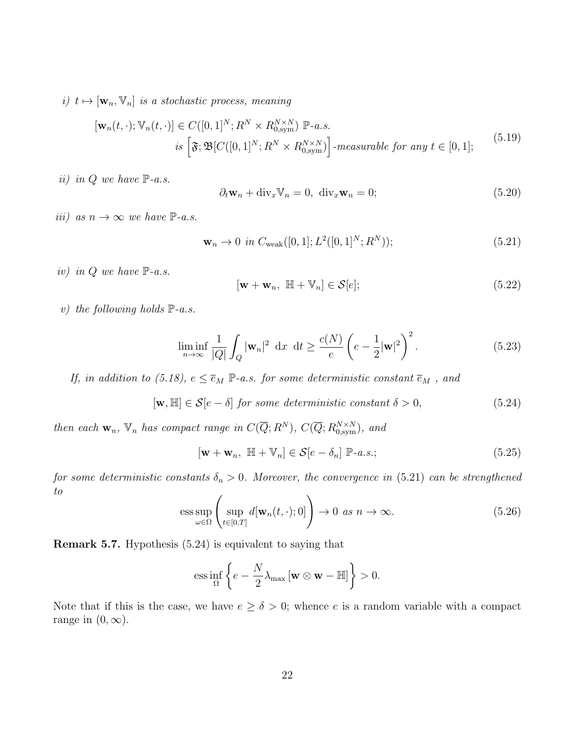*i)* $t \mapsto [\mathbf{w}_n, \mathbb{V}_n]$ *is a stochastic process, meaning*

$$
\begin{aligned}
[\mathbf{w}_n(t,\cdot);\mathbb{V}_n(t,\cdot)] \in C([0,1]^N; R^N \times R^{N\times N}_{0,\mathrm{sym}}) \ \mathbb{P}\text{-a.s.} \\
\text{is } \left[\mathfrak{F}; \mathfrak{B}[C([0,1]^N; R^N \times R^{N\times N}_{0,\mathrm{sym}})\right]\text{-measurable for any } t \in [0,1];
\end{aligned}
\tag{5.19}
$$

*ii) in* $Q$ *we have* $\mathbb{P}$*-a.s.*

$$
\partial_t \mathbf{w}_n + \mathrm{div}_x \mathbb{V}_n = 0, \ \mathrm{div}_x \mathbf{w}_n = 0; \tag{5.20}
$$

*iii) as* $n \to \infty$ *we have* $\mathbb{P}$*-a.s.*

$$
\mathbf{w}_n \to 0 \ \text{in } C_{\mathrm{weak}}([0,1]; L^2([0,1]^N; R^N)); \tag{5.21}
$$

*iv) in* $Q$ *we have* $\mathbb{P}$*-a.s.*

$$
[\mathbf{w} + \mathbf{w}_n, \ \mathbb{H} + \mathbb{V}_n] \in \mathcal{S}[e]; \tag{5.22}
$$

*v) the following holds* $\mathbb{P}$*-a.s.*

$$
\liminf_{n\to\infty} \frac{1}{|Q|} \int_Q |\mathbf{w}_n|^2 \ \mathrm{d}x \ \mathrm{d}t \geq \frac{c(N)}{e} \left( e - \frac{1}{2}|\mathbf{w}|^2 \right)^2. \tag{5.23}
$$

*If, in addition to (5.18),* $e \leq \overline{e}_M$ $\mathbb{P}$*-a.s. for some deterministic constant* $\overline{e}_M$ *, and*

$$
[\mathbf{w}, \mathbb{H}] \in \mathcal{S}[e - \delta] \text{ for some deterministic constant } \delta > 0, \tag{5.24}
$$

*then each* $\mathbf{w}_n$*,* $\mathbb{V}_n$ *has compact range in* $C(\overline{Q}; R^N)$*,* $C(\overline{Q}; R^{N\times N}_{0,\mathrm{sym}})$*, and*

$$
[\mathbf{w} + \mathbf{w}_n, \ \mathbb{H} + \mathbb{V}_n] \in \mathcal{S}[e - \delta_n] \ \mathbb{P}\text{-a.s.}; \tag{5.25}
$$

*for some deterministic constants* $\delta_n > 0$*. Moreover, the convergence in* (5.21) *can be strengthened to*

$$
\operatorname*{ess\,sup}_{\omega\in\Omega} \left( \sup_{t\in[0,T]} d[\mathbf{w}_n(t,\cdot); 0] \right) \to 0 \ \text{as } n \to \infty. \tag{5.26}
$$

**Remark 5.7.** Hypothesis (5.24) is equivalent to saying that

$$
\operatorname*{ess\,inf}_{\Omega} \left\{ e - \frac{N}{2} \lambda_{\max} \left[ \mathbf{w} \otimes \mathbf{w} - \mathbb{H} \right] \right\} > 0.
$$

Note that if this is the case, we have $e \geq \delta > 0$; whence $e$ is a random variable with a compact range in $(0, \infty)$.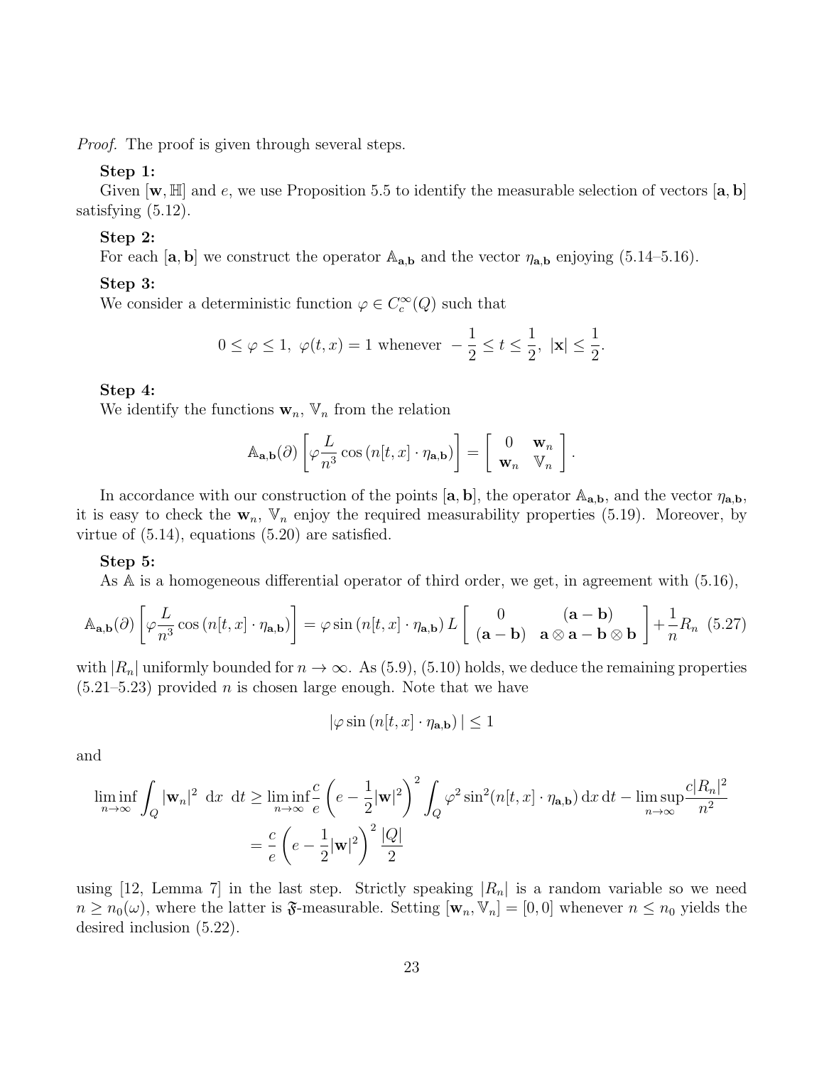*Proof.* The proof is given through several steps.

**Step 1:**

Given $[\mathbf{w}, \mathbb{H}]$ and $e$, we use Proposition 5.5 to identify the measurable selection of vectors $[\mathbf{a}, \mathbf{b}]$ satisfying (5.12).

**Step 2:**

For each $[\mathbf{a}, \mathbf{b}]$ we construct the operator $\mathbb{A}_{\mathbf{a},\mathbf{b}}$ and the vector $\eta_{\mathbf{a},\mathbf{b}}$ enjoying (5.14–5.16).

**Step 3:**

We consider a deterministic function $\varphi \in C_c^\infty(Q)$ such that

$$0 \leq \varphi \leq 1, \ \varphi(t,x) = 1 \text{ whenever } -\frac{1}{2} \leq t \leq \frac{1}{2}, \ |\mathbf{x}| \leq \frac{1}{2}.$$

**Step 4:**

We identify the functions $\mathbf{w}_n$, $\mathbb{V}_n$ from the relation

$$\mathbb{A}_{\mathbf{a},\mathbf{b}}(\partial) \left[ \varphi \frac{L}{n^3} \cos\left(n[t,x] \cdot \eta_{\mathbf{a},\mathbf{b}}\right) \right] = \left[ \begin{array}{cc} 0 & \mathbf{w}_n \\ \mathbf{w}_n & \mathbb{V}_n \end{array} \right].$$

In accordance with our construction of the points $[\mathbf{a}, \mathbf{b}]$, the operator $\mathbb{A}_{\mathbf{a},\mathbf{b}}$, and the vector $\eta_{\mathbf{a},\mathbf{b}}$, it is easy to check the $\mathbf{w}_n$, $\mathbb{V}_n$ enjoy the required measurability properties (5.19). Moreover, by virtue of (5.14), equations (5.20) are satisfied.

**Step 5:**

As $\mathbb{A}$ is a homogeneous differential operator of third order, we get, in agreement with (5.16),

$$\mathbb{A}_{\mathbf{a},\mathbf{b}}(\partial) \left[ \varphi \frac{L}{n^3} \cos\left(n[t,x] \cdot \eta_{\mathbf{a},\mathbf{b}}\right) \right] = \varphi \sin\left(n[t,x] \cdot \eta_{\mathbf{a},\mathbf{b}}\right) L \left[ \begin{array}{cc} 0 & (\mathbf{a} - \mathbf{b}) \\ (\mathbf{a} - \mathbf{b}) & \mathbf{a} \otimes \mathbf{a} - \mathbf{b} \otimes \mathbf{b} \end{array} \right] + \frac{1}{n} R_n \quad (5.27)$$

with $|R_n|$ uniformly bounded for $n \to \infty$. As (5.9), (5.10) holds, we deduce the remaining properties (5.21–5.23) provided $n$ is chosen large enough. Note that we have

$$|\varphi \sin\left(n[t,x] \cdot \eta_{\mathbf{a},\mathbf{b}}\right)| \leq 1$$

and

$$\begin{aligned}
\liminf_{n\to\infty} \int_Q |\mathbf{w}_n|^2 \ \mathrm{d}x \ \mathrm{d}t &\geq \liminf_{n\to\infty} \frac{c}{e} \left( e - \frac{1}{2}|\mathbf{w}|^2 \right)^2 \int_Q \varphi^2 \sin^2(n[t,x] \cdot \eta_{\mathbf{a},\mathbf{b}}) \,\mathrm{d}x \,\mathrm{d}t - \limsup_{n\to\infty} \frac{c|R_n|^2}{n^2} \\
&= \frac{c}{e} \left( e - \frac{1}{2}|\mathbf{w}|^2 \right)^2 \frac{|Q|}{2}
\end{aligned}$$

using [12, Lemma 7] in the last step. Strictly speaking $|R_n|$ is a random variable so we need $n \geq n_0(\omega)$, where the latter is $\mathfrak{F}$-measurable. Setting $[\mathbf{w}_n, \mathbb{V}_n] = [0, 0]$ whenever $n \leq n_0$ yields the desired inclusion (5.22).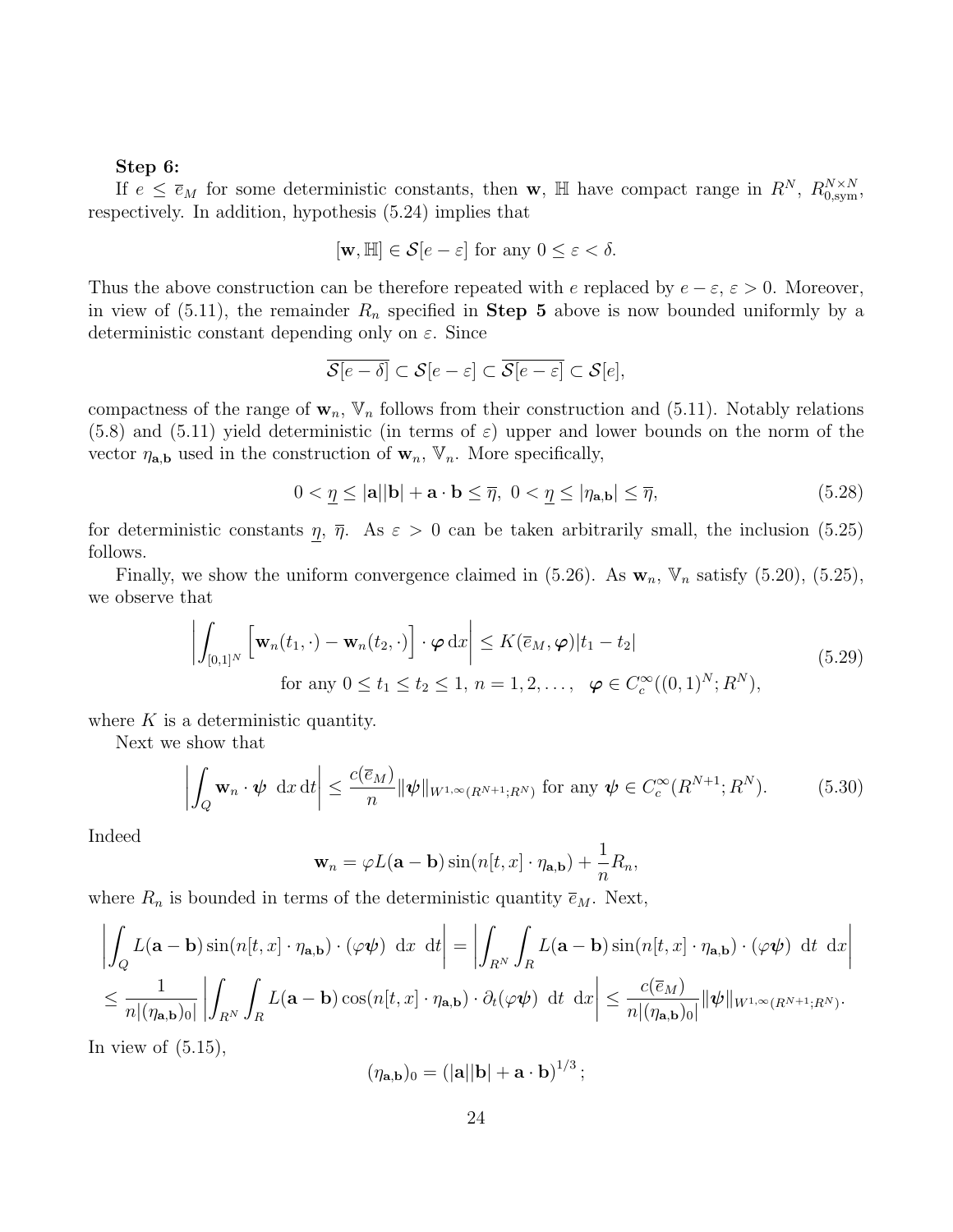**Step 6:**

If $e \leq \overline{e}_M$ for some deterministic constants, then $\mathbf{w}$, $\mathbb{H}$ have compact range in $R^N$, $R^{N\times N}_{0,\mathrm{sym}}$, respectively. In addition, hypothesis (5.24) implies that

$$[\mathbf{w}, \mathbb{H}] \in \mathcal{S}[e - \varepsilon] \text{ for any } 0 \leq \varepsilon < \delta.$$

Thus the above construction can be therefore repeated with $e$ replaced by $e - \varepsilon$, $\varepsilon > 0$. Moreover, in view of (5.11), the remainder $R_n$ specified in **Step 5** above is now bounded uniformly by a deterministic constant depending only on $\varepsilon$. Since

$$\overline{\mathcal{S}[e-\delta]} \subset \mathcal{S}[e-\varepsilon] \subset \overline{\mathcal{S}[e-\varepsilon]} \subset \mathcal{S}[e],$$

compactness of the range of $\mathbf{w}_n$, $\mathbb{V}_n$ follows from their construction and (5.11). Notably relations (5.8) and (5.11) yield deterministic (in terms of $\varepsilon$) upper and lower bounds on the norm of the vector $\eta_{\mathbf{a},\mathbf{b}}$ used in the construction of $\mathbf{w}_n$, $\mathbb{V}_n$. More specifically,

$$0 < \underline{\eta} \leq |\mathbf{a}||\mathbf{b}| + \mathbf{a}\cdot\mathbf{b} \leq \overline{\eta},\ 0 < \underline{\eta} \leq |\eta_{\mathbf{a},\mathbf{b}}| \leq \overline{\eta}, \tag{5.28}$$

for deterministic constants $\underline{\eta}$, $\overline{\eta}$. As $\varepsilon > 0$ can be taken arbitrarily small, the inclusion (5.25) follows.

Finally, we show the uniform convergence claimed in (5.26). As $\mathbf{w}_n$, $\mathbb{V}_n$ satisfy (5.20), (5.25), we observe that

$$\begin{gathered}\left| \int_{[0,1]^N} \Big[ \mathbf{w}_n(t_1,\cdot) - \mathbf{w}_n(t_2,\cdot) \Big] \cdot \boldsymbol{\varphi} \, \mathrm{d}x \right| \leq K(\overline{e}_M, \boldsymbol{\varphi}) |t_1 - t_2| \\ \text{for any } 0 \leq t_1 \leq t_2 \leq 1,\ n = 1,2,\dots,\quad \boldsymbol{\varphi} \in C^\infty_c((0,1)^N; R^N),\end{gathered} \tag{5.29}$$

where $K$ is a deterministic quantity.

Next we show that

$$\left| \int_Q \mathbf{w}_n \cdot \boldsymbol{\psi} \ \mathrm{d}x\,\mathrm{d}t \right| \leq \frac{c(\overline{e}_M)}{n} \|\boldsymbol{\psi}\|_{W^{1,\infty}(R^{N+1};R^N)} \text{ for any } \boldsymbol{\psi} \in C^\infty_c(R^{N+1}; R^N). \tag{5.30}$$

Indeed

$$\mathbf{w}_n = \varphi L(\mathbf{a} - \mathbf{b}) \sin(n[t,x]\cdot \eta_{\mathbf{a},\mathbf{b}}) + \frac{1}{n} R_n,$$

where $R_n$ is bounded in terms of the deterministic quantity $\overline{e}_M$. Next,

$$\begin{aligned}&\left| \int_Q L(\mathbf{a}-\mathbf{b}) \sin(n[t,x]\cdot\eta_{\mathbf{a},\mathbf{b}}) \cdot (\varphi \boldsymbol{\psi}) \ \mathrm{d}x \ \mathrm{d}t \right| = \left| \int_{R^N}\int_R L(\mathbf{a}-\mathbf{b}) \sin(n[t,x]\cdot\eta_{\mathbf{a},\mathbf{b}}) \cdot (\varphi\boldsymbol{\psi}) \ \mathrm{d}t \ \mathrm{d}x \right| \\ &\leq \frac{1}{n|(\eta_{\mathbf{a},\mathbf{b}})_0|} \left| \int_{R^N}\int_R L(\mathbf{a}-\mathbf{b}) \cos(n[t,x]\cdot\eta_{\mathbf{a},\mathbf{b}}) \cdot \partial_t(\varphi\boldsymbol{\psi}) \ \mathrm{d}t \ \mathrm{d}x \right| \leq \frac{c(\overline{e}_M)}{n|(\eta_{\mathbf{a},\mathbf{b}})_0|} \|\boldsymbol{\psi}\|_{W^{1,\infty}(R^{N+1};R^N)}.\end{aligned}$$

In view of (5.15),

$$(\eta_{\mathbf{a},\mathbf{b}})_0 = \left(|\mathbf{a}||\mathbf{b}| + \mathbf{a}\cdot\mathbf{b}\right)^{1/3};$$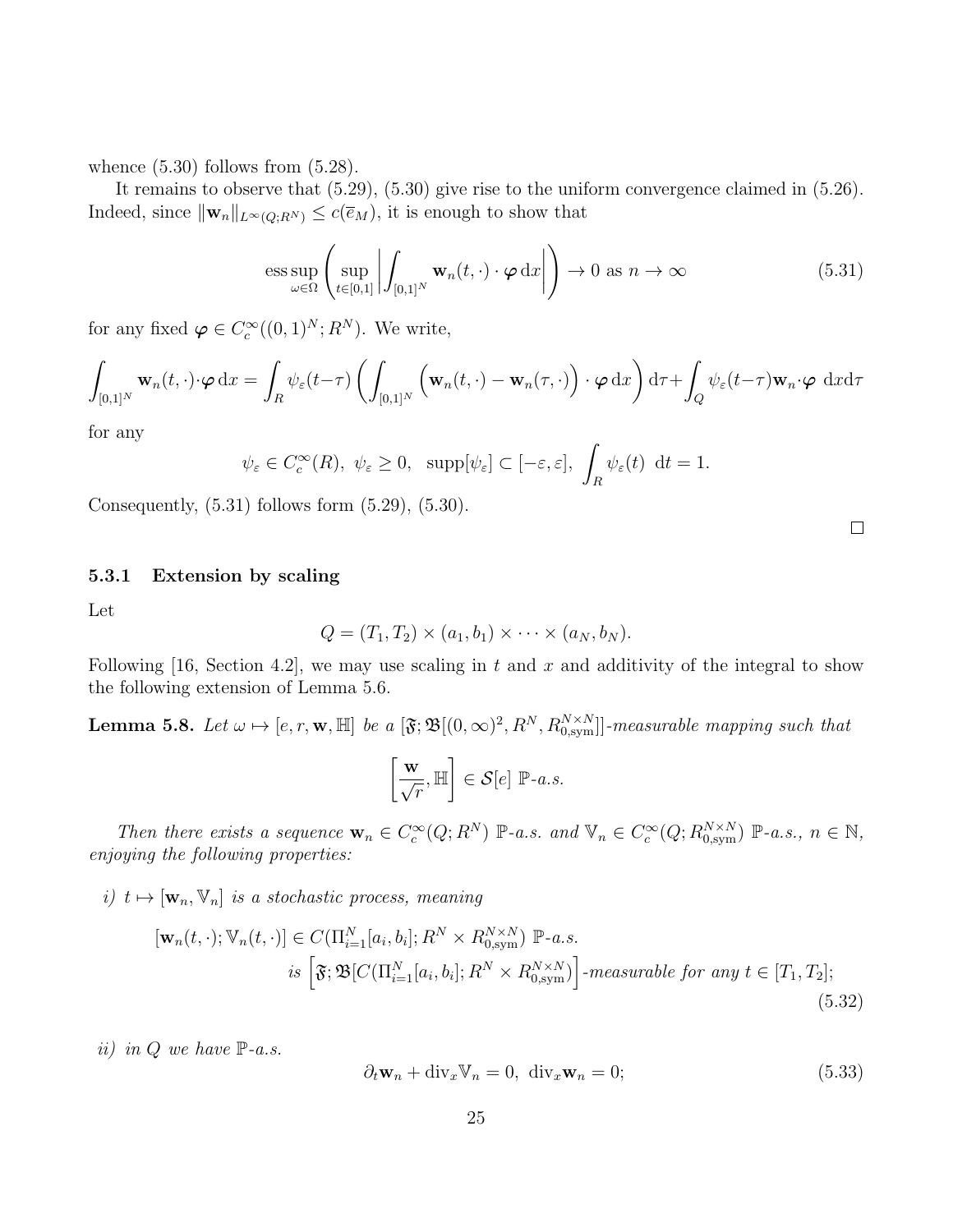whence (5.30) follows from (5.28).

It remains to observe that (5.29), (5.30) give rise to the uniform convergence claimed in (5.26). Indeed, since $\|\mathbf{w}_n\|_{L^\infty(Q;R^N)} \le c(\overline{e}_M)$, it is enough to show that

$$\operatorname*{ess\,sup}_{\omega\in\Omega} \left( \sup_{t\in[0,1]} \left| \int_{[0,1]^N} \mathbf{w}_n(t,\cdot)\cdot\boldsymbol{\varphi}\,\mathrm{d}x \right| \right) \to 0 \text{ as } n\to\infty \tag{5.31}$$

for any fixed $\boldsymbol{\varphi} \in C_c^\infty((0,1)^N;R^N)$. We write,

$$\int_{[0,1]^N} \mathbf{w}_n(t,\cdot)\cdot\boldsymbol{\varphi}\,\mathrm{d}x = \int_R \psi_\varepsilon(t-\tau) \left( \int_{[0,1]^N} \Big(\mathbf{w}_n(t,\cdot) - \mathbf{w}_n(\tau,\cdot)\Big)\cdot\boldsymbol{\varphi}\,\mathrm{d}x \right) \mathrm{d}\tau + \int_Q \psi_\varepsilon(t-\tau)\mathbf{w}_n\cdot\boldsymbol{\varphi}\ \mathrm{d}x\mathrm{d}\tau$$

for any

$$\psi_\varepsilon \in C_c^\infty(R),\ \psi_\varepsilon \ge 0,\ \ \operatorname{supp}[\psi_\varepsilon] \subset [-\varepsilon,\varepsilon],\ \int_R \psi_\varepsilon(t)\ \mathrm{d}t = 1.$$

Consequently, (5.31) follows form (5.29), (5.30).

□

### 5.3.1 Extension by scaling

Let

$$Q = (T_1,T_2)\times(a_1,b_1)\times\cdots\times(a_N,b_N).$$

Following [16, Section 4.2], we may use scaling in $t$ and $x$ and additivity of the integral to show the following extension of Lemma 5.6.

**Lemma 5.8.** *Let $\omega \mapsto [e,r,\mathbf{w},\mathbb{H}]$ be a $[\mathfrak{F};\mathfrak{B}[(0,\infty)^2,R^N,R^{N\times N}_{0,\mathrm{sym}}]]$-measurable mapping such that*

$$\left[\frac{\mathbf{w}}{\sqrt{r}},\mathbb{H}\right] \in \mathcal{S}[e]\ \mathbb{P}\text{-a.s.}$$

*Then there exists a sequence $\mathbf{w}_n \in C_c^\infty(Q;R^N)$ $\mathbb{P}$-a.s. and $\mathbb{V}_n \in C_c^\infty(Q;R^{N\times N}_{0,\mathrm{sym}})$ $\mathbb{P}$-a.s., $n\in\mathbb{N}$, enjoying the following properties:*

*i) $t\mapsto[\mathbf{w}_n,\mathbb{V}_n]$ is a stochastic process, meaning*

$$[\mathbf{w}_n(t,\cdot);\mathbb{V}_n(t,\cdot)] \in C(\Pi_{i=1}^N[a_i,b_i];R^N\times R^{N\times N}_{0,\mathrm{sym}})\ \mathbb{P}\text{-a.s.}$$
$$\text{is } \Big[\mathfrak{F};\mathfrak{B}[C(\Pi_{i=1}^N[a_i,b_i];R^N\times R^{N\times N}_{0,\mathrm{sym}})\Big]\text{-measurable for any } t\in[T_1,T_2]; \tag{5.32}$$

*ii) in $Q$ we have $\mathbb{P}$-a.s.*

$$\partial_t\mathbf{w}_n + \operatorname{div}_x\mathbb{V}_n = 0,\ \operatorname{div}_x\mathbf{w}_n = 0; \tag{5.33}$$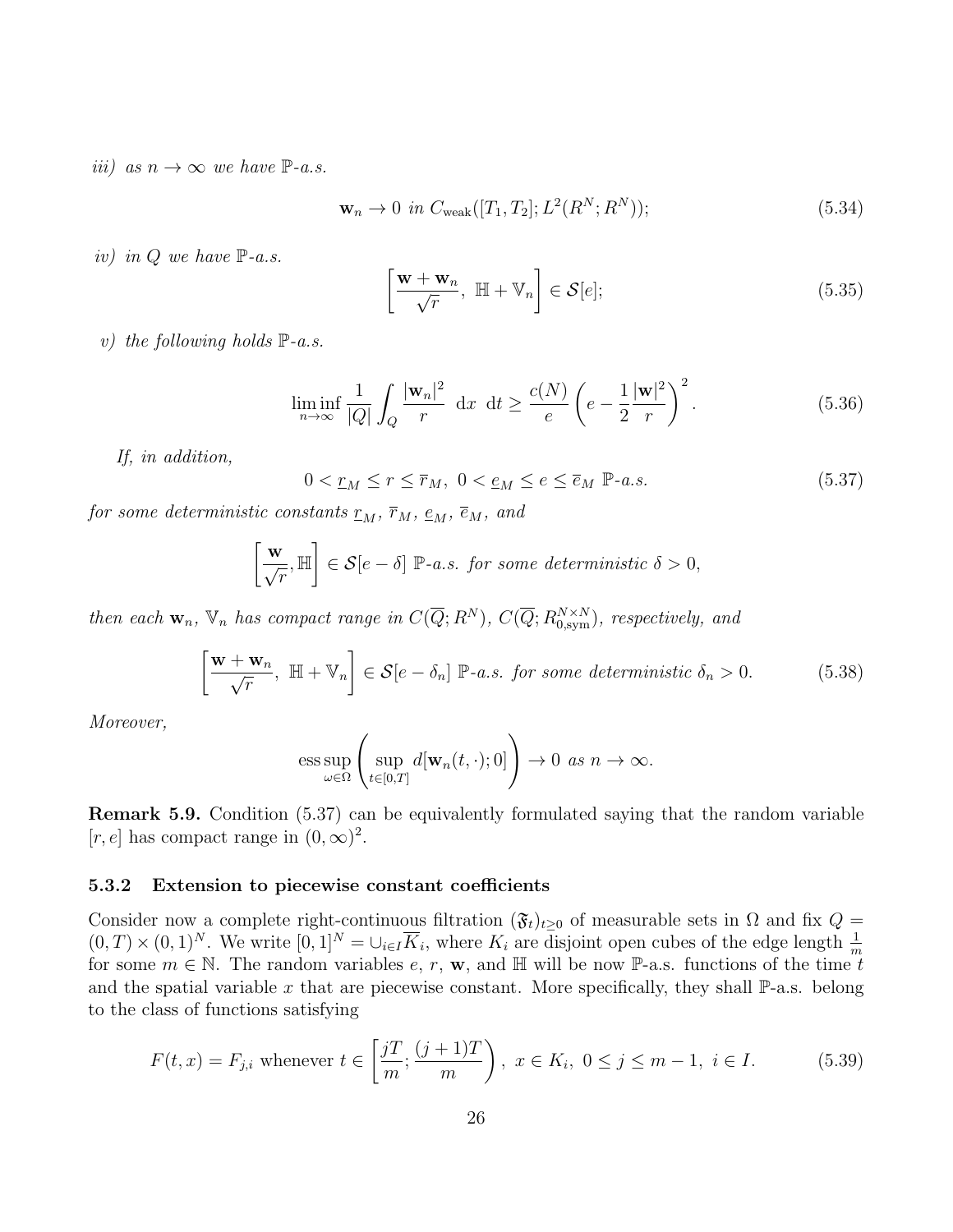*iii) as $n \to \infty$ we have $\mathbb{P}$-a.s.*

$$\mathbf{w}_n \to 0 \text{ in } C_{\rm weak}([T_1, T_2]; L^2(R^N; R^N)); \tag{5.34}$$

*iv) in $Q$ we have $\mathbb{P}$-a.s.*

$$\left[ \frac{\mathbf{w} + \mathbf{w}_n}{\sqrt{r}},\ \mathbb{H} + \mathbb{V}_n \right] \in \mathcal{S}[e]; \tag{5.35}$$

*v) the following holds $\mathbb{P}$-a.s.*

$$\liminf_{n \to \infty} \frac{1}{|Q|} \int_Q \frac{|\mathbf{w}_n|^2}{r} \ {\rm d}x \ {\rm d}t \geq \frac{c(N)}{e} \left( e - \frac{1}{2} \frac{|\mathbf{w}|^2}{r} \right)^2. \tag{5.36}$$

*If, in addition,*

$$0 < \underline{r}_M \leq r \leq \overline{r}_M,\ 0 < \underline{e}_M \leq e \leq \overline{e}_M \ \mathbb{P}\text{-a.s.} \tag{5.37}$$

*for some deterministic constants $\underline{r}_M$, $\overline{r}_M$, $\underline{e}_M$, $\overline{e}_M$, and*

$$\left[ \frac{\mathbf{w}}{\sqrt{r}}, \mathbb{H} \right] \in \mathcal{S}[e - \delta] \ \mathbb{P}\text{-a.s. for some deterministic } \delta > 0,$$

*then each $\mathbf{w}_n$, $\mathbb{V}_n$ has compact range in $C(\overline{Q}; R^N)$, $C(\overline{Q}; R^{N \times N}_{0,{\rm sym}})$, respectively, and*

$$\left[ \frac{\mathbf{w} + \mathbf{w}_n}{\sqrt{r}},\ \mathbb{H} + \mathbb{V}_n \right] \in \mathcal{S}[e - \delta_n] \ \mathbb{P}\text{-a.s. for some deterministic } \delta_n > 0. \tag{5.38}$$

*Moreover,*

$$\operatorname*{ess\,sup}_{\omega \in \Omega} \left( \sup_{t \in [0,T]} d[\mathbf{w}_n(t, \cdot); 0] \right) \to 0 \text{ as } n \to \infty.$$

**Remark 5.9.** Condition (5.37) can be equivalently formulated saying that the random variable $[r, e]$ has compact range in $(0, \infty)^2$.

### 5.3.2 Extension to piecewise constant coefficients

Consider now a complete right-continuous filtration $(\mathfrak{F}_t)_{t \geq 0}$ of measurable sets in $\Omega$ and fix $Q = (0, T) \times (0, 1)^N$. We write $[0, 1]^N = \cup_{i \in I} \overline{K}_i$, where $K_i$ are disjoint open cubes of the edge length $\frac{1}{m}$ for some $m \in \mathbb{N}$. The random variables $e$, $r$, $\mathbf{w}$, and $\mathbb{H}$ will be now $\mathbb{P}$-a.s. functions of the time $t$ and the spatial variable $x$ that are piecewise constant. More specifically, they shall $\mathbb{P}$-a.s. belong to the class of functions satisfying

$$F(t, x) = F_{j,i} \text{ whenever } t \in \left[ \frac{jT}{m}; \frac{(j+1)T}{m} \right),\ x \in K_i,\ 0 \leq j \leq m - 1,\ i \in I. \tag{5.39}$$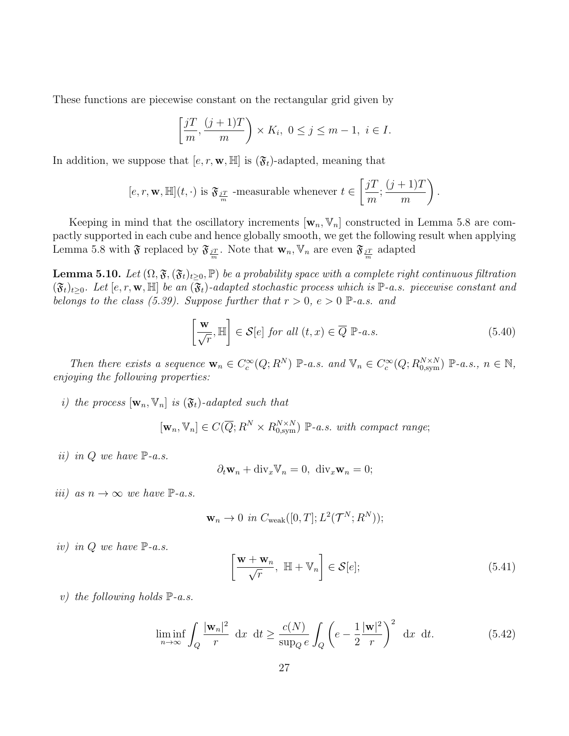These functions are piecewise constant on the rectangular grid given by

$$\left[\frac{jT}{m}, \frac{(j+1)T}{m}\right) \times K_i,\ 0 \leq j \leq m-1,\ i \in I.$$

In addition, we suppose that $[e, r, \mathbf{w}, \mathbb{H}]$ is $(\mathfrak{F}_t)$-adapted, meaning that

$$[e, r, \mathbf{w}, \mathbb{H}](t, \cdot) \text{ is } \mathfrak{F}_{\frac{jT}{m}} \text{ -measurable whenever } t \in \left[\frac{jT}{m}; \frac{(j+1)T}{m}\right).$$

Keeping in mind that the oscillatory increments $[\mathbf{w}_n, \mathbb{V}_n]$ constructed in Lemma 5.8 are compactly supported in each cube and hence globally smooth, we get the following result when applying Lemma 5.8 with $\mathfrak{F}$ replaced by $\mathfrak{F}_{\frac{jT}{m}}$. Note that $\mathbf{w}_n, \mathbb{V}_n$ are even $\mathfrak{F}_{\frac{jT}{m}}$ adapted

**Lemma 5.10.** *Let $(\Omega, \mathfrak{F}, (\mathfrak{F}_t)_{t \geq 0}, \mathbb{P})$ be a probability space with a complete right continuous filtration $(\mathfrak{F}_t)_{t \geq 0}$. Let $[e, r, \mathbf{w}, \mathbb{H}]$ be an $(\mathfrak{F}_t)$-adapted stochastic process which is $\mathbb{P}$-a.s. piecewise constant and belongs to the class (5.39). Suppose further that $r > 0$, $e > 0$ $\mathbb{P}$-a.s. and*

$$\left[\frac{\mathbf{w}}{\sqrt{r}}, \mathbb{H}\right] \in \mathcal{S}[e] \text{ for all } (t, x) \in \overline{Q} \ \mathbb{P}\text{-a.s.} \tag{5.40}$$

*Then there exists a sequence $\mathbf{w}_n \in C_c^\infty(Q; R^N)$ $\mathbb{P}$-a.s. and $\mathbb{V}_n \in C_c^\infty(Q; R^{N\times N}_{0,\mathrm{sym}})$ $\mathbb{P}$-a.s., $n \in \mathbb{N}$, enjoying the following properties:*

*i) the process $[\mathbf{w}_n, \mathbb{V}_n]$ is $(\mathfrak{F}_t)$-adapted such that*

$$[\mathbf{w}_n, \mathbb{V}_n] \in C(\overline{Q}; R^N \times R^{N\times N}_{0,\mathrm{sym}}) \ \mathbb{P}\text{-a.s. with compact range};$$

*ii) in $Q$ we have $\mathbb{P}$-a.s.*

$$\partial_t \mathbf{w}_n + \mathrm{div}_x \mathbb{V}_n = 0,\ \mathrm{div}_x \mathbf{w}_n = 0;$$

*iii) as $n \to \infty$ we have $\mathbb{P}$-a.s.*

$$\mathbf{w}_n \to 0 \text{ in } C_{\mathrm{weak}}([0,T]; L^2(\mathcal{T}^N; R^N));$$

*iv) in $Q$ we have $\mathbb{P}$-a.s.*

$$\left[\frac{\mathbf{w} + \mathbf{w}_n}{\sqrt{r}},\ \mathbb{H} + \mathbb{V}_n\right] \in \mathcal{S}[e]; \tag{5.41}$$

*v) the following holds $\mathbb{P}$-a.s.*

$$\liminf_{n\to\infty} \int_Q \frac{|\mathbf{w}_n|^2}{r}\ \mathrm{d}x\ \mathrm{d}t \geq \frac{c(N)}{\sup_Q e} \int_Q \left(e - \frac{1}{2}\frac{|\mathbf{w}|^2}{r}\right)^2\ \mathrm{d}x\ \mathrm{d}t. \tag{5.42}$$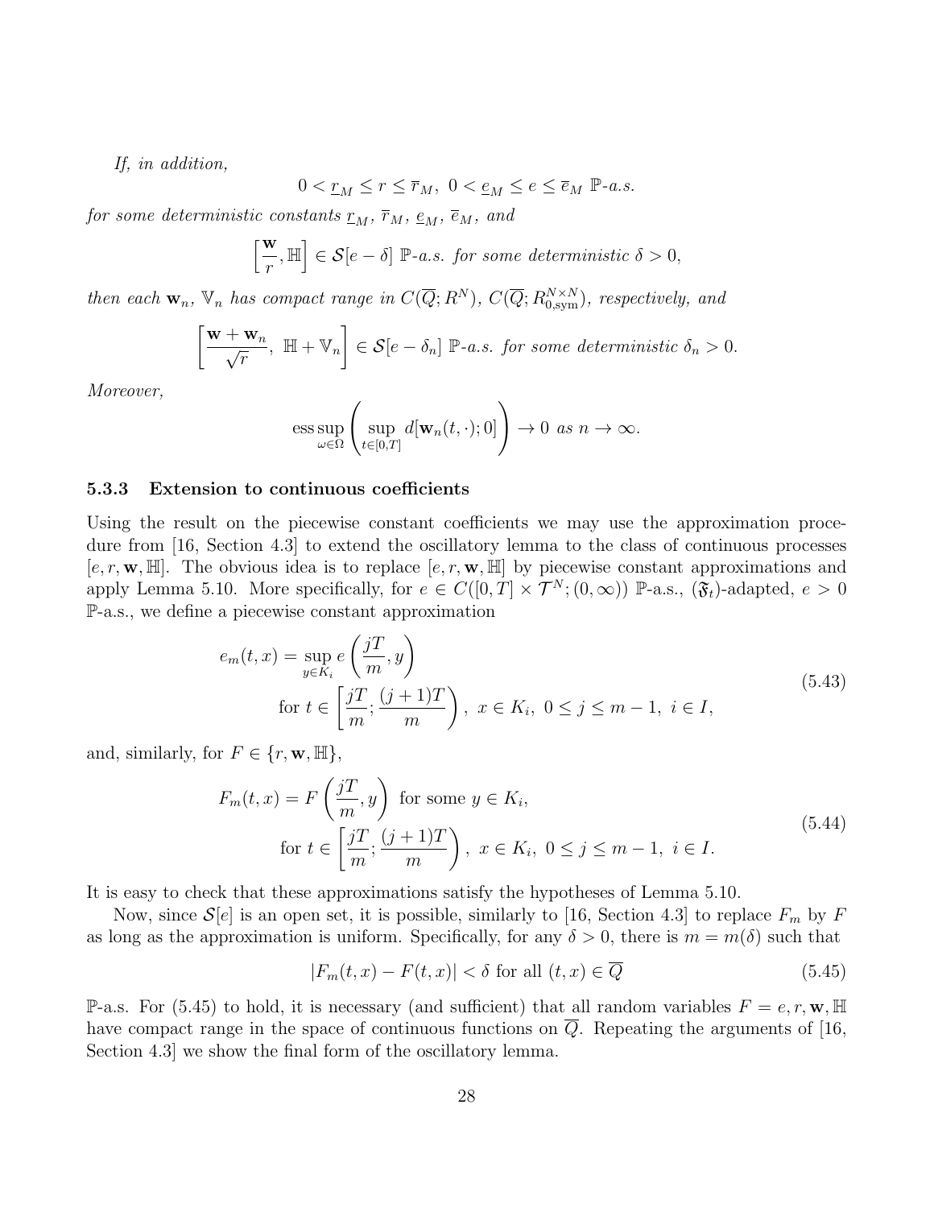*If, in addition,*

$$0 < \underline{r}_M \leq r \leq \overline{r}_M,\ 0 < \underline{e}_M \leq e \leq \overline{e}_M\ \mathbb{P}\text{-a.s.}$$

*for some deterministic constants $\underline{r}_M$, $\overline{r}_M$, $\underline{e}_M$, $\overline{e}_M$, and*

$$\left[ \frac{\mathbf{w}}{r}, \mathbb{H} \right] \in \mathcal{S}[e - \delta]\ \mathbb{P}\text{-a.s. for some deterministic } \delta > 0,$$

*then each $\mathbf{w}_n$, $\mathbb{V}_n$ has compact range in $C(\overline{Q}; R^N)$, $C(\overline{Q}; R^{N\times N}_{0,\mathrm{sym}})$, respectively, and*

$$\left[ \frac{\mathbf{w} + \mathbf{w}_n}{\sqrt{r}},\ \mathbb{H} + \mathbb{V}_n \right] \in \mathcal{S}[e - \delta_n]\ \mathbb{P}\text{-a.s. for some deterministic } \delta_n > 0.$$

*Moreover,*

$$\operatorname*{ess\,sup}_{\omega\in\Omega} \left( \sup_{t\in[0,T]} d[\mathbf{w}_n(t,\cdot); 0] \right) \to 0 \text{ as } n \to \infty.$$

### 5.3.3 Extension to continuous coefficients

Using the result on the piecewise constant coefficients we may use the approximation procedure from [16, Section 4.3] to extend the oscillatory lemma to the class of continuous processes $[e, r, \mathbf{w}, \mathbb{H}]$. The obvious idea is to replace $[e, r, \mathbf{w}, \mathbb{H}]$ by piecewise constant approximations and apply Lemma 5.10. More specifically, for $e \in C([0,T] \times \mathcal{T}^N; (0,\infty))$ $\mathbb{P}$-a.s., $(\mathfrak{F}_t)$-adapted, $e > 0$ $\mathbb{P}$-a.s., we define a piecewise constant approximation

$$\begin{aligned} e_m(t,x) = \sup_{y\in K_i} e\left( \frac{jT}{m}, y \right) \\ \text{for } t \in \left[ \frac{jT}{m}; \frac{(j+1)T}{m} \right),\ x \in K_i,\ 0 \leq j \leq m-1,\ i \in I, \end{aligned} \tag{5.43}$$

and, similarly, for $F \in \{r, \mathbf{w}, \mathbb{H}\}$,

$$\begin{aligned} F_m(t,x) = F\left( \frac{jT}{m}, y \right) \text{ for some } y \in K_i, \\ \text{for } t \in \left[ \frac{jT}{m}; \frac{(j+1)T}{m} \right),\ x \in K_i,\ 0 \leq j \leq m-1,\ i \in I. \end{aligned} \tag{5.44}$$

It is easy to check that these approximations satisfy the hypotheses of Lemma 5.10.

Now, since $\mathcal{S}[e]$ is an open set, it is possible, similarly to [16, Section 4.3] to replace $F_m$ by $F$ as long as the approximation is uniform. Specifically, for any $\delta > 0$, there is $m = m(\delta)$ such that

$$|F_m(t,x) - F(t,x)| < \delta \text{ for all } (t,x) \in \overline{Q} \tag{5.45}$$

$\mathbb{P}$-a.s. For (5.45) to hold, it is necessary (and sufficient) that all random variables $F = e, r, \mathbf{w}, \mathbb{H}$ have compact range in the space of continuous functions on $\overline{Q}$. Repeating the arguments of [16, Section 4.3] we show the final form of the oscillatory lemma.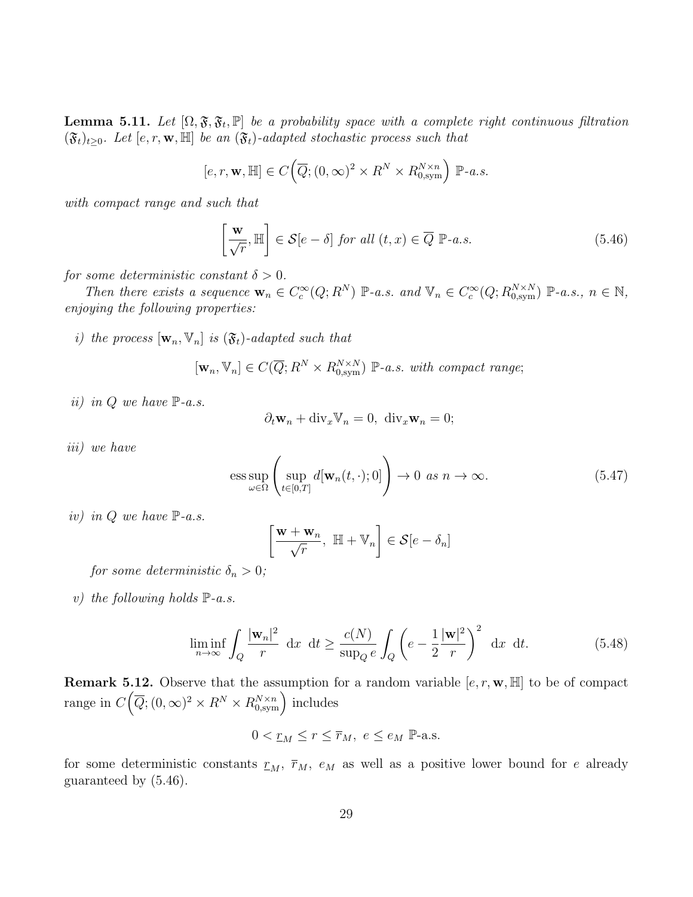**Lemma 5.11.** *Let $[\Omega, \mathfrak{F}, \mathfrak{F}_t, \mathbb{P}]$ be a probability space with a complete right continuous filtration $(\mathfrak{F}_t)_{t\geq 0}$. Let $[e, r, \mathbf{w}, \mathbb{H}]$ be an $(\mathfrak{F}_t)$-adapted stochastic process such that*

$$[e, r, \mathbf{w}, \mathbb{H}] \in C\Big(\overline{Q}; (0,\infty)^2 \times R^N \times R^{N\times n}_{0,\mathrm{sym}}\Big) \ \mathbb{P}\text{-}a.s.$$

*with compact range and such that*

$$\left[\frac{\mathbf{w}}{\sqrt{r}}, \mathbb{H}\right] \in \mathcal{S}[e-\delta] \text{ for all } (t,x) \in \overline{Q} \ \mathbb{P}\text{-}a.s. \tag{5.46}$$

*for some deterministic constant $\delta > 0$.*

*Then there exists a sequence $\mathbf{w}_n \in C^\infty_c(Q; R^N)$ $\mathbb{P}$-a.s. and $\mathbb{V}_n \in C^\infty_c(Q; R^{N\times N}_{0,\mathrm{sym}})$ $\mathbb{P}$-a.s., $n \in \mathbb{N}$, enjoying the following properties:*

*i) the process $[\mathbf{w}_n, \mathbb{V}_n]$ is $(\mathfrak{F}_t)$-adapted such that*

$$[\mathbf{w}_n, \mathbb{V}_n] \in C(\overline{Q}; R^N \times R^{N\times N}_{0,\mathrm{sym}}) \ \mathbb{P}\text{-}a.s. \text{ with compact range};$$

*ii) in $Q$ we have $\mathbb{P}$-a.s.*

$$\partial_t \mathbf{w}_n + \mathrm{div}_x \mathbb{V}_n = 0, \ \mathrm{div}_x \mathbf{w}_n = 0;$$

*iii) we have*

$$\operatorname*{ess\,sup}_{\omega\in\Omega} \left( \sup_{t\in[0,T]} d[\mathbf{w}_n(t,\cdot); 0] \right) \to 0 \text{ as } n \to \infty. \tag{5.47}$$

*iv) in $Q$ we have $\mathbb{P}$-a.s.*

$$\left[\frac{\mathbf{w} + \mathbf{w}_n}{\sqrt{r}}, \ \mathbb{H} + \mathbb{V}_n\right] \in \mathcal{S}[e - \delta_n]$$

*for some deterministic $\delta_n > 0$;*

*v) the following holds $\mathbb{P}$-a.s.*

$$\liminf_{n\to\infty} \int_Q \frac{|\mathbf{w}_n|^2}{r} \ \mathrm{d}x \ \mathrm{d}t \geq \frac{c(N)}{\sup_Q e} \int_Q \left( e - \frac{1}{2}\frac{|\mathbf{w}|^2}{r} \right)^2 \ \mathrm{d}x \ \mathrm{d}t. \tag{5.48}$$

**Remark 5.12.** Observe that the assumption for a random variable $[e, r, \mathbf{w}, \mathbb{H}]$ to be of compact range in $C\Big(\overline{Q}; (0,\infty)^2 \times R^N \times R^{N\times n}_{0,\mathrm{sym}}\Big)$ includes

$$0 < \underline{r}_M \leq r \leq \overline{r}_M, \ e \leq e_M \ \mathbb{P}\text{-a.s.}$$

for some deterministic constants $\underline{r}_M$, $\overline{r}_M$, $e_M$ as well as a positive lower bound for $e$ already guaranteed by (5.46).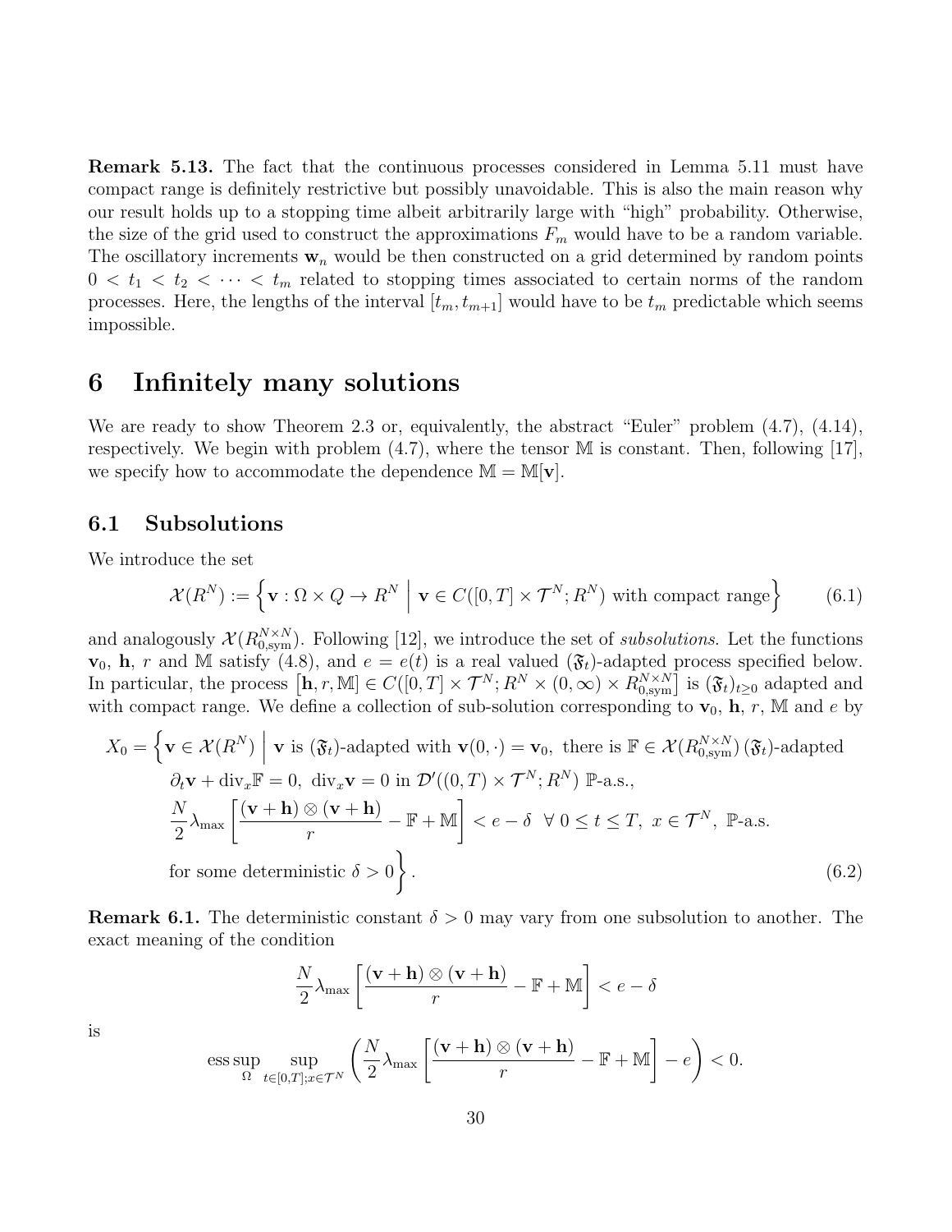**Remark 5.13.** The fact that the continuous processes considered in Lemma 5.11 must have compact range is definitely restrictive but possibly unavoidable. This is also the main reason why our result holds up to a stopping time albeit arbitrarily large with "high" probability. Otherwise, the size of the grid used to construct the approximations $F_m$ would have to be a random variable. The oscillatory increments $\mathbf{w}_n$ would be then constructed on a grid determined by random points $0 < t_1 < t_2 < \cdots < t_m$ related to stopping times associated to certain norms of the random processes. Here, the lengths of the interval $[t_m, t_{m+1}]$ would have to be $t_m$ predictable which seems impossible.

# 6 Infinitely many solutions

We are ready to show Theorem 2.3 or, equivalently, the abstract "Euler" problem (4.7), (4.14), respectively. We begin with problem (4.7), where the tensor $\mathbb{M}$ is constant. Then, following [17], we specify how to accommodate the dependence $\mathbb{M} = \mathbb{M}[\mathbf{v}]$.

## 6.1 Subsolutions

We introduce the set

$$
\mathcal{X}(R^N) := \Big\{ \mathbf{v} : \Omega \times Q \to R^N \ \Big| \ \mathbf{v} \in C([0,T] \times \mathcal{T}^N; R^N) \text{ with compact range} \Big\} \tag{6.1}
$$

and analogously $\mathcal{X}(R^{N\times N}_{0,\mathrm{sym}})$. Following [12], we introduce the set of *subsolutions*. Let the functions $\mathbf{v}_0$, $\mathbf{h}$, $r$ and $\mathbb{M}$ satisfy (4.8), and $e = e(t)$ is a real valued $(\mathfrak{F}_t)$-adapted process specified below. In particular, the process $\big[\mathbf{h}, r, \mathbb{M}\big] \in C([0,T] \times \mathcal{T}^N; R^N \times (0,\infty) \times R^{N\times N}_{0,\mathrm{sym}}\big]$ is $(\mathfrak{F}_t)_{t\geq 0}$ adapted and with compact range. We define a collection of sub-solution corresponding to $\mathbf{v}_0$, $\mathbf{h}$, $r$, $\mathbb{M}$ and $e$ by

$$
\begin{aligned}
X_0 = \Big\{ & \mathbf{v} \in \mathcal{X}(R^N) \ \Big| \ \mathbf{v} \text{ is } (\mathfrak{F}_t)\text{-adapted with } \mathbf{v}(0,\cdot) = \mathbf{v}_0, \text{ there is } \mathbb{F} \in \mathcal{X}(R^{N\times N}_{0,\mathrm{sym}})\, (\mathfrak{F}_t)\text{-adapted} \\
& \partial_t \mathbf{v} + \mathrm{div}_x \mathbb{F} = 0, \ \mathrm{div}_x \mathbf{v} = 0 \text{ in } \mathcal{D}'((0,T) \times \mathcal{T}^N; R^N) \ \mathbb{P}\text{-a.s.}, \\
& \frac{N}{2} \lambda_{\max} \left[ \frac{(\mathbf{v} + \mathbf{h}) \otimes (\mathbf{v} + \mathbf{h})}{r} - \mathbb{F} + \mathbb{M} \right] < e - \delta \ \ \forall\, 0 \leq t \leq T, \ x \in \mathcal{T}^N, \ \mathbb{P}\text{-a.s.} \\
& \text{for some deterministic } \delta > 0 \Big\}.
\end{aligned} \tag{6.2}
$$

**Remark 6.1.** The deterministic constant $\delta > 0$ may vary from one subsolution to another. The exact meaning of the condition

$$
\frac{N}{2} \lambda_{\max} \left[ \frac{(\mathbf{v} + \mathbf{h}) \otimes (\mathbf{v} + \mathbf{h})}{r} - \mathbb{F} + \mathbb{M} \right] < e - \delta
$$

is

$$
\operatorname*{ess\,sup}_{\Omega} \sup_{t \in [0,T]; x \in \mathcal{T}^N} \left( \frac{N}{2} \lambda_{\max} \left[ \frac{(\mathbf{v} + \mathbf{h}) \otimes (\mathbf{v} + \mathbf{h})}{r} - \mathbb{F} + \mathbb{M} \right] - e \right) < 0.
$$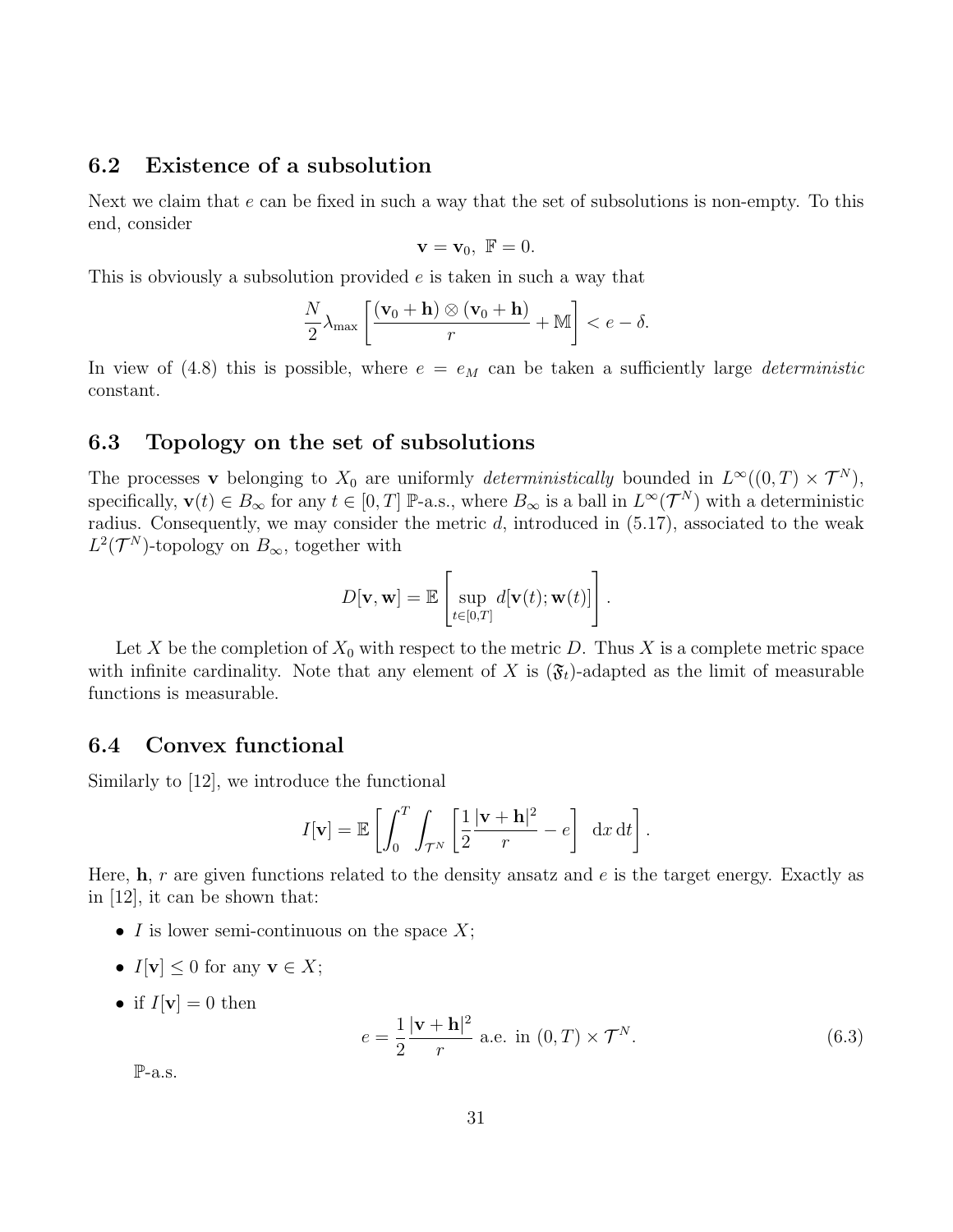### 6.2 Existence of a subsolution

Next we claim that $e$ can be fixed in such a way that the set of subsolutions is non-empty. To this end, consider

$$\mathbf{v} = \mathbf{v}_0, \ \mathbb{F} = 0.$$

This is obviously a subsolution provided $e$ is taken in such a way that

$$\frac{N}{2} \lambda_{\max} \left[ \frac{(\mathbf{v}_0 + \mathbf{h}) \otimes (\mathbf{v}_0 + \mathbf{h})}{r} + \mathbb{M} \right] < e - \delta.$$

In view of (4.8) this is possible, where $e = e_M$ can be taken a sufficiently large *deterministic* constant.

### 6.3 Topology on the set of subsolutions

The processes $\mathbf{v}$ belonging to $X_0$ are uniformly *deterministically* bounded in $L^\infty((0,T) \times \mathcal{T}^N)$, specifically, $\mathbf{v}(t) \in B_\infty$ for any $t \in [0,T]$ $\mathbb{P}$-a.s., where $B_\infty$ is a ball in $L^\infty(\mathcal{T}^N)$ with a deterministic radius. Consequently, we may consider the metric $d$, introduced in (5.17), associated to the weak $L^2(\mathcal{T}^N)$-topology on $B_\infty$, together with

$$D[\mathbf{v}, \mathbf{w}] = \mathbb{E} \left[ \sup_{t \in [0,T]} d[\mathbf{v}(t); \mathbf{w}(t)] \right].$$

Let $X$ be the completion of $X_0$ with respect to the metric $D$. Thus $X$ is a complete metric space with infinite cardinality. Note that any element of $X$ is $(\mathfrak{F}_t)$-adapted as the limit of measurable functions is measurable.

### 6.4 Convex functional

Similarly to [12], we introduce the functional

$$I[\mathbf{v}] = \mathbb{E} \left[ \int_0^T \int_{\mathcal{T}^N} \left[ \frac{1}{2} \frac{|\mathbf{v} + \mathbf{h}|^2}{r} - e \right] \ \mathrm{d}x \, \mathrm{d}t \right].$$

Here, $\mathbf{h}$, $r$ are given functions related to the density ansatz and $e$ is the target energy. Exactly as in [12], it can be shown that:

- $I$ is lower semi-continuous on the space $X$;
- $I[\mathbf{v}] \leq 0$ for any $\mathbf{v} \in X$;
- if $I[\mathbf{v}] = 0$ then

$$e = \frac{1}{2} \frac{|\mathbf{v} + \mathbf{h}|^2}{r} \text{ a.e. in } (0,T) \times \mathcal{T}^N. \tag{6.3}$$

$\mathbb{P}$-a.s.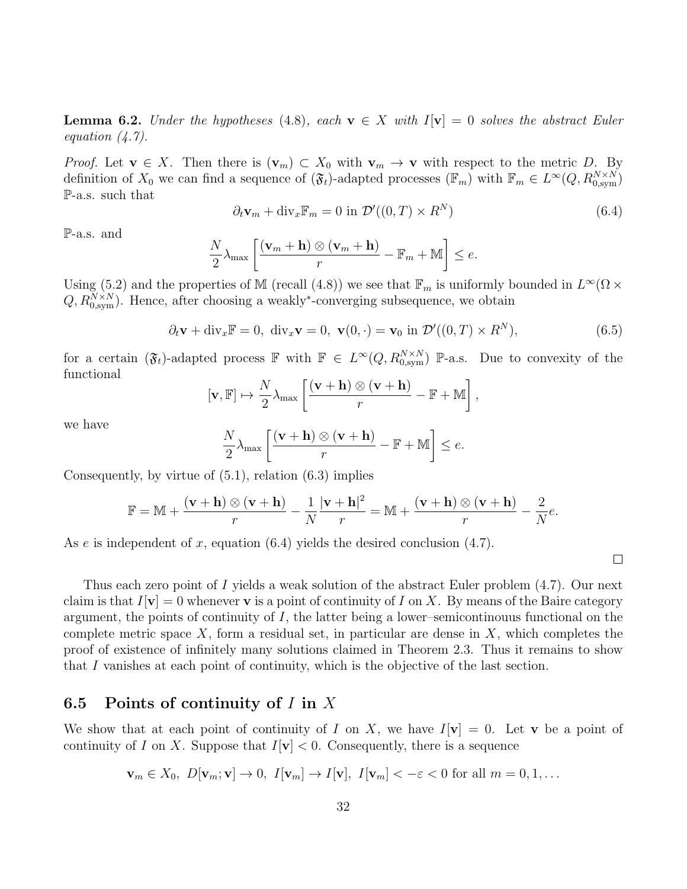**Lemma 6.2.** *Under the hypotheses* (4.8)*, each* $\mathbf{v} \in X$ *with* $I[\mathbf{v}] = 0$ *solves the abstract Euler equation (4.7).*

*Proof.* Let $\mathbf{v} \in X$. Then there is $(\mathbf{v}_m) \subset X_0$ with $\mathbf{v}_m \to \mathbf{v}$ with respect to the metric $D$. By definition of $X_0$ we can find a sequence of $(\mathfrak{F}_t)$-adapted processes $(\mathbb{F}_m)$ with $\mathbb{F}_m \in L^\infty(Q, R^{N\times N}_{0,\mathrm{sym}})$ $\mathbb{P}$-a.s. such that

$$\partial_t \mathbf{v}_m + \mathrm{div}_x \mathbb{F}_m = 0 \text{ in } \mathcal{D}'((0,T) \times R^N) \tag{6.4}$$

$\mathbb{P}$-a.s. and

$$\frac{N}{2} \lambda_{\max} \left[ \frac{(\mathbf{v}_m + \mathbf{h}) \otimes (\mathbf{v}_m + \mathbf{h})}{r} - \mathbb{F}_m + \mathbb{M} \right] \leq e.$$

Using (5.2) and the properties of $\mathbb{M}$ (recall (4.8)) we see that $\mathbb{F}_m$ is uniformly bounded in $L^\infty(\Omega \times Q, R^{N\times N}_{0,\mathrm{sym}})$. Hence, after choosing a weakly\*-converging subsequence, we obtain

$$\partial_t \mathbf{v} + \mathrm{div}_x \mathbb{F} = 0, \ \mathrm{div}_x \mathbf{v} = 0, \ \mathbf{v}(0, \cdot) = \mathbf{v}_0 \text{ in } \mathcal{D}'((0,T) \times R^N), \tag{6.5}$$

for a certain $(\mathfrak{F}_t)$-adapted process $\mathbb{F}$ with $\mathbb{F} \in L^\infty(Q, R^{N\times N}_{0,\mathrm{sym}})$ $\mathbb{P}$-a.s. Due to convexity of the functional

$$[\mathbf{v}, \mathbb{F}] \mapsto \frac{N}{2} \lambda_{\max} \left[ \frac{(\mathbf{v} + \mathbf{h}) \otimes (\mathbf{v} + \mathbf{h})}{r} - \mathbb{F} + \mathbb{M} \right],$$

we have

$$\frac{N}{2} \lambda_{\max} \left[ \frac{(\mathbf{v} + \mathbf{h}) \otimes (\mathbf{v} + \mathbf{h})}{r} - \mathbb{F} + \mathbb{M} \right] \leq e.$$

Consequently, by virtue of (5.1), relation (6.3) implies

$$\mathbb{F} = \mathbb{M} + \frac{(\mathbf{v} + \mathbf{h}) \otimes (\mathbf{v} + \mathbf{h})}{r} - \frac{1}{N} \frac{|\mathbf{v} + \mathbf{h}|^2}{r} = \mathbb{M} + \frac{(\mathbf{v} + \mathbf{h}) \otimes (\mathbf{v} + \mathbf{h})}{r} - \frac{2}{N} e.$$

As $e$ is independent of $x$, equation (6.4) yields the desired conclusion (4.7).

□

Thus each zero point of $I$ yields a weak solution of the abstract Euler problem (4.7). Our next claim is that $I[\mathbf{v}] = 0$ whenever $\mathbf{v}$ is a point of continuity of $I$ on $X$. By means of the Baire category argument, the points of continuity of $I$, the latter being a lower–semicontinouus functional on the complete metric space $X$, form a residual set, in particular are dense in $X$, which completes the proof of existence of infinitely many solutions claimed in Theorem 2.3. Thus it remains to show that $I$ vanishes at each point of continuity, which is the objective of the last section.

### 6.5 Points of continuity of $I$ in $X$

We show that at each point of continuity of $I$ on $X$, we have $I[\mathbf{v}] = 0$. Let $\mathbf{v}$ be a point of continuity of $I$ on $X$. Suppose that $I[\mathbf{v}] < 0$. Consequently, there is a sequence

$$\mathbf{v}_m \in X_0, \ D[\mathbf{v}_m; \mathbf{v}] \to 0, \ I[\mathbf{v}_m] \to I[\mathbf{v}], \ I[\mathbf{v}_m] < -\varepsilon < 0 \text{ for all } m = 0, 1, \ldots$$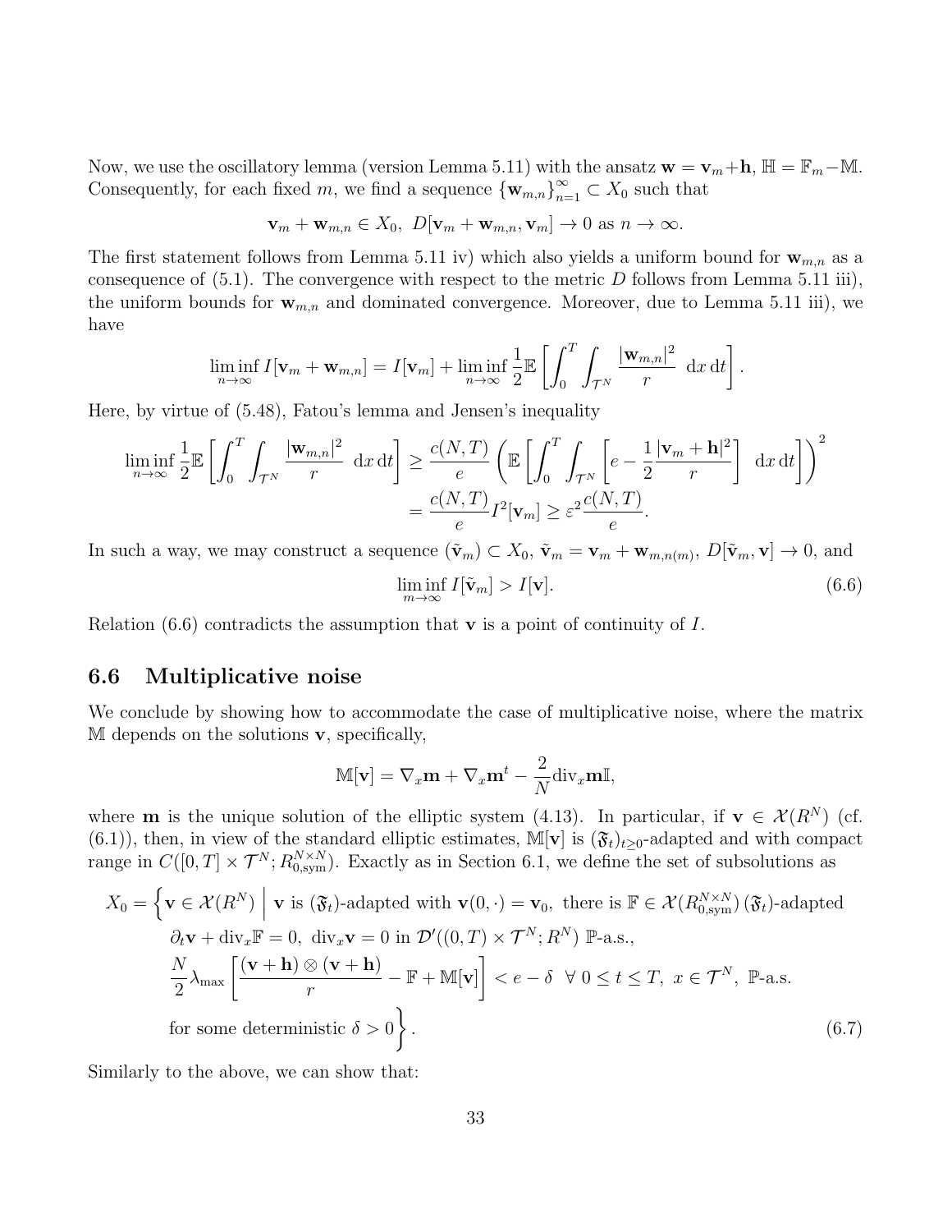Now, we use the oscillatory lemma (version Lemma 5.11) with the ansatz $\mathbf{w} = \mathbf{v}_m + \mathbf{h}$, $\mathbb{H} = \mathbb{F}_m - \mathbb{M}$. Consequently, for each fixed $m$, we find a sequence $\{\mathbf{w}_{m,n}\}_{n=1}^{\infty} \subset X_0$ such that

$$\mathbf{v}_m + \mathbf{w}_{m,n} \in X_0,\ D[\mathbf{v}_m + \mathbf{w}_{m,n}, \mathbf{v}_m] \to 0 \text{ as } n \to \infty.$$

The first statement follows from Lemma 5.11 iv) which also yields a uniform bound for $\mathbf{w}_{m,n}$ as a consequence of (5.1). The convergence with respect to the metric $D$ follows from Lemma 5.11 iii), the uniform bounds for $\mathbf{w}_{m,n}$ and dominated convergence. Moreover, due to Lemma 5.11 iii), we have

$$\liminf_{n\to\infty} I[\mathbf{v}_m + \mathbf{w}_{m,n}] = I[\mathbf{v}_m] + \liminf_{n\to\infty} \frac{1}{2}\mathbb{E}\left[\int_0^T \int_{\mathcal{T}^N} \frac{|\mathbf{w}_{m,n}|^2}{r}\ \mathrm{d}x\,\mathrm{d}t\right].$$

Here, by virtue of (5.48), Fatou's lemma and Jensen's inequality

$$\begin{aligned}\liminf_{n\to\infty} \frac{1}{2}\mathbb{E}\left[\int_0^T \int_{\mathcal{T}^N} \frac{|\mathbf{w}_{m,n}|^2}{r}\ \mathrm{d}x\,\mathrm{d}t\right] &\geq \frac{c(N,T)}{e}\left(\mathbb{E}\left[\int_0^T \int_{\mathcal{T}^N}\left[e - \frac{1}{2}\frac{|\mathbf{v}_m + \mathbf{h}|^2}{r}\right]\ \mathrm{d}x\,\mathrm{d}t\right]\right)^2 \\ &= \frac{c(N,T)}{e} I^2[\mathbf{v}_m] \geq \varepsilon^2 \frac{c(N,T)}{e}.\end{aligned}$$

In such a way, we may construct a sequence $(\tilde{\mathbf{v}}_m) \subset X_0$, $\tilde{\mathbf{v}}_m = \mathbf{v}_m + \mathbf{w}_{m,n(m)}$, $D[\tilde{\mathbf{v}}_m, \mathbf{v}] \to 0$, and

$$\liminf_{m\to\infty} I[\tilde{\mathbf{v}}_m] > I[\mathbf{v}]. \tag{6.6}$$

Relation (6.6) contradicts the assumption that $\mathbf{v}$ is a point of continuity of $I$.

## 6.6 Multiplicative noise

We conclude by showing how to accommodate the case of multiplicative noise, where the matrix $\mathbb{M}$ depends on the solutions $\mathbf{v}$, specifically,

$$\mathbb{M}[\mathbf{v}] = \nabla_x \mathbf{m} + \nabla_x \mathbf{m}^t - \frac{2}{N}\mathrm{div}_x \mathbf{m}\mathbb{I},$$

where $\mathbf{m}$ is the unique solution of the elliptic system (4.13). In particular, if $\mathbf{v} \in \mathcal{X}(R^N)$ (cf. (6.1)), then, in view of the standard elliptic estimates, $\mathbb{M}[\mathbf{v}]$ is $(\mathfrak{F}_t)_{t\geq 0}$-adapted and with compact range in $C([0,T]\times\mathcal{T}^N; R^{N\times N}_{0,\mathrm{sym}})$. Exactly as in Section 6.1, we define the set of subsolutions as

$$\begin{aligned}X_0 = \Bigg\{\mathbf{v} \in \mathcal{X}(R^N)\ \Bigg|\ &\mathbf{v} \text{ is } (\mathfrak{F}_t)\text{-adapted with } \mathbf{v}(0,\cdot) = \mathbf{v}_0,\ \text{there is } \mathbb{F} \in \mathcal{X}(R^{N\times N}_{0,\mathrm{sym}})\ (\mathfrak{F}_t)\text{-adapted} \\ &\partial_t \mathbf{v} + \mathrm{div}_x \mathbb{F} = 0,\ \mathrm{div}_x \mathbf{v} = 0 \text{ in } \mathcal{D}'((0,T)\times\mathcal{T}^N; R^N)\ \mathbb{P}\text{-a.s.}, \\ &\frac{N}{2}\lambda_{\max}\left[\frac{(\mathbf{v}+\mathbf{h})\otimes(\mathbf{v}+\mathbf{h})}{r} - \mathbb{F} + \mathbb{M}[\mathbf{v}]\right] < e - \delta\ \ \forall\ 0 \leq t \leq T,\ x \in \mathcal{T}^N,\ \mathbb{P}\text{-a.s.} \\ &\text{for some deterministic } \delta > 0\Bigg\}.\end{aligned} \tag{6.7}$$

Similarly to the above, we can show that: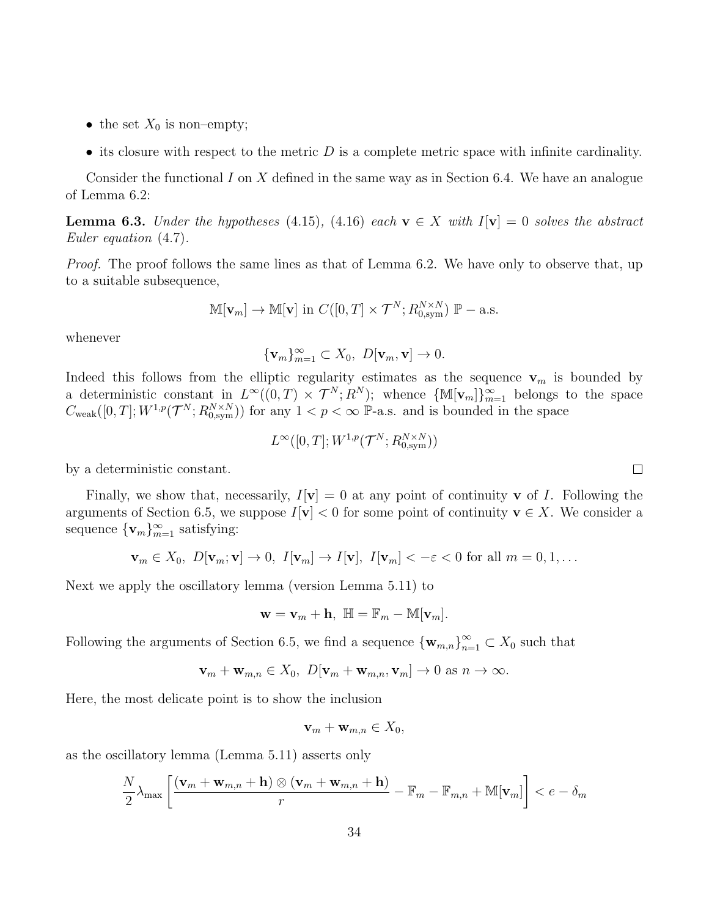- the set $X_0$ is non–empty;
- its closure with respect to the metric $D$ is a complete metric space with infinite cardinality.

Consider the functional $I$ on $X$ defined in the same way as in Section 6.4. We have an analogue of Lemma 6.2:

**Lemma 6.3.** *Under the hypotheses* (4.15), (4.16) *each* $\mathbf{v} \in X$ *with* $I[\mathbf{v}] = 0$ *solves the abstract Euler equation* (4.7).

*Proof.* The proof follows the same lines as that of Lemma 6.2. We have only to observe that, up to a suitable subsequence,

$$\mathbb{M}[\mathbf{v}_m] \to \mathbb{M}[\mathbf{v}] \text{ in } C([0,T] \times \mathcal{T}^N; R^{N\times N}_{0,\mathrm{sym}}) \ \mathbb{P} - \text{a.s.}$$

whenever

$$\{\mathbf{v}_m\}_{m=1}^{\infty} \subset X_0, \ D[\mathbf{v}_m, \mathbf{v}] \to 0.$$

Indeed this follows from the elliptic regularity estimates as the sequence $\mathbf{v}_m$ is bounded by a deterministic constant in $L^\infty((0,T) \times \mathcal{T}^N; R^N)$; whence $\{\mathbb{M}[\mathbf{v}_m]\}_{m=1}^{\infty}$ belongs to the space $C_{\mathrm{weak}}([0,T]; W^{1,p}(\mathcal{T}^N; R^{N\times N}_{0,\mathrm{sym}}))$ for any $1 < p < \infty$ $\mathbb{P}$-a.s. and is bounded in the space

$$L^\infty([0,T]; W^{1,p}(\mathcal{T}^N; R^{N\times N}_{0,\mathrm{sym}}))$$

by a deterministic constant. $\square$

Finally, we show that, necessarily, $I[\mathbf{v}] = 0$ at any point of continuity $\mathbf{v}$ of $I$. Following the arguments of Section 6.5, we suppose $I[\mathbf{v}] < 0$ for some point of continuity $\mathbf{v} \in X$. We consider a sequence $\{\mathbf{v}_m\}_{m=1}^{\infty}$ satisfying:

$$\mathbf{v}_m \in X_0, \ D[\mathbf{v}_m; \mathbf{v}] \to 0, \ I[\mathbf{v}_m] \to I[\mathbf{v}], \ I[\mathbf{v}_m] < -\varepsilon < 0 \text{ for all } m = 0, 1, \dots$$

Next we apply the oscillatory lemma (version Lemma 5.11) to

$$\mathbf{w} = \mathbf{v}_m + \mathbf{h}, \ \mathbb{H} = \mathbb{F}_m - \mathbb{M}[\mathbf{v}_m].$$

Following the arguments of Section 6.5, we find a sequence $\{\mathbf{w}_{m,n}\}_{n=1}^{\infty} \subset X_0$ such that

$$\mathbf{v}_m + \mathbf{w}_{m,n} \in X_0, \ D[\mathbf{v}_m + \mathbf{w}_{m,n}, \mathbf{v}_m] \to 0 \text{ as } n \to \infty.$$

Here, the most delicate point is to show the inclusion

$$\mathbf{v}_m + \mathbf{w}_{m,n} \in X_0,$$

as the oscillatory lemma (Lemma 5.11) asserts only

$$\frac{N}{2}\lambda_{\max}\left[\frac{(\mathbf{v}_m + \mathbf{w}_{m,n} + \mathbf{h}) \otimes (\mathbf{v}_m + \mathbf{w}_{m,n} + \mathbf{h})}{r} - \mathbb{F}_m - \mathbb{F}_{m,n} + \mathbb{M}[\mathbf{v}_m]\right] < e - \delta_m$$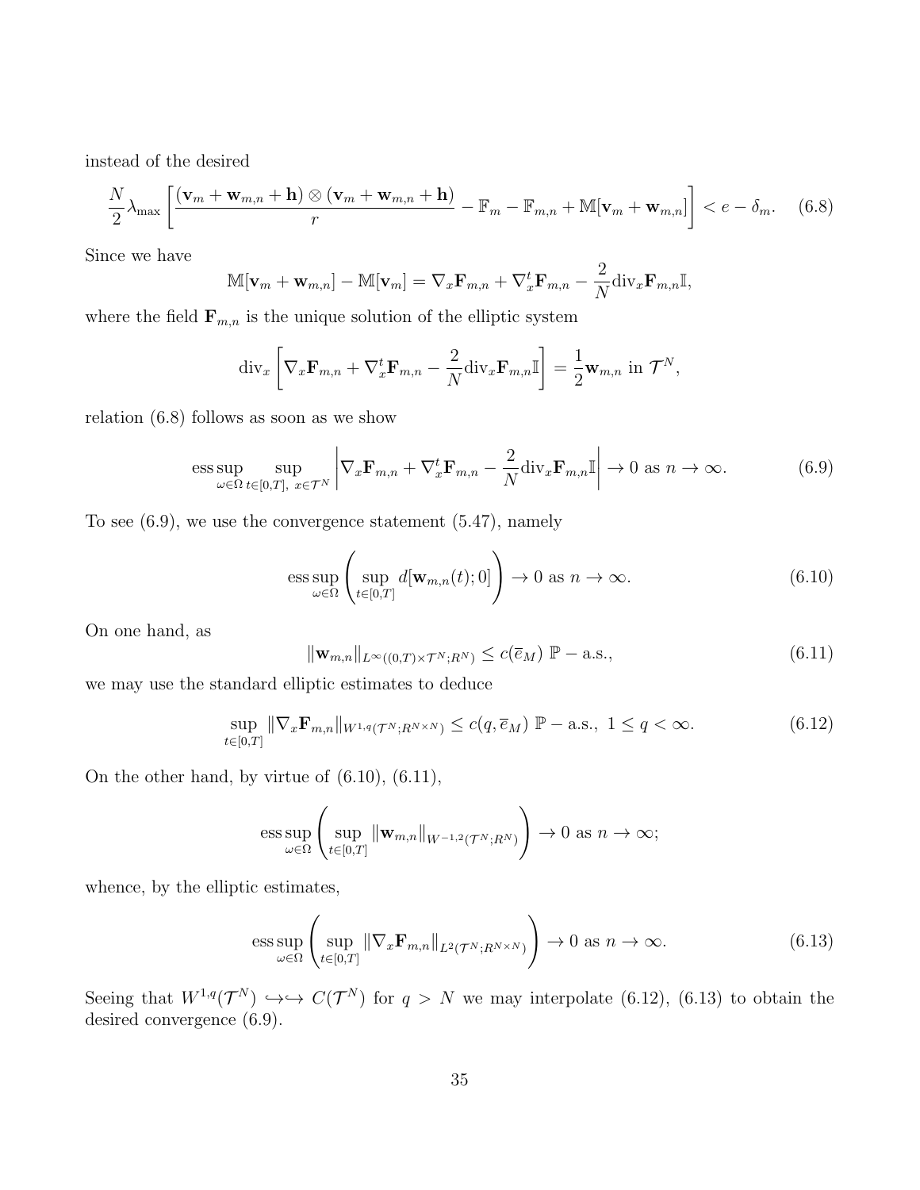instead of the desired

$$\frac{N}{2}\lambda_{\max}\left[\frac{(\mathbf{v}_m+\mathbf{w}_{m,n}+\mathbf{h})\otimes(\mathbf{v}_m+\mathbf{w}_{m,n}+\mathbf{h})}{r}-\mathbb{F}_m-\mathbb{F}_{m,n}+\mathbb{M}[\mathbf{v}_m+\mathbf{w}_{m,n}]\right]<e-\delta_m. \quad (6.8)$$

Since we have

$$\mathbb{M}[\mathbf{v}_m+\mathbf{w}_{m,n}]-\mathbb{M}[\mathbf{v}_m]=\nabla_x\mathbf{F}_{m,n}+\nabla_x^t\mathbf{F}_{m,n}-\frac{2}{N}\mathrm{div}_x\mathbf{F}_{m,n}\mathbb{I},$$

where the field $\mathbf{F}_{m,n}$ is the unique solution of the elliptic system

$$\mathrm{div}_x\left[\nabla_x\mathbf{F}_{m,n}+\nabla_x^t\mathbf{F}_{m,n}-\frac{2}{N}\mathrm{div}_x\mathbf{F}_{m,n}\mathbb{I}\right]=\frac{1}{2}\mathbf{w}_{m,n}\text{ in }\mathcal{T}^N,$$

relation (6.8) follows as soon as we show

$$\operatorname*{ess\,sup}_{\omega\in\Omega}\sup_{t\in[0,T],\ x\in\mathcal{T}^N}\left|\nabla_x\mathbf{F}_{m,n}+\nabla_x^t\mathbf{F}_{m,n}-\frac{2}{N}\mathrm{div}_x\mathbf{F}_{m,n}\mathbb{I}\right|\to 0\text{ as }n\to\infty. \quad (6.9)$$

To see (6.9), we use the convergence statement (5.47), namely

$$\operatorname*{ess\,sup}_{\omega\in\Omega}\left(\sup_{t\in[0,T]}d[\mathbf{w}_{m,n}(t);0]\right)\to 0\text{ as }n\to\infty. \quad (6.10)$$

On one hand, as

$$\|\mathbf{w}_{m,n}\|_{L^\infty((0,T)\times\mathcal{T}^N;R^N)}\leq c(\overline{e}_M)\ \mathbb{P}-\text{a.s.}, \quad (6.11)$$

we may use the standard elliptic estimates to deduce

$$\sup_{t\in[0,T]}\|\nabla_x\mathbf{F}_{m,n}\|_{W^{1,q}(\mathcal{T}^N;R^{N\times N})}\leq c(q,\overline{e}_M)\ \mathbb{P}-\text{a.s.},\ 1\leq q<\infty. \quad (6.12)$$

On the other hand, by virtue of (6.10), (6.11),

$$\operatorname*{ess\,sup}_{\omega\in\Omega}\left(\sup_{t\in[0,T]}\|\mathbf{w}_{m,n}\|_{W^{-1,2}(\mathcal{T}^N;R^N)}\right)\to 0\text{ as }n\to\infty;$$

whence, by the elliptic estimates,

$$\operatorname*{ess\,sup}_{\omega\in\Omega}\left(\sup_{t\in[0,T]}\|\nabla_x\mathbf{F}_{m,n}\|_{L^2(\mathcal{T}^N;R^{N\times N})}\right)\to 0\text{ as }n\to\infty. \quad (6.13)$$

Seeing that $W^{1,q}(\mathcal{T}^N)\hookrightarrow\hookrightarrow C(\mathcal{T}^N)$ for $q>N$ we may interpolate (6.12), (6.13) to obtain the desired convergence (6.9).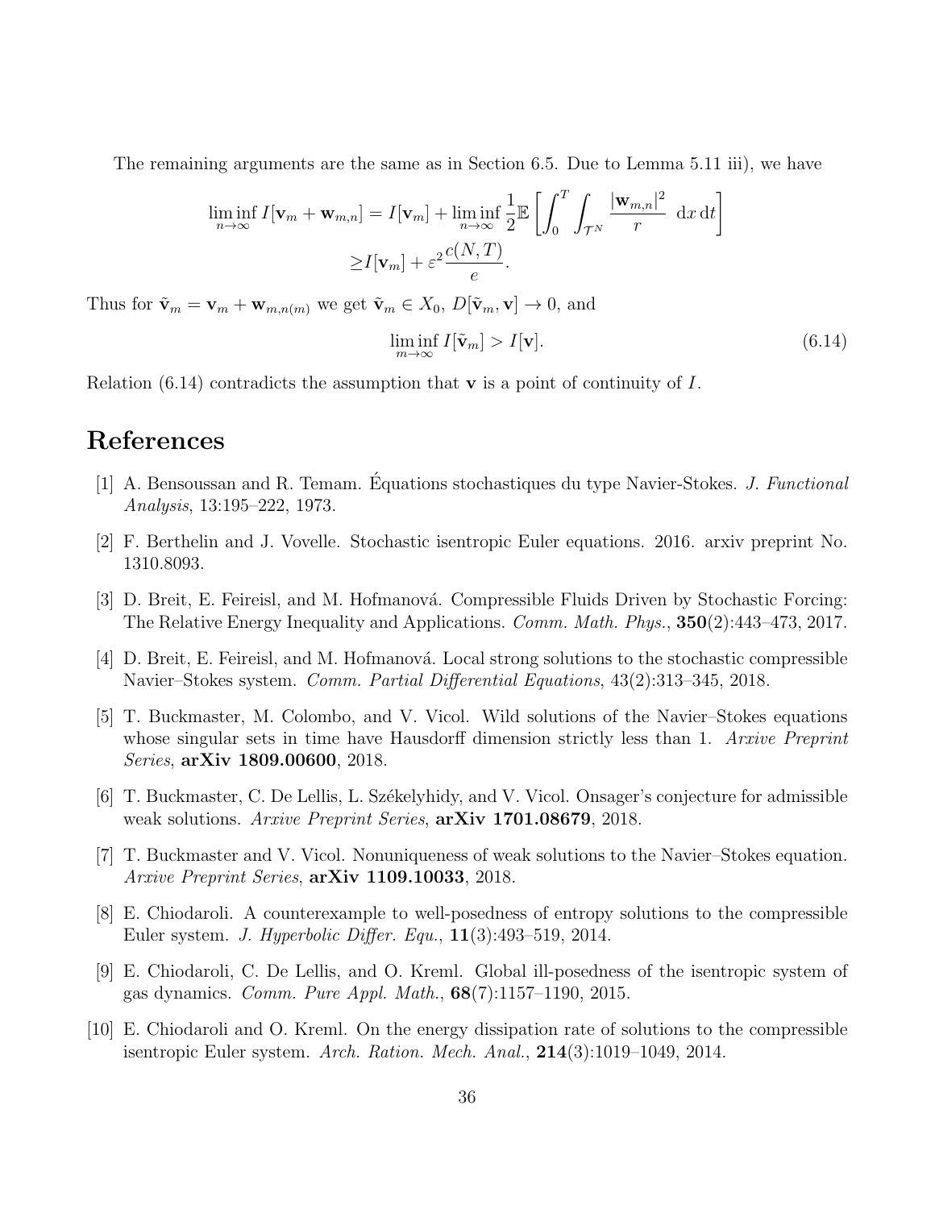The remaining arguments are the same as in Section 6.5. Due to Lemma 5.11 iii), we have

$$
\begin{aligned}
\liminf_{n\to\infty} I[\mathbf{v}_m + \mathbf{w}_{m,n}] = I[\mathbf{v}_m] + \liminf_{n\to\infty} \frac{1}{2}\mathbb{E}\left[\int_0^T \int_{\mathcal{T}^N} \frac{|\mathbf{w}_{m,n}|^2}{r}\ \mathrm{d}x\,\mathrm{d}t\right] \\
\geq I[\mathbf{v}_m] + \varepsilon^2 \frac{c(N,T)}{e}.
\end{aligned}
$$

Thus for $\tilde{\mathbf{v}}_m = \mathbf{v}_m + \mathbf{w}_{m,n(m)}$ we get $\tilde{\mathbf{v}}_m \in X_0$, $D[\tilde{\mathbf{v}}_m, \mathbf{v}] \to 0$, and

$$
\liminf_{m\to\infty} I[\tilde{\mathbf{v}}_m] > I[\mathbf{v}]. \tag{6.14}
$$

Relation (6.14) contradicts the assumption that $\mathbf{v}$ is a point of continuity of $I$.

# References

[1] A. Bensoussan and R. Temam. Équations stochastiques du type Navier-Stokes. *J. Functional Analysis*, 13:195–222, 1973.

[2] F. Berthelin and J. Vovelle. Stochastic isentropic Euler equations. 2016. arxiv preprint No. 1310.8093.

[3] D. Breit, E. Feireisl, and M. Hofmanová. Compressible Fluids Driven by Stochastic Forcing: The Relative Energy Inequality and Applications. *Comm. Math. Phys.*, **350**(2):443–473, 2017.

[4] D. Breit, E. Feireisl, and M. Hofmanová. Local strong solutions to the stochastic compressible Navier–Stokes system. *Comm. Partial Differential Equations*, 43(2):313–345, 2018.

[5] T. Buckmaster, M. Colombo, and V. Vicol. Wild solutions of the Navier–Stokes equations whose singular sets in time have Hausdorff dimension strictly less than 1. *Arxive Preprint Series*, **arXiv 1809.00600**, 2018.

[6] T. Buckmaster, C. De Lellis, L. Székelyhidy, and V. Vicol. Onsager's conjecture for admissible weak solutions. *Arxive Preprint Series*, **arXiv 1701.08679**, 2018.

[7] T. Buckmaster and V. Vicol. Nonuniqueness of weak solutions to the Navier–Stokes equation. *Arxive Preprint Series*, **arXiv 1109.10033**, 2018.

[8] E. Chiodaroli. A counterexample to well-posedness of entropy solutions to the compressible Euler system. *J. Hyperbolic Differ. Equ.*, **11**(3):493–519, 2014.

[9] E. Chiodaroli, C. De Lellis, and O. Kreml. Global ill-posedness of the isentropic system of gas dynamics. *Comm. Pure Appl. Math.*, **68**(7):1157–1190, 2015.

[10] E. Chiodaroli and O. Kreml. On the energy dissipation rate of solutions to the compressible isentropic Euler system. *Arch. Ration. Mech. Anal.*, **214**(3):1019–1049, 2014.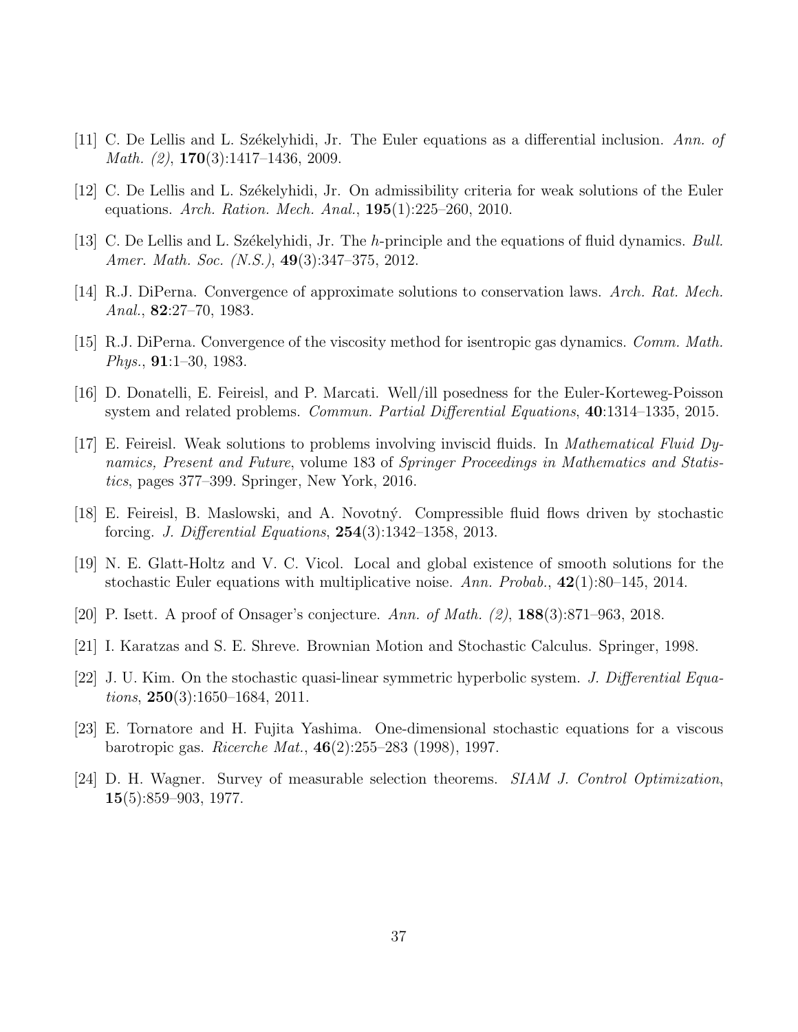[11] C. De Lellis and L. Székelyhidi, Jr. The Euler equations as a differential inclusion. *Ann. of Math. (2)*, **170**(3):1417–1436, 2009.

[12] C. De Lellis and L. Székelyhidi, Jr. On admissibility criteria for weak solutions of the Euler equations. *Arch. Ration. Mech. Anal.*, **195**(1):225–260, 2010.

[13] C. De Lellis and L. Székelyhidi, Jr. The $h$-principle and the equations of fluid dynamics. *Bull. Amer. Math. Soc. (N.S.)*, **49**(3):347–375, 2012.

[14] R.J. DiPerna. Convergence of approximate solutions to conservation laws. *Arch. Rat. Mech. Anal.*, **82**:27–70, 1983.

[15] R.J. DiPerna. Convergence of the viscosity method for isentropic gas dynamics. *Comm. Math. Phys.*, **91**:1–30, 1983.

[16] D. Donatelli, E. Feireisl, and P. Marcati. Well/ill posedness for the Euler-Korteweg-Poisson system and related problems. *Commun. Partial Differential Equations*, **40**:1314–1335, 2015.

[17] E. Feireisl. Weak solutions to problems involving inviscid fluids. In *Mathematical Fluid Dynamics, Present and Future*, volume 183 of *Springer Proceedings in Mathematics and Statistics*, pages 377–399. Springer, New York, 2016.

[18] E. Feireisl, B. Maslowski, and A. Novotný. Compressible fluid flows driven by stochastic forcing. *J. Differential Equations*, **254**(3):1342–1358, 2013.

[19] N. E. Glatt-Holtz and V. C. Vicol. Local and global existence of smooth solutions for the stochastic Euler equations with multiplicative noise. *Ann. Probab.*, **42**(1):80–145, 2014.

[20] P. Isett. A proof of Onsager's conjecture. *Ann. of Math. (2)*, **188**(3):871–963, 2018.

[21] I. Karatzas and S. E. Shreve. Brownian Motion and Stochastic Calculus. Springer, 1998.

[22] J. U. Kim. On the stochastic quasi-linear symmetric hyperbolic system. *J. Differential Equations*, **250**(3):1650–1684, 2011.

[23] E. Tornatore and H. Fujita Yashima. One-dimensional stochastic equations for a viscous barotropic gas. *Ricerche Mat.*, **46**(2):255–283 (1998), 1997.

[24] D. H. Wagner. Survey of measurable selection theorems. *SIAM J. Control Optimization*, **15**(5):859–903, 1977.